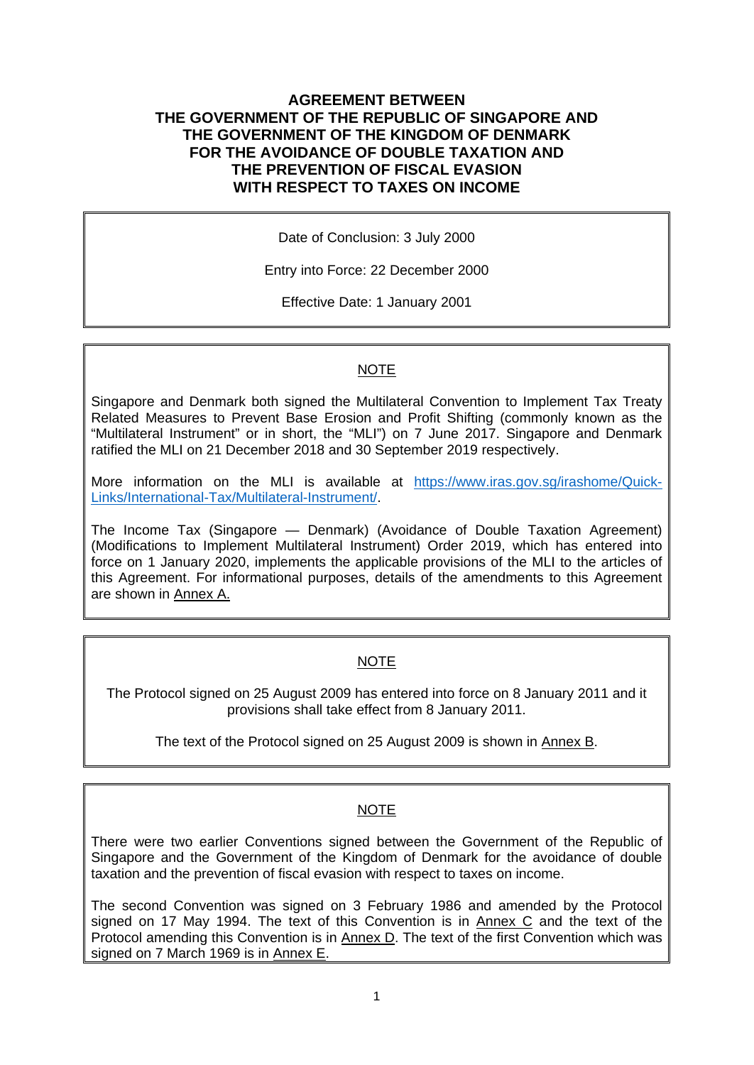# AGREEMENT BETWEEN THE GOVERNMENT OF THE REPUBLIC OF SINGAPORE AND THE GOVERNMENT OF THE KINGDOM OF DENMARK FOR THE AVOIDANCE OF DOUBLE TAXATION AND THE PREVENTION OF FISCAL EVASION WITH RESPECT TO TAXES ON INCOME

Date of Conclusion: 3 July 2000

Entry into Force: 22 December 2000

Effective Date: 1 January 2001

NOTE

Singapore and Denmark both signed the Multilateral Convention to Implement Tax Treaty Related Measures to Prevent Base Erosion and Profit Shifting (commonly known as the "Multilateral Instrument" or in short, the "MLI") on 7 June 2017. Singapore and Denmark ratified the MLI on 21 December 2018 and 30 September 2019 respectively.

More information on the MLI is available at https://www.iras.gov.sg/irashome/Quick-Links/International-Tax/Multilateral-Instrument/.

The Income Tax (Singapore — Denmark) (Avoidance of Double Taxation Agreement) (Modifications to Implement Multilateral Instrument) Order 2019, which has entered into force on 1 January 2020, implements the applicable provisions of the MLI to the articles of this Agreement. For informational purposes, details of the amendments to this Agreement are shown in Annex A.

NOTE

The Protocol signed on 25 August 2009 has entered into force on 8 January 2011 and it provisions shall take effect from 8 January 2011.

The text of the Protocol signed on 25 August 2009 is shown in Annex B.

NOTE

There were two earlier Conventions signed between the Government of the Republic of Singapore and the Government of the Kingdom of Denmark for the avoidance of double taxation and the prevention of fiscal evasion with respect to taxes on income.

The second Convention was signed on 3 February 1986 and amended by the Protocol signed on 17 May 1994. The text of this Convention is in Annex C and the text of the Protocol amending this Convention is in Annex D. The text of the first Convention which was signed on 7 March 1969 is in Annex E.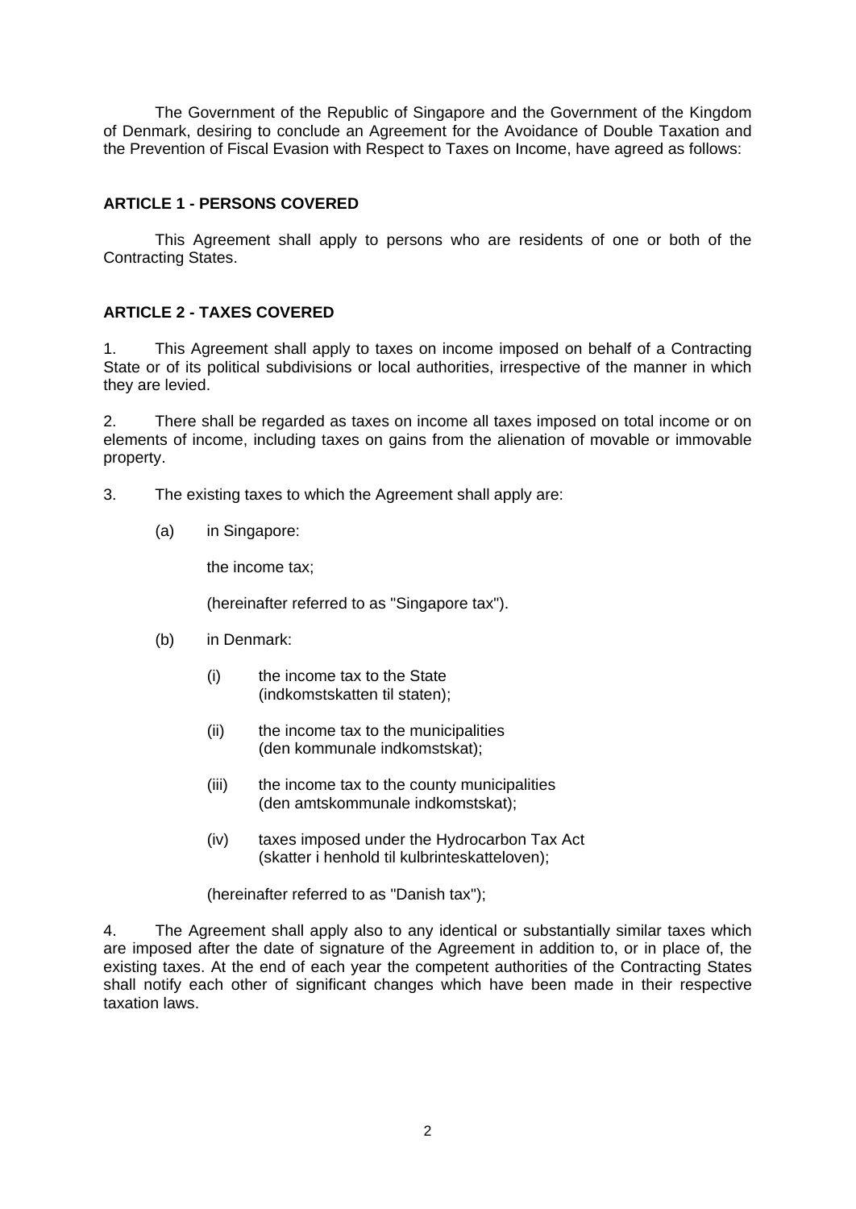The Government of the Republic of Singapore and the Government of the Kingdom of Denmark, desiring to conclude an Agreement for the Avoidance of Double Taxation and the Prevention of Fiscal Evasion with Respect to Taxes on Income, have agreed as follows:

**ARTICLE 1 - PERSONS COVERED**

This Agreement shall apply to persons who are residents of one or both of the Contracting States.

**ARTICLE 2 - TAXES COVERED**

1. This Agreement shall apply to taxes on income imposed on behalf of a Contracting State or of its political subdivisions or local authorities, irrespective of the manner in which they are levied.

2. There shall be regarded as taxes on income all taxes imposed on total income or on elements of income, including taxes on gains from the alienation of movable or immovable property.

3. The existing taxes to which the Agreement shall apply are:

(a) in Singapore:

the income tax;

(hereinafter referred to as "Singapore tax").

(b) in Denmark:

(i) the income tax to the State (indkomstskatten til staten);

(ii) the income tax to the municipalities (den kommunale indkomstskat);

(iii) the income tax to the county municipalities (den amtskommunale indkomstskat);

(iv) taxes imposed under the Hydrocarbon Tax Act (skatter i henhold til kulbrinteskatteloven);

(hereinafter referred to as "Danish tax");

4. The Agreement shall apply also to any identical or substantially similar taxes which are imposed after the date of signature of the Agreement in addition to, or in place of, the existing taxes. At the end of each year the competent authorities of the Contracting States shall notify each other of significant changes which have been made in their respective taxation laws.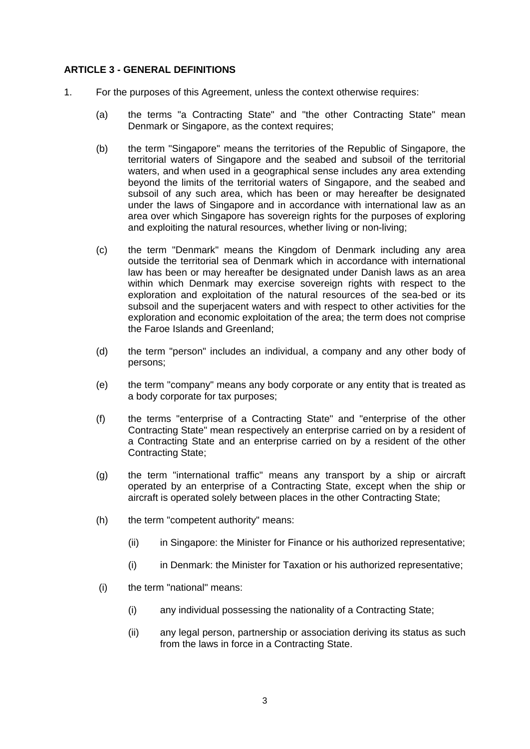**ARTICLE 3 - GENERAL DEFINITIONS**

1. For the purposes of this Agreement, unless the context otherwise requires:

   (a) the terms "a Contracting State" and "the other Contracting State" mean Denmark or Singapore, as the context requires;

   (b) the term "Singapore" means the territories of the Republic of Singapore, the territorial waters of Singapore and the seabed and subsoil of the territorial waters, and when used in a geographical sense includes any area extending beyond the limits of the territorial waters of Singapore, and the seabed and subsoil of any such area, which has been or may hereafter be designated under the laws of Singapore and in accordance with international law as an area over which Singapore has sovereign rights for the purposes of exploring and exploiting the natural resources, whether living or non-living;

   (c) the term "Denmark" means the Kingdom of Denmark including any area outside the territorial sea of Denmark which in accordance with international law has been or may hereafter be designated under Danish laws as an area within which Denmark may exercise sovereign rights with respect to the exploration and exploitation of the natural resources of the sea-bed or its subsoil and the superjacent waters and with respect to other activities for the exploration and economic exploitation of the area; the term does not comprise the Faroe Islands and Greenland;

   (d) the term "person" includes an individual, a company and any other body of persons;

   (e) the term "company" means any body corporate or any entity that is treated as a body corporate for tax purposes;

   (f) the terms "enterprise of a Contracting State" and "enterprise of the other Contracting State" mean respectively an enterprise carried on by a resident of a Contracting State and an enterprise carried on by a resident of the other Contracting State;

   (g) the term "international traffic" means any transport by a ship or aircraft operated by an enterprise of a Contracting State, except when the ship or aircraft is operated solely between places in the other Contracting State;

   (h) the term "competent authority" means:

      (ii) in Singapore: the Minister for Finance or his authorized representative;

      (i) in Denmark: the Minister for Taxation or his authorized representative;

   (i) the term "national" means:

      (i) any individual possessing the nationality of a Contracting State;

      (ii) any legal person, partnership or association deriving its status as such from the laws in force in a Contracting State.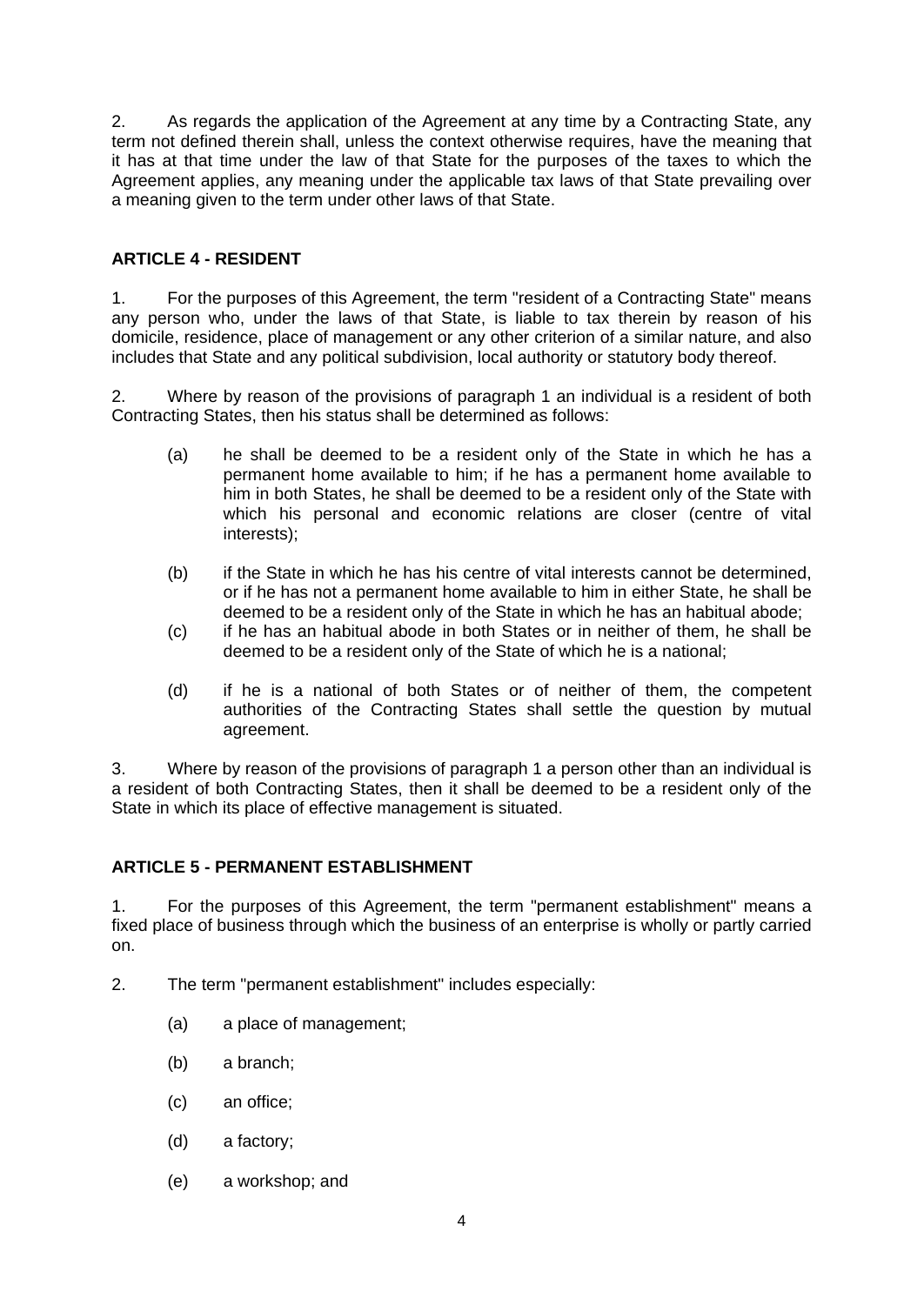2. As regards the application of the Agreement at any time by a Contracting State, any term not defined therein shall, unless the context otherwise requires, have the meaning that it has at that time under the law of that State for the purposes of the taxes to which the Agreement applies, any meaning under the applicable tax laws of that State prevailing over a meaning given to the term under other laws of that State.

## ARTICLE 4 - RESIDENT

1. For the purposes of this Agreement, the term "resident of a Contracting State" means any person who, under the laws of that State, is liable to tax therein by reason of his domicile, residence, place of management or any other criterion of a similar nature, and also includes that State and any political subdivision, local authority or statutory body thereof.

2. Where by reason of the provisions of paragraph 1 an individual is a resident of both Contracting States, then his status shall be determined as follows:

   (a) he shall be deemed to be a resident only of the State in which he has a permanent home available to him; if he has a permanent home available to him in both States, he shall be deemed to be a resident only of the State with which his personal and economic relations are closer (centre of vital interests);

   (b) if the State in which he has his centre of vital interests cannot be determined, or if he has not a permanent home available to him in either State, he shall be deemed to be a resident only of the State in which he has an habitual abode;

   (c) if he has an habitual abode in both States or in neither of them, he shall be deemed to be a resident only of the State of which he is a national;

   (d) if he is a national of both States or of neither of them, the competent authorities of the Contracting States shall settle the question by mutual agreement.

3. Where by reason of the provisions of paragraph 1 a person other than an individual is a resident of both Contracting States, then it shall be deemed to be a resident only of the State in which its place of effective management is situated.

## ARTICLE 5 - PERMANENT ESTABLISHMENT

1. For the purposes of this Agreement, the term "permanent establishment" means a fixed place of business through which the business of an enterprise is wholly or partly carried on.

2. The term "permanent establishment" includes especially:

   (a) a place of management;

   (b) a branch;

   (c) an office;

   (d) a factory;

   (e) a workshop; and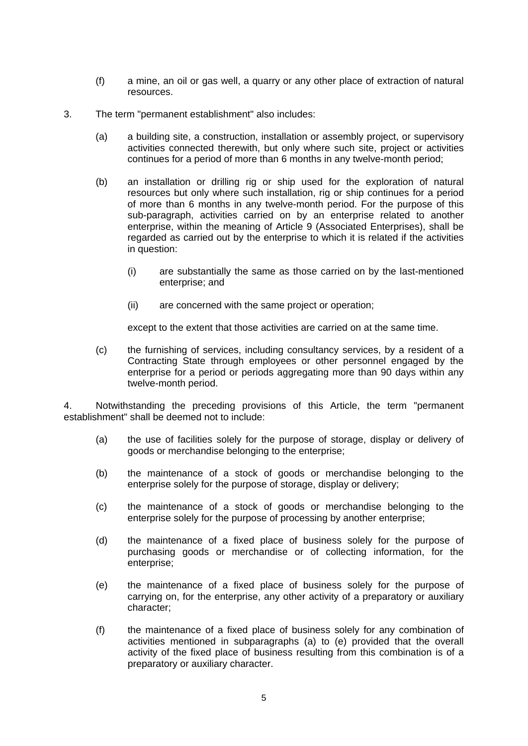(f) a mine, an oil or gas well, a quarry or any other place of extraction of natural resources.

3. The term "permanent establishment" also includes:

   (a) a building site, a construction, installation or assembly project, or supervisory activities connected therewith, but only where such site, project or activities continues for a period of more than 6 months in any twelve-month period;

   (b) an installation or drilling rig or ship used for the exploration of natural resources but only where such installation, rig or ship continues for a period of more than 6 months in any twelve-month period. For the purpose of this sub-paragraph, activities carried on by an enterprise related to another enterprise, within the meaning of Article 9 (Associated Enterprises), shall be regarded as carried out by the enterprise to which it is related if the activities in question:

      (i) are substantially the same as those carried on by the last-mentioned enterprise; and

      (ii) are concerned with the same project or operation;

   except to the extent that those activities are carried on at the same time.

   (c) the furnishing of services, including consultancy services, by a resident of a Contracting State through employees or other personnel engaged by the enterprise for a period or periods aggregating more than 90 days within any twelve-month period.

4. Notwithstanding the preceding provisions of this Article, the term "permanent establishment" shall be deemed not to include:

   (a) the use of facilities solely for the purpose of storage, display or delivery of goods or merchandise belonging to the enterprise;

   (b) the maintenance of a stock of goods or merchandise belonging to the enterprise solely for the purpose of storage, display or delivery;

   (c) the maintenance of a stock of goods or merchandise belonging to the enterprise solely for the purpose of processing by another enterprise;

   (d) the maintenance of a fixed place of business solely for the purpose of purchasing goods or merchandise or of collecting information, for the enterprise;

   (e) the maintenance of a fixed place of business solely for the purpose of carrying on, for the enterprise, any other activity of a preparatory or auxiliary character;

   (f) the maintenance of a fixed place of business solely for any combination of activities mentioned in subparagraphs (a) to (e) provided that the overall activity of the fixed place of business resulting from this combination is of a preparatory or auxiliary character.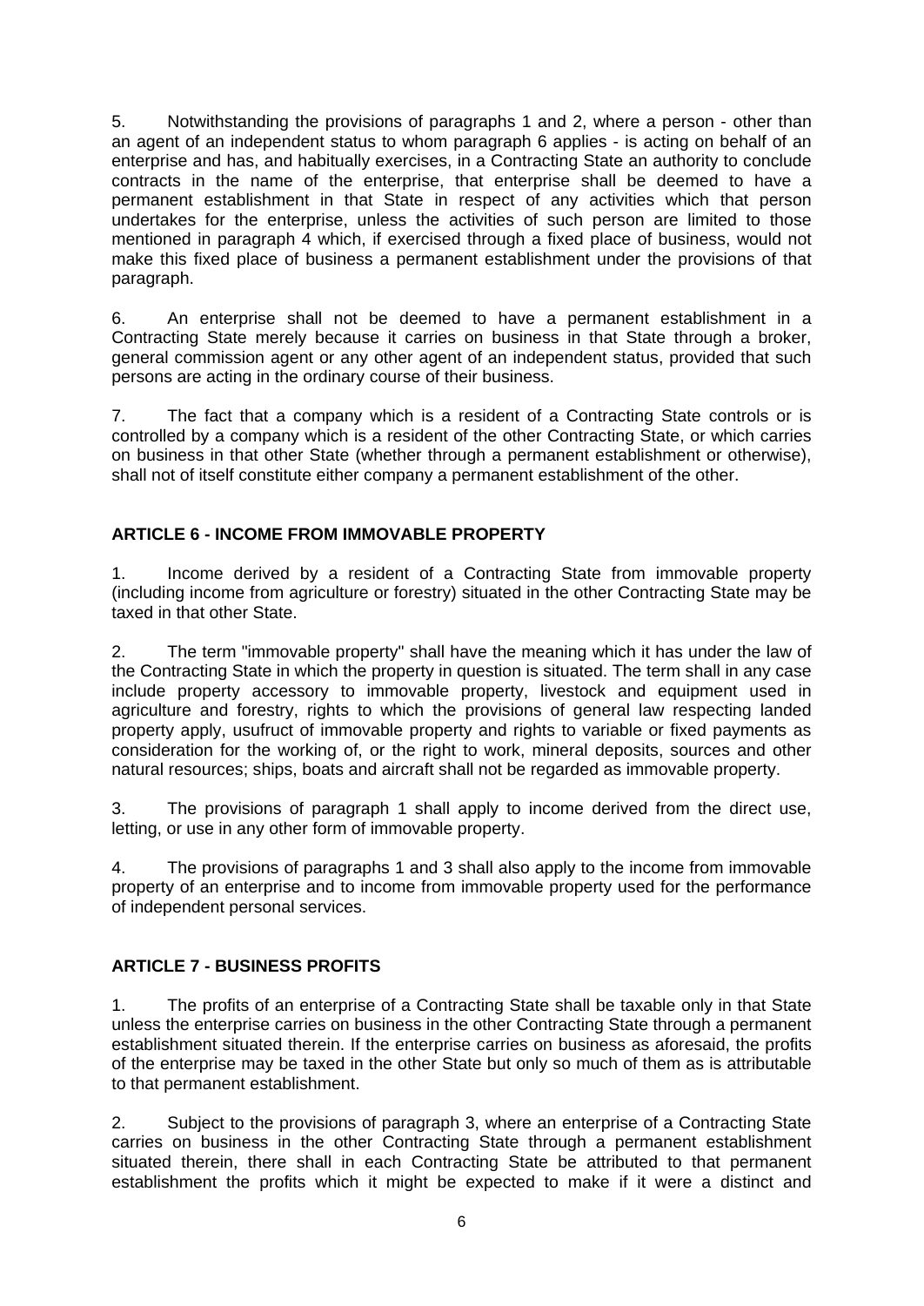5. Notwithstanding the provisions of paragraphs 1 and 2, where a person - other than an agent of an independent status to whom paragraph 6 applies - is acting on behalf of an enterprise and has, and habitually exercises, in a Contracting State an authority to conclude contracts in the name of the enterprise, that enterprise shall be deemed to have a permanent establishment in that State in respect of any activities which that person undertakes for the enterprise, unless the activities of such person are limited to those mentioned in paragraph 4 which, if exercised through a fixed place of business, would not make this fixed place of business a permanent establishment under the provisions of that paragraph.

6. An enterprise shall not be deemed to have a permanent establishment in a Contracting State merely because it carries on business in that State through a broker, general commission agent or any other agent of an independent status, provided that such persons are acting in the ordinary course of their business.

7. The fact that a company which is a resident of a Contracting State controls or is controlled by a company which is a resident of the other Contracting State, or which carries on business in that other State (whether through a permanent establishment or otherwise), shall not of itself constitute either company a permanent establishment of the other.

## ARTICLE 6 - INCOME FROM IMMOVABLE PROPERTY

1. Income derived by a resident of a Contracting State from immovable property (including income from agriculture or forestry) situated in the other Contracting State may be taxed in that other State.

2. The term "immovable property" shall have the meaning which it has under the law of the Contracting State in which the property in question is situated. The term shall in any case include property accessory to immovable property, livestock and equipment used in agriculture and forestry, rights to which the provisions of general law respecting landed property apply, usufruct of immovable property and rights to variable or fixed payments as consideration for the working of, or the right to work, mineral deposits, sources and other natural resources; ships, boats and aircraft shall not be regarded as immovable property.

3. The provisions of paragraph 1 shall apply to income derived from the direct use, letting, or use in any other form of immovable property.

4. The provisions of paragraphs 1 and 3 shall also apply to the income from immovable property of an enterprise and to income from immovable property used for the performance of independent personal services.

## ARTICLE 7 - BUSINESS PROFITS

1. The profits of an enterprise of a Contracting State shall be taxable only in that State unless the enterprise carries on business in the other Contracting State through a permanent establishment situated therein. If the enterprise carries on business as aforesaid, the profits of the enterprise may be taxed in the other State but only so much of them as is attributable to that permanent establishment.

2. Subject to the provisions of paragraph 3, where an enterprise of a Contracting State carries on business in the other Contracting State through a permanent establishment situated therein, there shall in each Contracting State be attributed to that permanent establishment the profits which it might be expected to make if it were a distinct and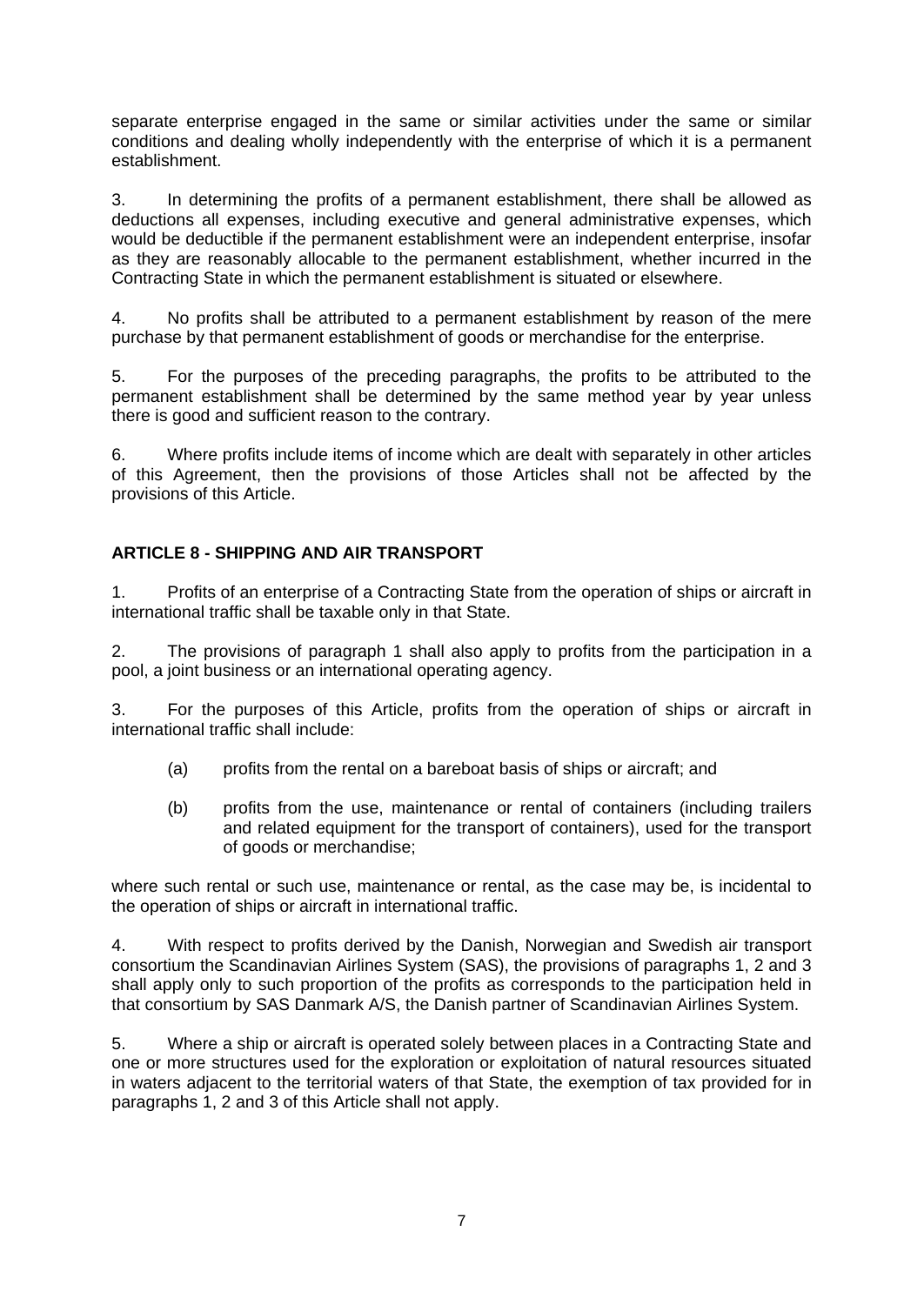separate enterprise engaged in the same or similar activities under the same or similar conditions and dealing wholly independently with the enterprise of which it is a permanent establishment.

3. In determining the profits of a permanent establishment, there shall be allowed as deductions all expenses, including executive and general administrative expenses, which would be deductible if the permanent establishment were an independent enterprise, insofar as they are reasonably allocable to the permanent establishment, whether incurred in the Contracting State in which the permanent establishment is situated or elsewhere.

4. No profits shall be attributed to a permanent establishment by reason of the mere purchase by that permanent establishment of goods or merchandise for the enterprise.

5. For the purposes of the preceding paragraphs, the profits to be attributed to the permanent establishment shall be determined by the same method year by year unless there is good and sufficient reason to the contrary.

6. Where profits include items of income which are dealt with separately in other articles of this Agreement, then the provisions of those Articles shall not be affected by the provisions of this Article.

## ARTICLE 8 - SHIPPING AND AIR TRANSPORT

1. Profits of an enterprise of a Contracting State from the operation of ships or aircraft in international traffic shall be taxable only in that State.

2. The provisions of paragraph 1 shall also apply to profits from the participation in a pool, a joint business or an international operating agency.

3. For the purposes of this Article, profits from the operation of ships or aircraft in international traffic shall include:

  (a) profits from the rental on a bareboat basis of ships or aircraft; and

  (b) profits from the use, maintenance or rental of containers (including trailers and related equipment for the transport of containers), used for the transport of goods or merchandise;

where such rental or such use, maintenance or rental, as the case may be, is incidental to the operation of ships or aircraft in international traffic.

4. With respect to profits derived by the Danish, Norwegian and Swedish air transport consortium the Scandinavian Airlines System (SAS), the provisions of paragraphs 1, 2 and 3 shall apply only to such proportion of the profits as corresponds to the participation held in that consortium by SAS Danmark A/S, the Danish partner of Scandinavian Airlines System.

5. Where a ship or aircraft is operated solely between places in a Contracting State and one or more structures used for the exploration or exploitation of natural resources situated in waters adjacent to the territorial waters of that State, the exemption of tax provided for in paragraphs 1, 2 and 3 of this Article shall not apply.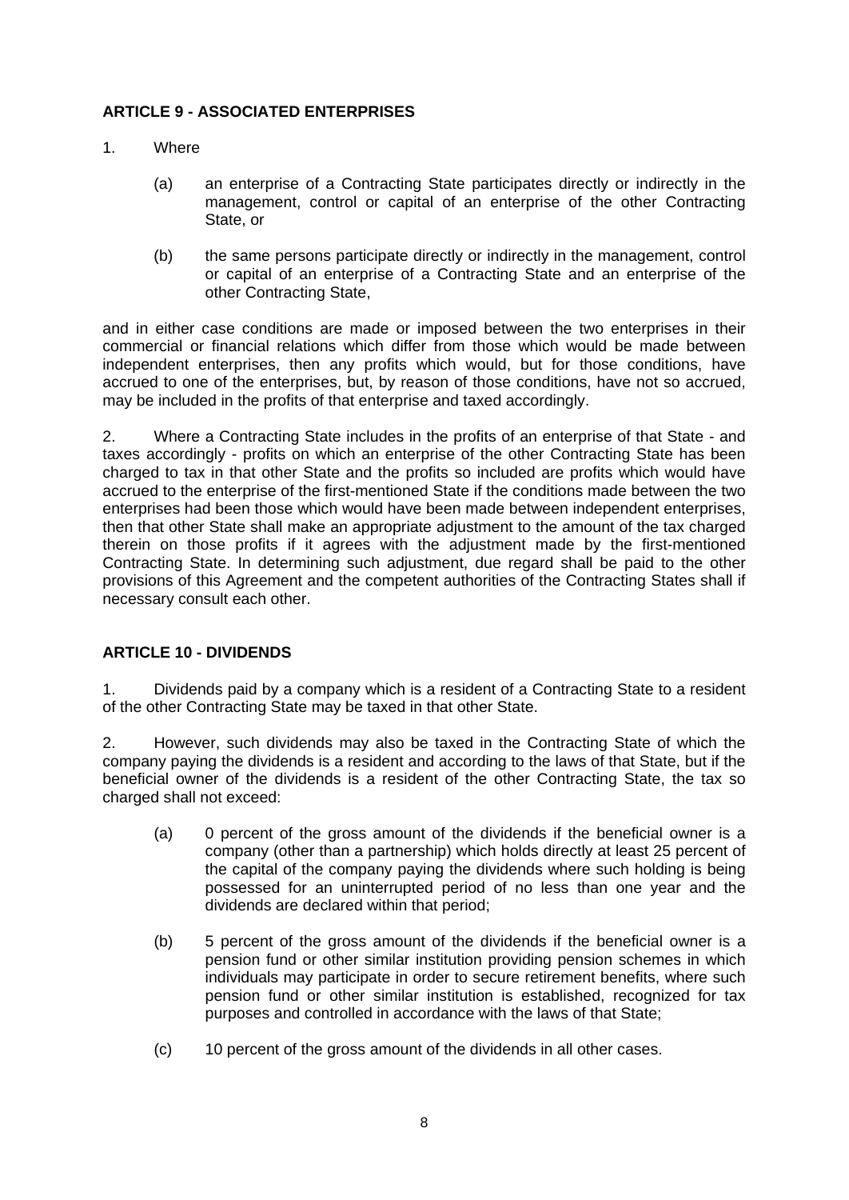**ARTICLE 9 - ASSOCIATED ENTERPRISES**

1. Where

(a) an enterprise of a Contracting State participates directly or indirectly in the management, control or capital of an enterprise of the other Contracting State, or

(b) the same persons participate directly or indirectly in the management, control or capital of an enterprise of a Contracting State and an enterprise of the other Contracting State,

and in either case conditions are made or imposed between the two enterprises in their commercial or financial relations which differ from those which would be made between independent enterprises, then any profits which would, but for those conditions, have accrued to one of the enterprises, but, by reason of those conditions, have not so accrued, may be included in the profits of that enterprise and taxed accordingly.

2. Where a Contracting State includes in the profits of an enterprise of that State - and taxes accordingly - profits on which an enterprise of the other Contracting State has been charged to tax in that other State and the profits so included are profits which would have accrued to the enterprise of the first-mentioned State if the conditions made between the two enterprises had been those which would have been made between independent enterprises, then that other State shall make an appropriate adjustment to the amount of the tax charged therein on those profits if it agrees with the adjustment made by the first-mentioned Contracting State. In determining such adjustment, due regard shall be paid to the other provisions of this Agreement and the competent authorities of the Contracting States shall if necessary consult each other.

**ARTICLE 10 - DIVIDENDS**

1. Dividends paid by a company which is a resident of a Contracting State to a resident of the other Contracting State may be taxed in that other State.

2. However, such dividends may also be taxed in the Contracting State of which the company paying the dividends is a resident and according to the laws of that State, but if the beneficial owner of the dividends is a resident of the other Contracting State, the tax so charged shall not exceed:

(a) 0 percent of the gross amount of the dividends if the beneficial owner is a company (other than a partnership) which holds directly at least 25 percent of the capital of the company paying the dividends where such holding is being possessed for an uninterrupted period of no less than one year and the dividends are declared within that period;

(b) 5 percent of the gross amount of the dividends if the beneficial owner is a pension fund or other similar institution providing pension schemes in which individuals may participate in order to secure retirement benefits, where such pension fund or other similar institution is established, recognized for tax purposes and controlled in accordance with the laws of that State;

(c) 10 percent of the gross amount of the dividends in all other cases.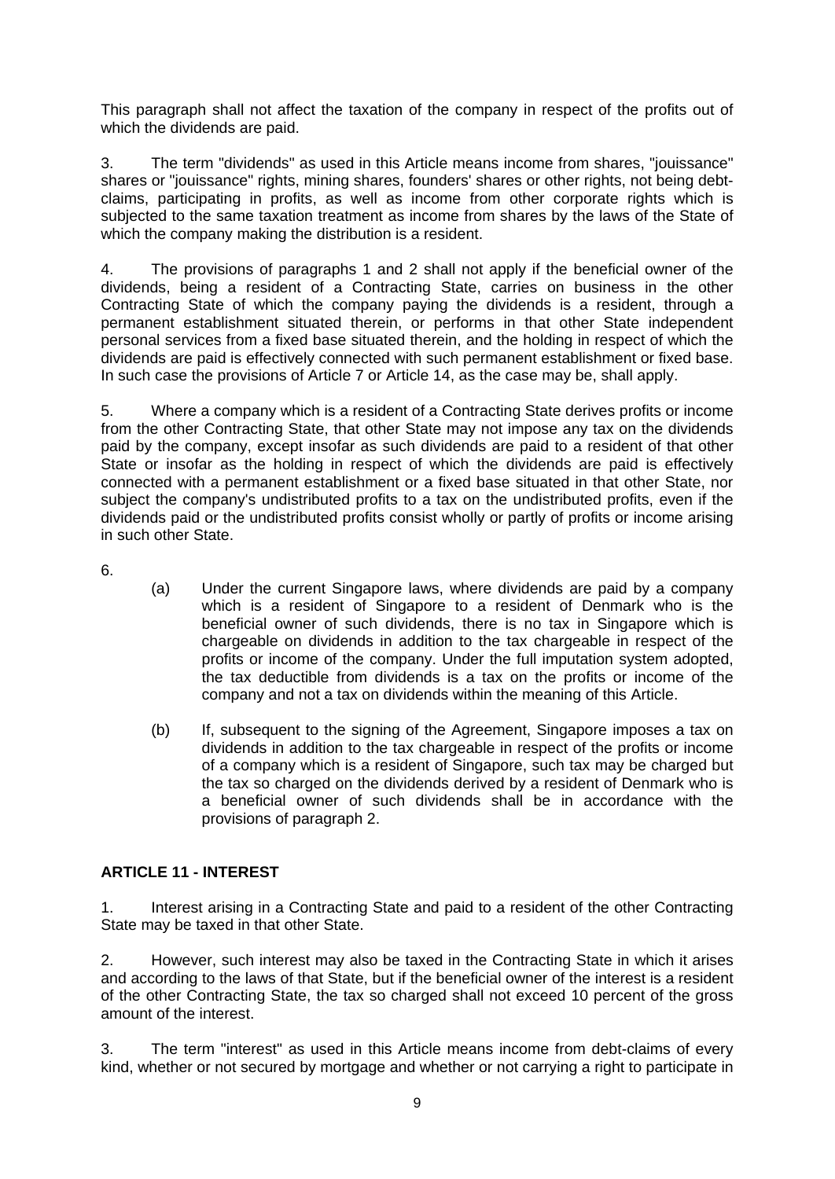This paragraph shall not affect the taxation of the company in respect of the profits out of which the dividends are paid.

3. The term "dividends" as used in this Article means income from shares, "jouissance" shares or "jouissance" rights, mining shares, founders' shares or other rights, not being debt-claims, participating in profits, as well as income from other corporate rights which is subjected to the same taxation treatment as income from shares by the laws of the State of which the company making the distribution is a resident.

4. The provisions of paragraphs 1 and 2 shall not apply if the beneficial owner of the dividends, being a resident of a Contracting State, carries on business in the other Contracting State of which the company paying the dividends is a resident, through a permanent establishment situated therein, or performs in that other State independent personal services from a fixed base situated therein, and the holding in respect of which the dividends are paid is effectively connected with such permanent establishment or fixed base. In such case the provisions of Article 7 or Article 14, as the case may be, shall apply.

5. Where a company which is a resident of a Contracting State derives profits or income from the other Contracting State, that other State may not impose any tax on the dividends paid by the company, except insofar as such dividends are paid to a resident of that other State or insofar as the holding in respect of which the dividends are paid is effectively connected with a permanent establishment or a fixed base situated in that other State, nor subject the company's undistributed profits to a tax on the undistributed profits, even if the dividends paid or the undistributed profits consist wholly or partly of profits or income arising in such other State.

6.

(a) Under the current Singapore laws, where dividends are paid by a company which is a resident of Singapore to a resident of Denmark who is the beneficial owner of such dividends, there is no tax in Singapore which is chargeable on dividends in addition to the tax chargeable in respect of the profits or income of the company. Under the full imputation system adopted, the tax deductible from dividends is a tax on the profits or income of the company and not a tax on dividends within the meaning of this Article.

(b) If, subsequent to the signing of the Agreement, Singapore imposes a tax on dividends in addition to the tax chargeable in respect of the profits or income of a company which is a resident of Singapore, such tax may be charged but the tax so charged on the dividends derived by a resident of Denmark who is a beneficial owner of such dividends shall be in accordance with the provisions of paragraph 2.

## ARTICLE 11 - INTEREST

1. Interest arising in a Contracting State and paid to a resident of the other Contracting State may be taxed in that other State.

2. However, such interest may also be taxed in the Contracting State in which it arises and according to the laws of that State, but if the beneficial owner of the interest is a resident of the other Contracting State, the tax so charged shall not exceed 10 percent of the gross amount of the interest.

3. The term "interest" as used in this Article means income from debt-claims of every kind, whether or not secured by mortgage and whether or not carrying a right to participate in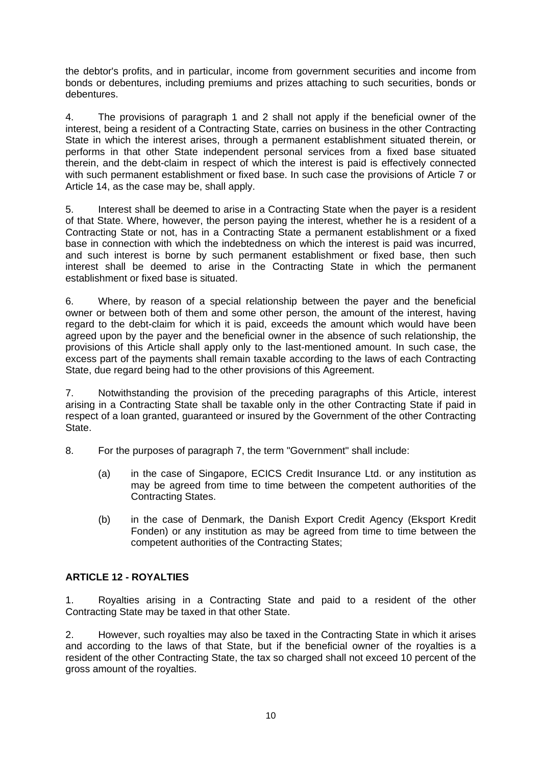the debtor's profits, and in particular, income from government securities and income from bonds or debentures, including premiums and prizes attaching to such securities, bonds or debentures.

4. The provisions of paragraph 1 and 2 shall not apply if the beneficial owner of the interest, being a resident of a Contracting State, carries on business in the other Contracting State in which the interest arises, through a permanent establishment situated therein, or performs in that other State independent personal services from a fixed base situated therein, and the debt-claim in respect of which the interest is paid is effectively connected with such permanent establishment or fixed base. In such case the provisions of Article 7 or Article 14, as the case may be, shall apply.

5. Interest shall be deemed to arise in a Contracting State when the payer is a resident of that State. Where, however, the person paying the interest, whether he is a resident of a Contracting State or not, has in a Contracting State a permanent establishment or a fixed base in connection with which the indebtedness on which the interest is paid was incurred, and such interest is borne by such permanent establishment or fixed base, then such interest shall be deemed to arise in the Contracting State in which the permanent establishment or fixed base is situated.

6. Where, by reason of a special relationship between the payer and the beneficial owner or between both of them and some other person, the amount of the interest, having regard to the debt-claim for which it is paid, exceeds the amount which would have been agreed upon by the payer and the beneficial owner in the absence of such relationship, the provisions of this Article shall apply only to the last-mentioned amount. In such case, the excess part of the payments shall remain taxable according to the laws of each Contracting State, due regard being had to the other provisions of this Agreement.

7. Notwithstanding the provision of the preceding paragraphs of this Article, interest arising in a Contracting State shall be taxable only in the other Contracting State if paid in respect of a loan granted, guaranteed or insured by the Government of the other Contracting State.

8. For the purposes of paragraph 7, the term "Government" shall include:

   (a) in the case of Singapore, ECICS Credit Insurance Ltd. or any institution as may be agreed from time to time between the competent authorities of the Contracting States.

   (b) in the case of Denmark, the Danish Export Credit Agency (Eksport Kredit Fonden) or any institution as may be agreed from time to time between the competent authorities of the Contracting States;

**ARTICLE 12 - ROYALTIES**

1. Royalties arising in a Contracting State and paid to a resident of the other Contracting State may be taxed in that other State.

2. However, such royalties may also be taxed in the Contracting State in which it arises and according to the laws of that State, but if the beneficial owner of the royalties is a resident of the other Contracting State, the tax so charged shall not exceed 10 percent of the gross amount of the royalties.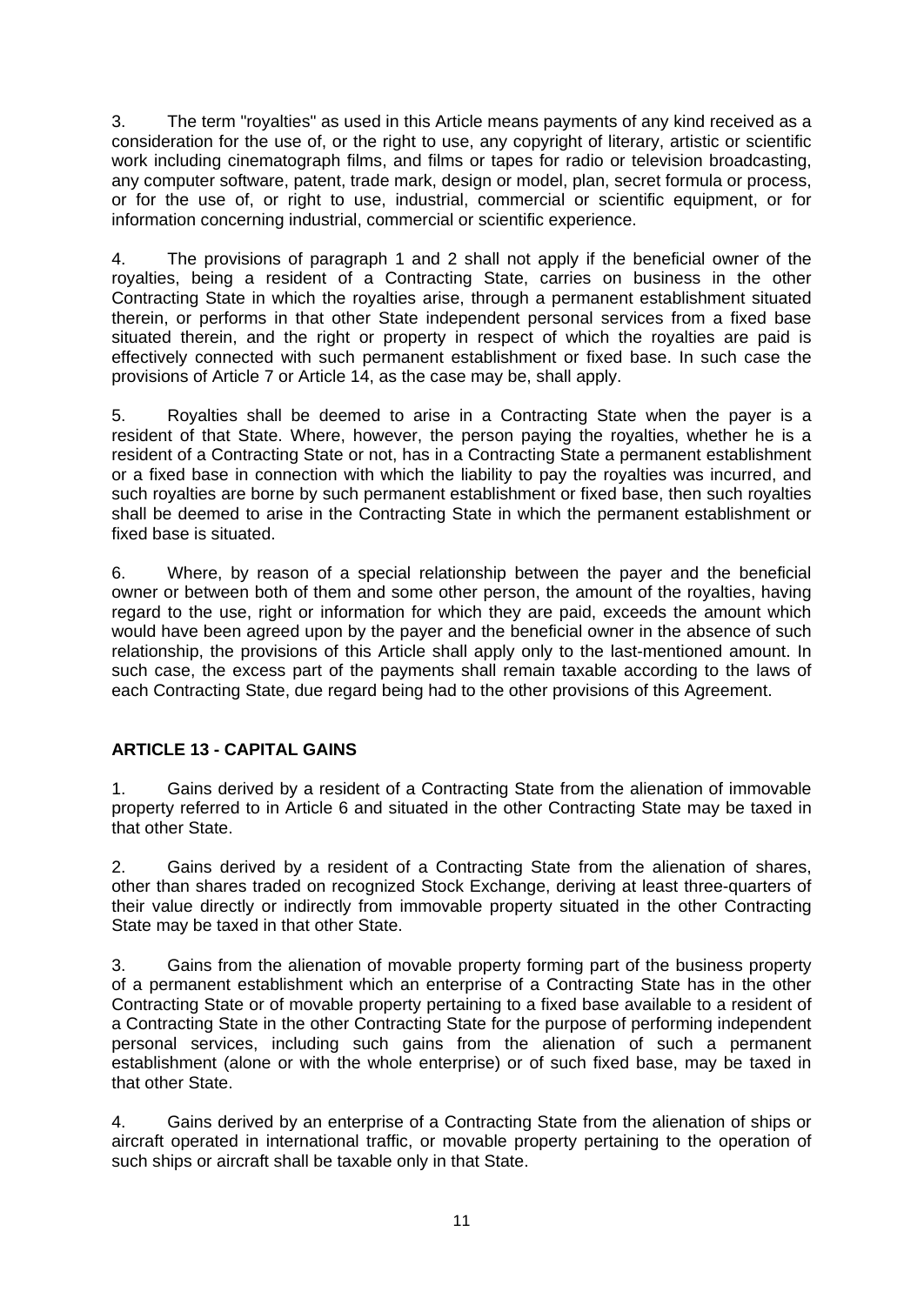3. The term "royalties" as used in this Article means payments of any kind received as a consideration for the use of, or the right to use, any copyright of literary, artistic or scientific work including cinematograph films, and films or tapes for radio or television broadcasting, any computer software, patent, trade mark, design or model, plan, secret formula or process, or for the use of, or right to use, industrial, commercial or scientific equipment, or for information concerning industrial, commercial or scientific experience.

4. The provisions of paragraph 1 and 2 shall not apply if the beneficial owner of the royalties, being a resident of a Contracting State, carries on business in the other Contracting State in which the royalties arise, through a permanent establishment situated therein, or performs in that other State independent personal services from a fixed base situated therein, and the right or property in respect of which the royalties are paid is effectively connected with such permanent establishment or fixed base. In such case the provisions of Article 7 or Article 14, as the case may be, shall apply.

5. Royalties shall be deemed to arise in a Contracting State when the payer is a resident of that State. Where, however, the person paying the royalties, whether he is a resident of a Contracting State or not, has in a Contracting State a permanent establishment or a fixed base in connection with which the liability to pay the royalties was incurred, and such royalties are borne by such permanent establishment or fixed base, then such royalties shall be deemed to arise in the Contracting State in which the permanent establishment or fixed base is situated.

6. Where, by reason of a special relationship between the payer and the beneficial owner or between both of them and some other person, the amount of the royalties, having regard to the use, right or information for which they are paid, exceeds the amount which would have been agreed upon by the payer and the beneficial owner in the absence of such relationship, the provisions of this Article shall apply only to the last-mentioned amount. In such case, the excess part of the payments shall remain taxable according to the laws of each Contracting State, due regard being had to the other provisions of this Agreement.

## ARTICLE 13 - CAPITAL GAINS

1. Gains derived by a resident of a Contracting State from the alienation of immovable property referred to in Article 6 and situated in the other Contracting State may be taxed in that other State.

2. Gains derived by a resident of a Contracting State from the alienation of shares, other than shares traded on recognized Stock Exchange, deriving at least three-quarters of their value directly or indirectly from immovable property situated in the other Contracting State may be taxed in that other State.

3. Gains from the alienation of movable property forming part of the business property of a permanent establishment which an enterprise of a Contracting State has in the other Contracting State or of movable property pertaining to a fixed base available to a resident of a Contracting State in the other Contracting State for the purpose of performing independent personal services, including such gains from the alienation of such a permanent establishment (alone or with the whole enterprise) or of such fixed base, may be taxed in that other State.

4. Gains derived by an enterprise of a Contracting State from the alienation of ships or aircraft operated in international traffic, or movable property pertaining to the operation of such ships or aircraft shall be taxable only in that State.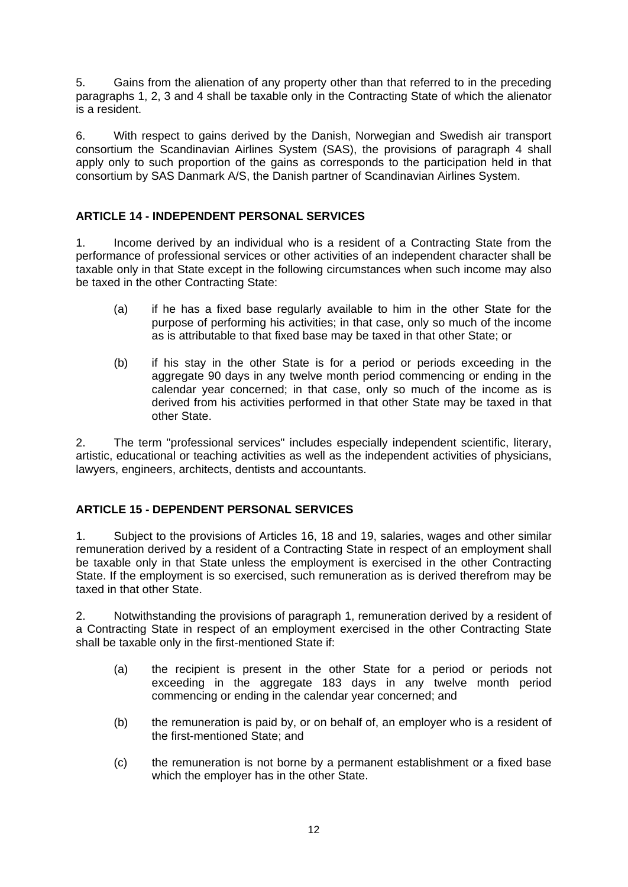5. Gains from the alienation of any property other than that referred to in the preceding paragraphs 1, 2, 3 and 4 shall be taxable only in the Contracting State of which the alienator is a resident.

6. With respect to gains derived by the Danish, Norwegian and Swedish air transport consortium the Scandinavian Airlines System (SAS), the provisions of paragraph 4 shall apply only to such proportion of the gains as corresponds to the participation held in that consortium by SAS Danmark A/S, the Danish partner of Scandinavian Airlines System.

## ARTICLE 14 - INDEPENDENT PERSONAL SERVICES

1. Income derived by an individual who is a resident of a Contracting State from the performance of professional services or other activities of an independent character shall be taxable only in that State except in the following circumstances when such income may also be taxed in the other Contracting State:

   (a) if he has a fixed base regularly available to him in the other State for the purpose of performing his activities; in that case, only so much of the income as is attributable to that fixed base may be taxed in that other State; or

   (b) if his stay in the other State is for a period or periods exceeding in the aggregate 90 days in any twelve month period commencing or ending in the calendar year concerned; in that case, only so much of the income as is derived from his activities performed in that other State may be taxed in that other State.

2. The term "professional services" includes especially independent scientific, literary, artistic, educational or teaching activities as well as the independent activities of physicians, lawyers, engineers, architects, dentists and accountants.

## ARTICLE 15 - DEPENDENT PERSONAL SERVICES

1. Subject to the provisions of Articles 16, 18 and 19, salaries, wages and other similar remuneration derived by a resident of a Contracting State in respect of an employment shall be taxable only in that State unless the employment is exercised in the other Contracting State. If the employment is so exercised, such remuneration as is derived therefrom may be taxed in that other State.

2. Notwithstanding the provisions of paragraph 1, remuneration derived by a resident of a Contracting State in respect of an employment exercised in the other Contracting State shall be taxable only in the first-mentioned State if:

   (a) the recipient is present in the other State for a period or periods not exceeding in the aggregate 183 days in any twelve month period commencing or ending in the calendar year concerned; and

   (b) the remuneration is paid by, or on behalf of, an employer who is a resident of the first-mentioned State; and

   (c) the remuneration is not borne by a permanent establishment or a fixed base which the employer has in the other State.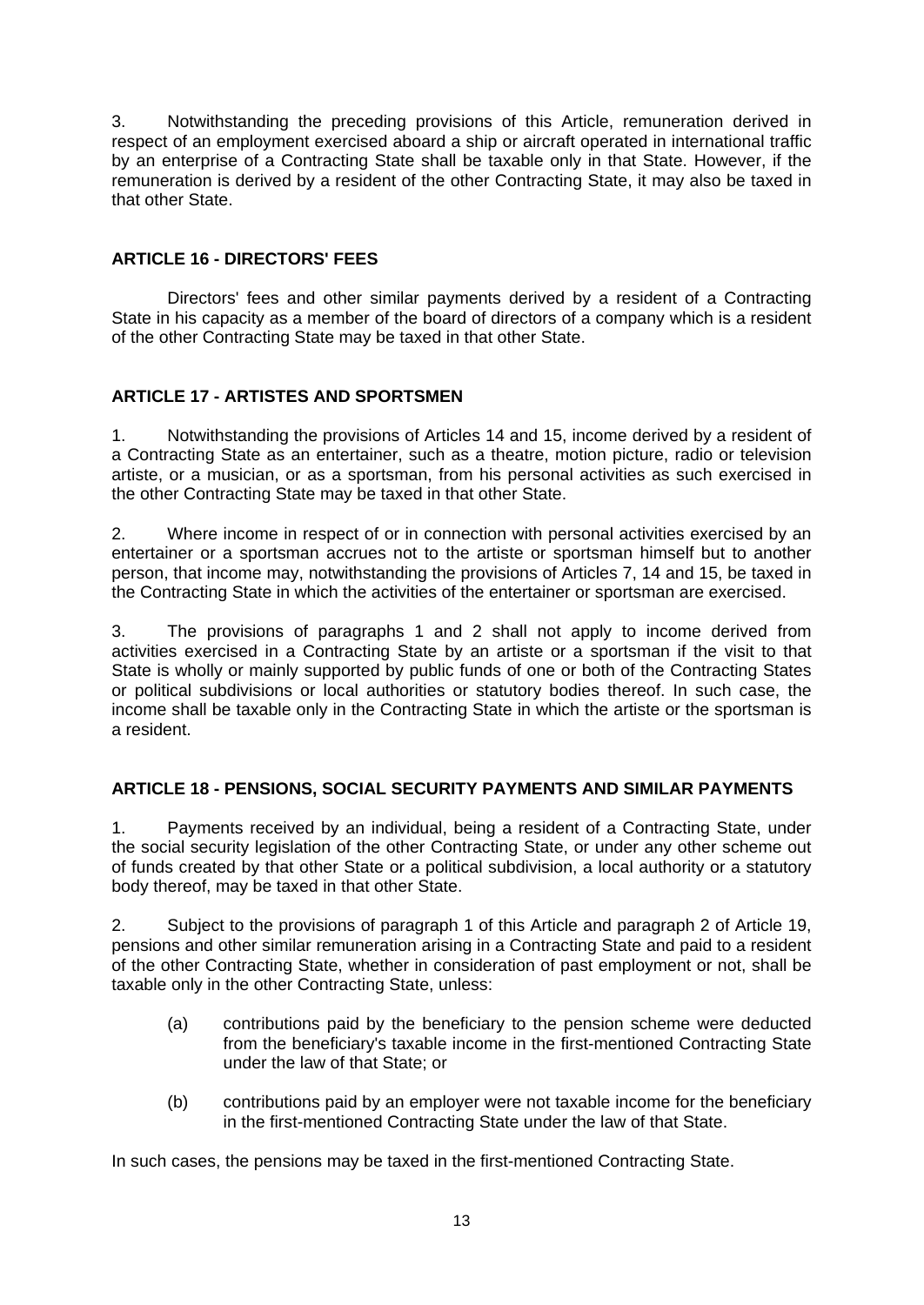3. Notwithstanding the preceding provisions of this Article, remuneration derived in respect of an employment exercised aboard a ship or aircraft operated in international traffic by an enterprise of a Contracting State shall be taxable only in that State. However, if the remuneration is derived by a resident of the other Contracting State, it may also be taxed in that other State.

## ARTICLE 16 - DIRECTORS' FEES

Directors' fees and other similar payments derived by a resident of a Contracting State in his capacity as a member of the board of directors of a company which is a resident of the other Contracting State may be taxed in that other State.

## ARTICLE 17 - ARTISTES AND SPORTSMEN

1. Notwithstanding the provisions of Articles 14 and 15, income derived by a resident of a Contracting State as an entertainer, such as a theatre, motion picture, radio or television artiste, or a musician, or as a sportsman, from his personal activities as such exercised in the other Contracting State may be taxed in that other State.

2. Where income in respect of or in connection with personal activities exercised by an entertainer or a sportsman accrues not to the artiste or sportsman himself but to another person, that income may, notwithstanding the provisions of Articles 7, 14 and 15, be taxed in the Contracting State in which the activities of the entertainer or sportsman are exercised.

3. The provisions of paragraphs 1 and 2 shall not apply to income derived from activities exercised in a Contracting State by an artiste or a sportsman if the visit to that State is wholly or mainly supported by public funds of one or both of the Contracting States or political subdivisions or local authorities or statutory bodies thereof. In such case, the income shall be taxable only in the Contracting State in which the artiste or the sportsman is a resident.

## ARTICLE 18 - PENSIONS, SOCIAL SECURITY PAYMENTS AND SIMILAR PAYMENTS

1. Payments received by an individual, being a resident of a Contracting State, under the social security legislation of the other Contracting State, or under any other scheme out of funds created by that other State or a political subdivision, a local authority or a statutory body thereof, may be taxed in that other State.

2. Subject to the provisions of paragraph 1 of this Article and paragraph 2 of Article 19, pensions and other similar remuneration arising in a Contracting State and paid to a resident of the other Contracting State, whether in consideration of past employment or not, shall be taxable only in the other Contracting State, unless:

   (a) contributions paid by the beneficiary to the pension scheme were deducted from the beneficiary's taxable income in the first-mentioned Contracting State under the law of that State; or

   (b) contributions paid by an employer were not taxable income for the beneficiary in the first-mentioned Contracting State under the law of that State.

In such cases, the pensions may be taxed in the first-mentioned Contracting State.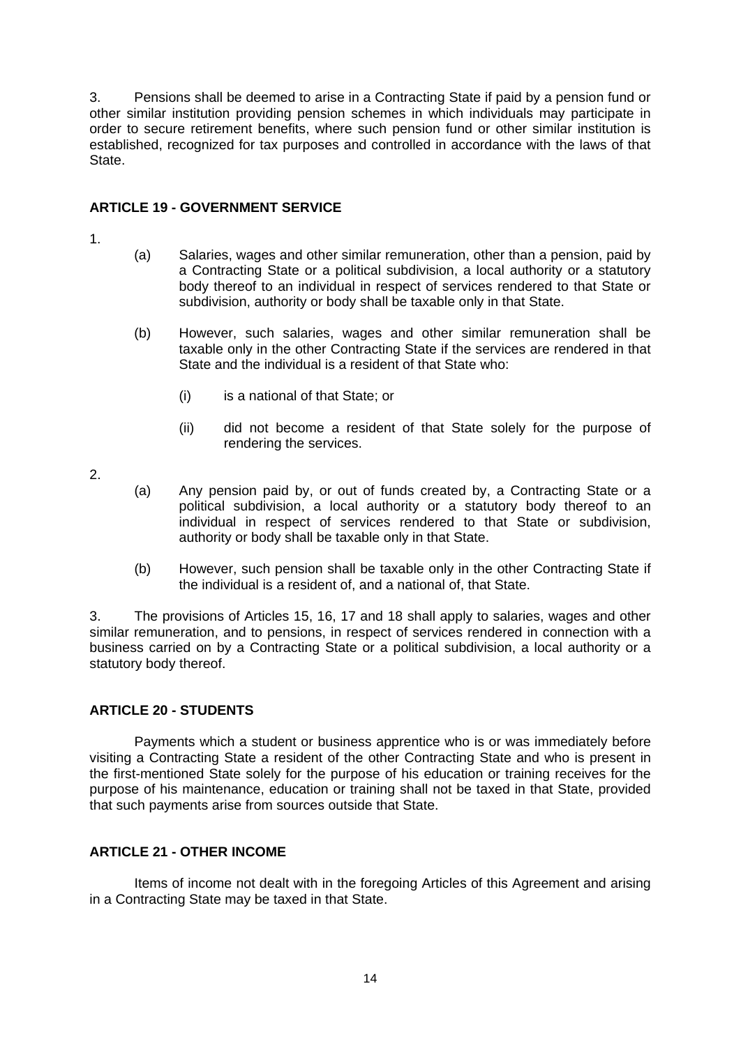3. Pensions shall be deemed to arise in a Contracting State if paid by a pension fund or other similar institution providing pension schemes in which individuals may participate in order to secure retirement benefits, where such pension fund or other similar institution is established, recognized for tax purposes and controlled in accordance with the laws of that State.

## ARTICLE 19 - GOVERNMENT SERVICE

1.

(a) Salaries, wages and other similar remuneration, other than a pension, paid by a Contracting State or a political subdivision, a local authority or a statutory body thereof to an individual in respect of services rendered to that State or subdivision, authority or body shall be taxable only in that State.

(b) However, such salaries, wages and other similar remuneration shall be taxable only in the other Contracting State if the services are rendered in that State and the individual is a resident of that State who:

(i) is a national of that State; or

(ii) did not become a resident of that State solely for the purpose of rendering the services.

2.

(a) Any pension paid by, or out of funds created by, a Contracting State or a political subdivision, a local authority or a statutory body thereof to an individual in respect of services rendered to that State or subdivision, authority or body shall be taxable only in that State.

(b) However, such pension shall be taxable only in the other Contracting State if the individual is a resident of, and a national of, that State.

3. The provisions of Articles 15, 16, 17 and 18 shall apply to salaries, wages and other similar remuneration, and to pensions, in respect of services rendered in connection with a business carried on by a Contracting State or a political subdivision, a local authority or a statutory body thereof.

## ARTICLE 20 - STUDENTS

Payments which a student or business apprentice who is or was immediately before visiting a Contracting State a resident of the other Contracting State and who is present in the first-mentioned State solely for the purpose of his education or training receives for the purpose of his maintenance, education or training shall not be taxed in that State, provided that such payments arise from sources outside that State.

## ARTICLE 21 - OTHER INCOME

Items of income not dealt with in the foregoing Articles of this Agreement and arising in a Contracting State may be taxed in that State.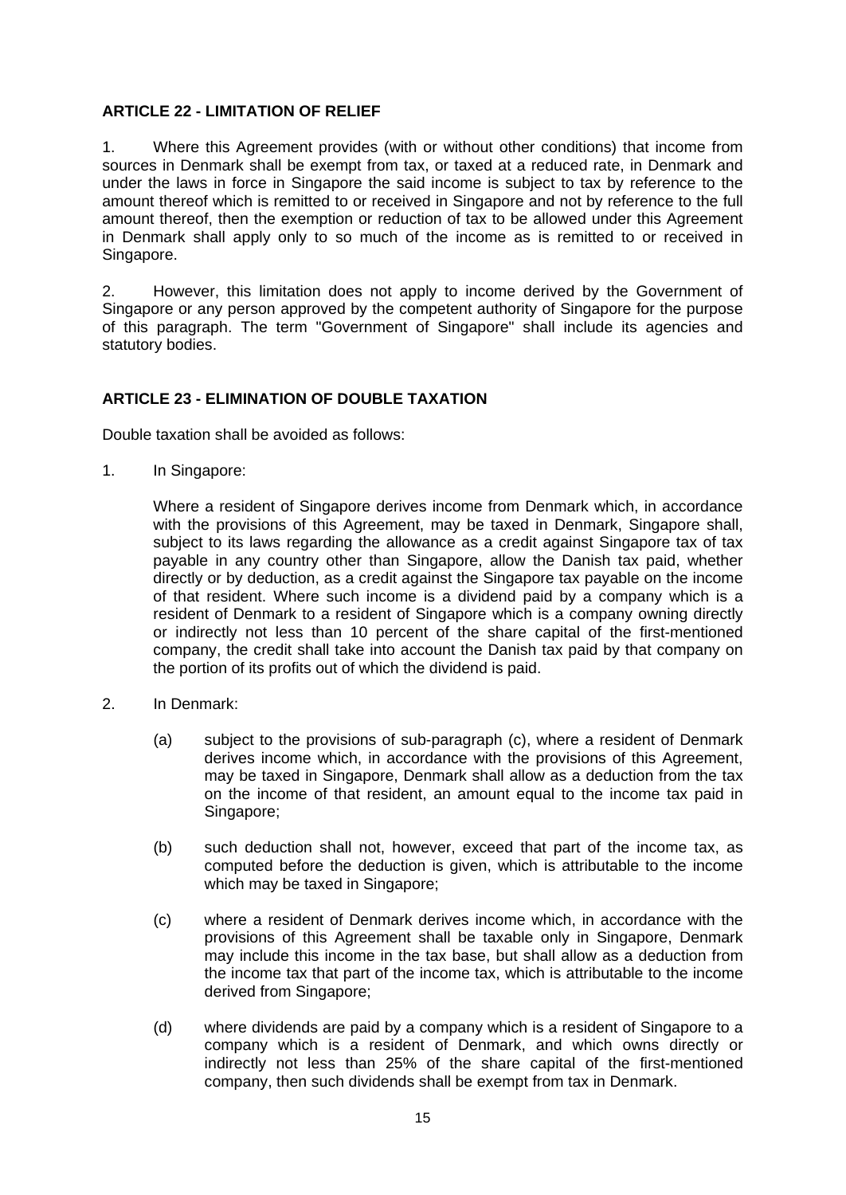**ARTICLE 22 - LIMITATION OF RELIEF**

1. Where this Agreement provides (with or without other conditions) that income from sources in Denmark shall be exempt from tax, or taxed at a reduced rate, in Denmark and under the laws in force in Singapore the said income is subject to tax by reference to the amount thereof which is remitted to or received in Singapore and not by reference to the full amount thereof, then the exemption or reduction of tax to be allowed under this Agreement in Denmark shall apply only to so much of the income as is remitted to or received in Singapore.

2. However, this limitation does not apply to income derived by the Government of Singapore or any person approved by the competent authority of Singapore for the purpose of this paragraph. The term "Government of Singapore" shall include its agencies and statutory bodies.

**ARTICLE 23 - ELIMINATION OF DOUBLE TAXATION**

Double taxation shall be avoided as follows:

1. In Singapore:

   Where a resident of Singapore derives income from Denmark which, in accordance with the provisions of this Agreement, may be taxed in Denmark, Singapore shall, subject to its laws regarding the allowance as a credit against Singapore tax of tax payable in any country other than Singapore, allow the Danish tax paid, whether directly or by deduction, as a credit against the Singapore tax payable on the income of that resident. Where such income is a dividend paid by a company which is a resident of Denmark to a resident of Singapore which is a company owning directly or indirectly not less than 10 percent of the share capital of the first-mentioned company, the credit shall take into account the Danish tax paid by that company on the portion of its profits out of which the dividend is paid.

2. In Denmark:

   (a) subject to the provisions of sub-paragraph (c), where a resident of Denmark derives income which, in accordance with the provisions of this Agreement, may be taxed in Singapore, Denmark shall allow as a deduction from the tax on the income of that resident, an amount equal to the income tax paid in Singapore;

   (b) such deduction shall not, however, exceed that part of the income tax, as computed before the deduction is given, which is attributable to the income which may be taxed in Singapore;

   (c) where a resident of Denmark derives income which, in accordance with the provisions of this Agreement shall be taxable only in Singapore, Denmark may include this income in the tax base, but shall allow as a deduction from the income tax that part of the income tax, which is attributable to the income derived from Singapore;

   (d) where dividends are paid by a company which is a resident of Singapore to a company which is a resident of Denmark, and which owns directly or indirectly not less than 25% of the share capital of the first-mentioned company, then such dividends shall be exempt from tax in Denmark.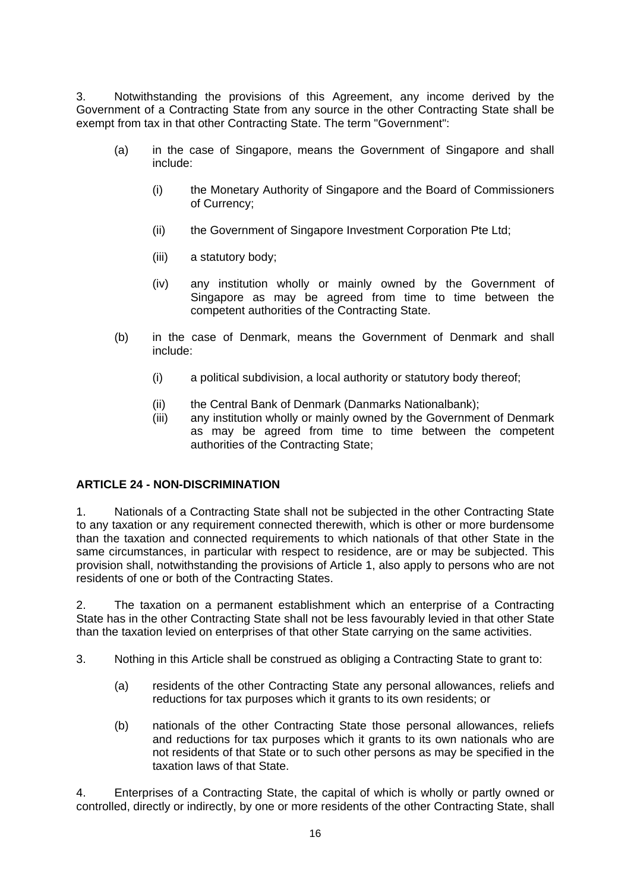3. Notwithstanding the provisions of this Agreement, any income derived by the Government of a Contracting State from any source in the other Contracting State shall be exempt from tax in that other Contracting State. The term "Government":

(a) in the case of Singapore, means the Government of Singapore and shall include:

(i) the Monetary Authority of Singapore and the Board of Commissioners of Currency;

(ii) the Government of Singapore Investment Corporation Pte Ltd;

(iii) a statutory body;

(iv) any institution wholly or mainly owned by the Government of Singapore as may be agreed from time to time between the competent authorities of the Contracting State.

(b) in the case of Denmark, means the Government of Denmark and shall include:

(i) a political subdivision, a local authority or statutory body thereof;

(ii) the Central Bank of Denmark (Danmarks Nationalbank);

(iii) any institution wholly or mainly owned by the Government of Denmark as may be agreed from time to time between the competent authorities of the Contracting State;

**ARTICLE 24 - NON-DISCRIMINATION**

1. Nationals of a Contracting State shall not be subjected in the other Contracting State to any taxation or any requirement connected therewith, which is other or more burdensome than the taxation and connected requirements to which nationals of that other State in the same circumstances, in particular with respect to residence, are or may be subjected. This provision shall, notwithstanding the provisions of Article 1, also apply to persons who are not residents of one or both of the Contracting States.

2. The taxation on a permanent establishment which an enterprise of a Contracting State has in the other Contracting State shall not be less favourably levied in that other State than the taxation levied on enterprises of that other State carrying on the same activities.

3. Nothing in this Article shall be construed as obliging a Contracting State to grant to:

(a) residents of the other Contracting State any personal allowances, reliefs and reductions for tax purposes which it grants to its own residents; or

(b) nationals of the other Contracting State those personal allowances, reliefs and reductions for tax purposes which it grants to its own nationals who are not residents of that State or to such other persons as may be specified in the taxation laws of that State.

4. Enterprises of a Contracting State, the capital of which is wholly or partly owned or controlled, directly or indirectly, by one or more residents of the other Contracting State, shall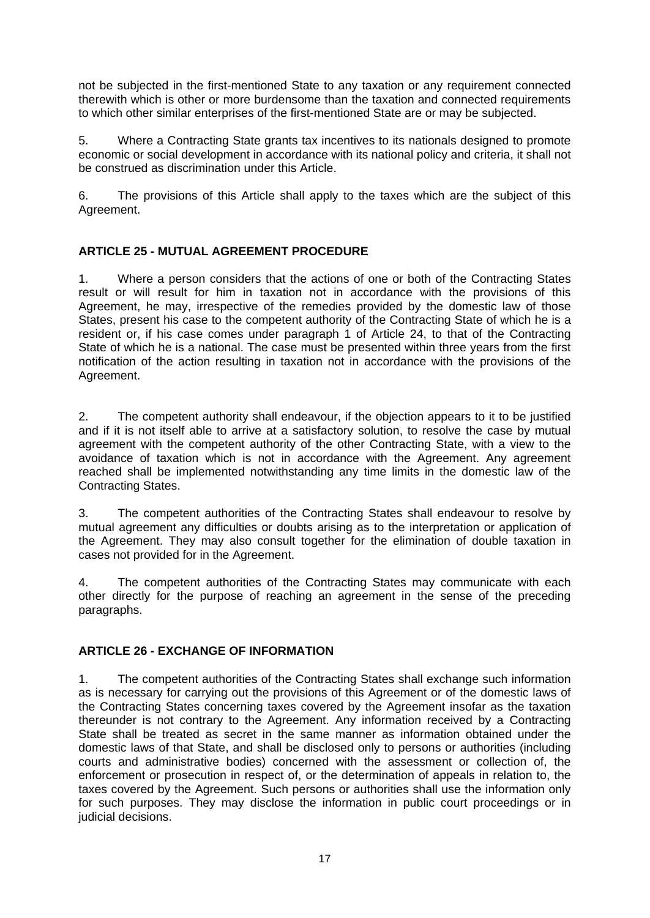not be subjected in the first-mentioned State to any taxation or any requirement connected therewith which is other or more burdensome than the taxation and connected requirements to which other similar enterprises of the first-mentioned State are or may be subjected.

5. Where a Contracting State grants tax incentives to its nationals designed to promote economic or social development in accordance with its national policy and criteria, it shall not be construed as discrimination under this Article.

6. The provisions of this Article shall apply to the taxes which are the subject of this Agreement.

### ARTICLE 25 - MUTUAL AGREEMENT PROCEDURE

1. Where a person considers that the actions of one or both of the Contracting States result or will result for him in taxation not in accordance with the provisions of this Agreement, he may, irrespective of the remedies provided by the domestic law of those States, present his case to the competent authority of the Contracting State of which he is a resident or, if his case comes under paragraph 1 of Article 24, to that of the Contracting State of which he is a national. The case must be presented within three years from the first notification of the action resulting in taxation not in accordance with the provisions of the Agreement.

2. The competent authority shall endeavour, if the objection appears to it to be justified and if it is not itself able to arrive at a satisfactory solution, to resolve the case by mutual agreement with the competent authority of the other Contracting State, with a view to the avoidance of taxation which is not in accordance with the Agreement. Any agreement reached shall be implemented notwithstanding any time limits in the domestic law of the Contracting States.

3. The competent authorities of the Contracting States shall endeavour to resolve by mutual agreement any difficulties or doubts arising as to the interpretation or application of the Agreement. They may also consult together for the elimination of double taxation in cases not provided for in the Agreement.

4. The competent authorities of the Contracting States may communicate with each other directly for the purpose of reaching an agreement in the sense of the preceding paragraphs.

### ARTICLE 26 - EXCHANGE OF INFORMATION

1. The competent authorities of the Contracting States shall exchange such information as is necessary for carrying out the provisions of this Agreement or of the domestic laws of the Contracting States concerning taxes covered by the Agreement insofar as the taxation thereunder is not contrary to the Agreement. Any information received by a Contracting State shall be treated as secret in the same manner as information obtained under the domestic laws of that State, and shall be disclosed only to persons or authorities (including courts and administrative bodies) concerned with the assessment or collection of, the enforcement or prosecution in respect of, or the determination of appeals in relation to, the taxes covered by the Agreement. Such persons or authorities shall use the information only for such purposes. They may disclose the information in public court proceedings or in judicial decisions.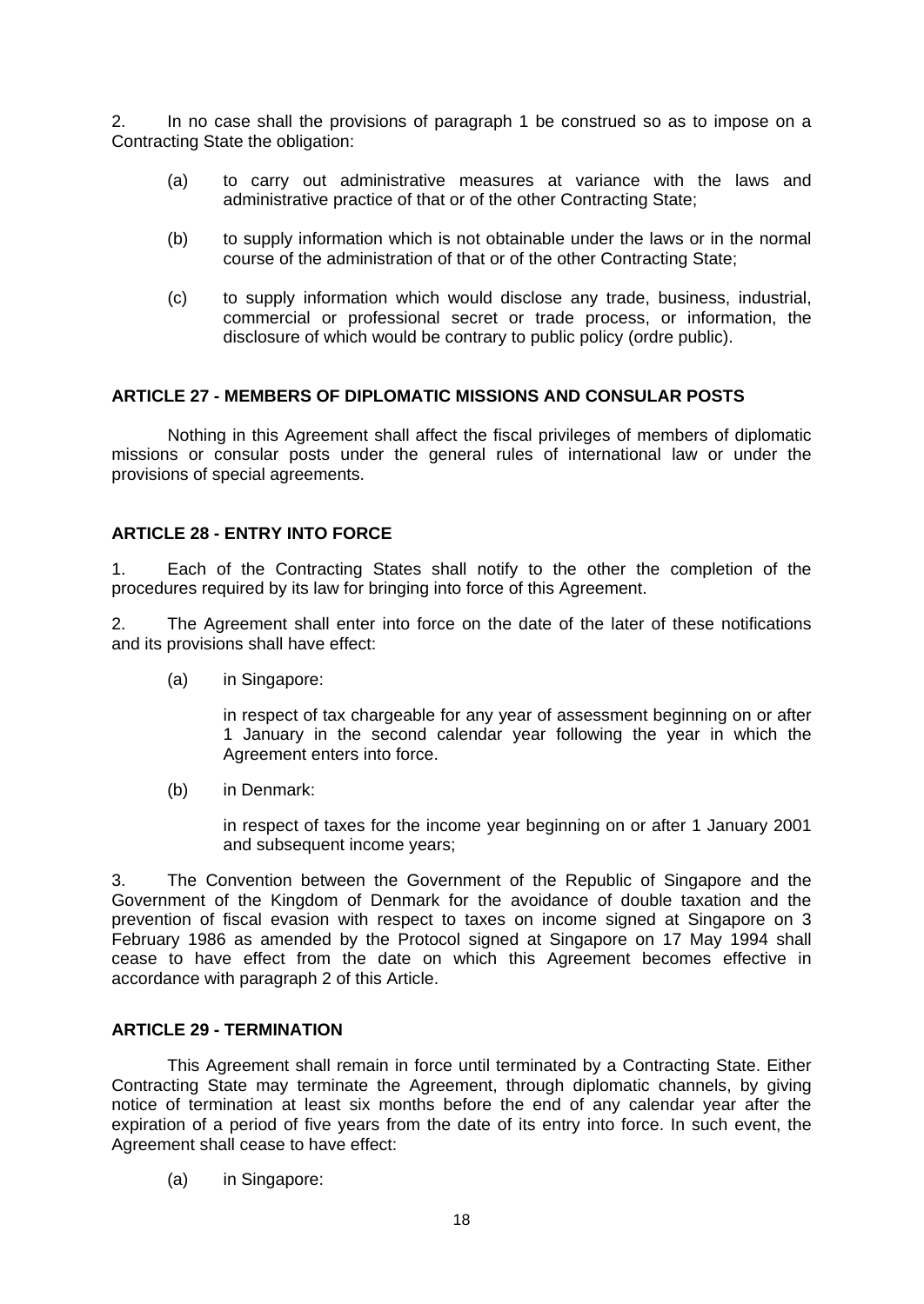2. In no case shall the provisions of paragraph 1 be construed so as to impose on a Contracting State the obligation:

(a) to carry out administrative measures at variance with the laws and administrative practice of that or of the other Contracting State;

(b) to supply information which is not obtainable under the laws or in the normal course of the administration of that or of the other Contracting State;

(c) to supply information which would disclose any trade, business, industrial, commercial or professional secret or trade process, or information, the disclosure of which would be contrary to public policy (ordre public).

**ARTICLE 27 - MEMBERS OF DIPLOMATIC MISSIONS AND CONSULAR POSTS**

Nothing in this Agreement shall affect the fiscal privileges of members of diplomatic missions or consular posts under the general rules of international law or under the provisions of special agreements.

**ARTICLE 28 - ENTRY INTO FORCE**

1. Each of the Contracting States shall notify to the other the completion of the procedures required by its law for bringing into force of this Agreement.

2. The Agreement shall enter into force on the date of the later of these notifications and its provisions shall have effect:

(a) in Singapore:

in respect of tax chargeable for any year of assessment beginning on or after 1 January in the second calendar year following the year in which the Agreement enters into force.

(b) in Denmark:

in respect of taxes for the income year beginning on or after 1 January 2001 and subsequent income years;

3. The Convention between the Government of the Republic of Singapore and the Government of the Kingdom of Denmark for the avoidance of double taxation and the prevention of fiscal evasion with respect to taxes on income signed at Singapore on 3 February 1986 as amended by the Protocol signed at Singapore on 17 May 1994 shall cease to have effect from the date on which this Agreement becomes effective in accordance with paragraph 2 of this Article.

**ARTICLE 29 - TERMINATION**

This Agreement shall remain in force until terminated by a Contracting State. Either Contracting State may terminate the Agreement, through diplomatic channels, by giving notice of termination at least six months before the end of any calendar year after the expiration of a period of five years from the date of its entry into force. In such event, the Agreement shall cease to have effect:

(a) in Singapore: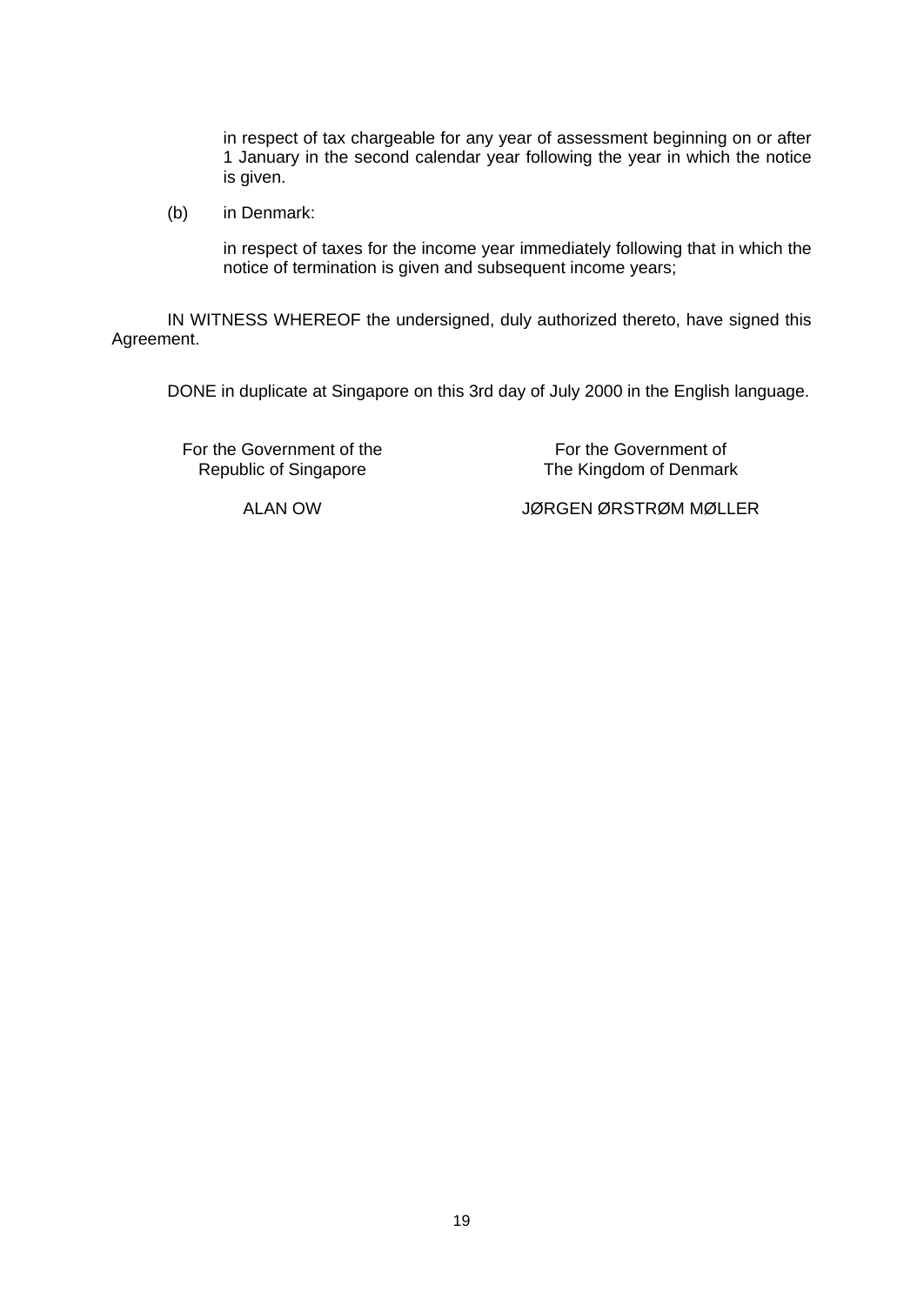in respect of tax chargeable for any year of assessment beginning on or after 1 January in the second calendar year following the year in which the notice is given.

(b) in Denmark:

in respect of taxes for the income year immediately following that in which the notice of termination is given and subsequent income years;

IN WITNESS WHEREOF the undersigned, duly authorized thereto, have signed this Agreement.

DONE in duplicate at Singapore on this 3rd day of July 2000 in the English language.

| For the Government of the Republic of Singapore | For the Government of The Kingdom of Denmark |
| --- | --- |
| ALAN OW | JØRGEN ØRSTRØM MØLLER |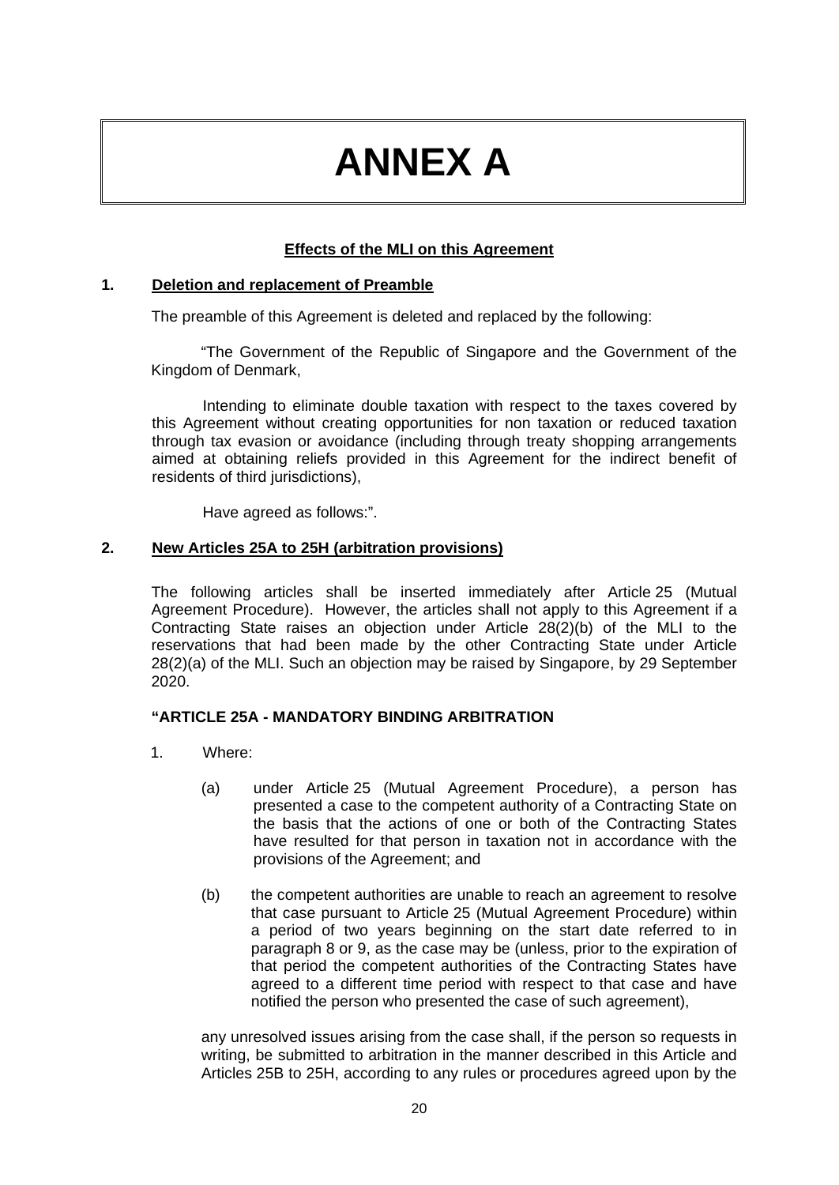# ANNEX A

**Effects of the MLI on this Agreement**

## 1. Deletion and replacement of Preamble

The preamble of this Agreement is deleted and replaced by the following:

"The Government of the Republic of Singapore and the Government of the Kingdom of Denmark,

Intending to eliminate double taxation with respect to the taxes covered by this Agreement without creating opportunities for non taxation or reduced taxation through tax evasion or avoidance (including through treaty shopping arrangements aimed at obtaining reliefs provided in this Agreement for the indirect benefit of residents of third jurisdictions),

Have agreed as follows:".

## 2. New Articles 25A to 25H (arbitration provisions)

The following articles shall be inserted immediately after Article 25 (Mutual Agreement Procedure). However, the articles shall not apply to this Agreement if a Contracting State raises an objection under Article 28(2)(b) of the MLI to the reservations that had been made by the other Contracting State under Article 28(2)(a) of the MLI. Such an objection may be raised by Singapore, by 29 September 2020.

**"ARTICLE 25A - MANDATORY BINDING ARBITRATION**

1. Where:

   (a) under Article 25 (Mutual Agreement Procedure), a person has presented a case to the competent authority of a Contracting State on the basis that the actions of one or both of the Contracting States have resulted for that person in taxation not in accordance with the provisions of the Agreement; and

   (b) the competent authorities are unable to reach an agreement to resolve that case pursuant to Article 25 (Mutual Agreement Procedure) within a period of two years beginning on the start date referred to in paragraph 8 or 9, as the case may be (unless, prior to the expiration of that period the competent authorities of the Contracting States have agreed to a different time period with respect to that case and have notified the person who presented the case of such agreement),

   any unresolved issues arising from the case shall, if the person so requests in writing, be submitted to arbitration in the manner described in this Article and Articles 25B to 25H, according to any rules or procedures agreed upon by the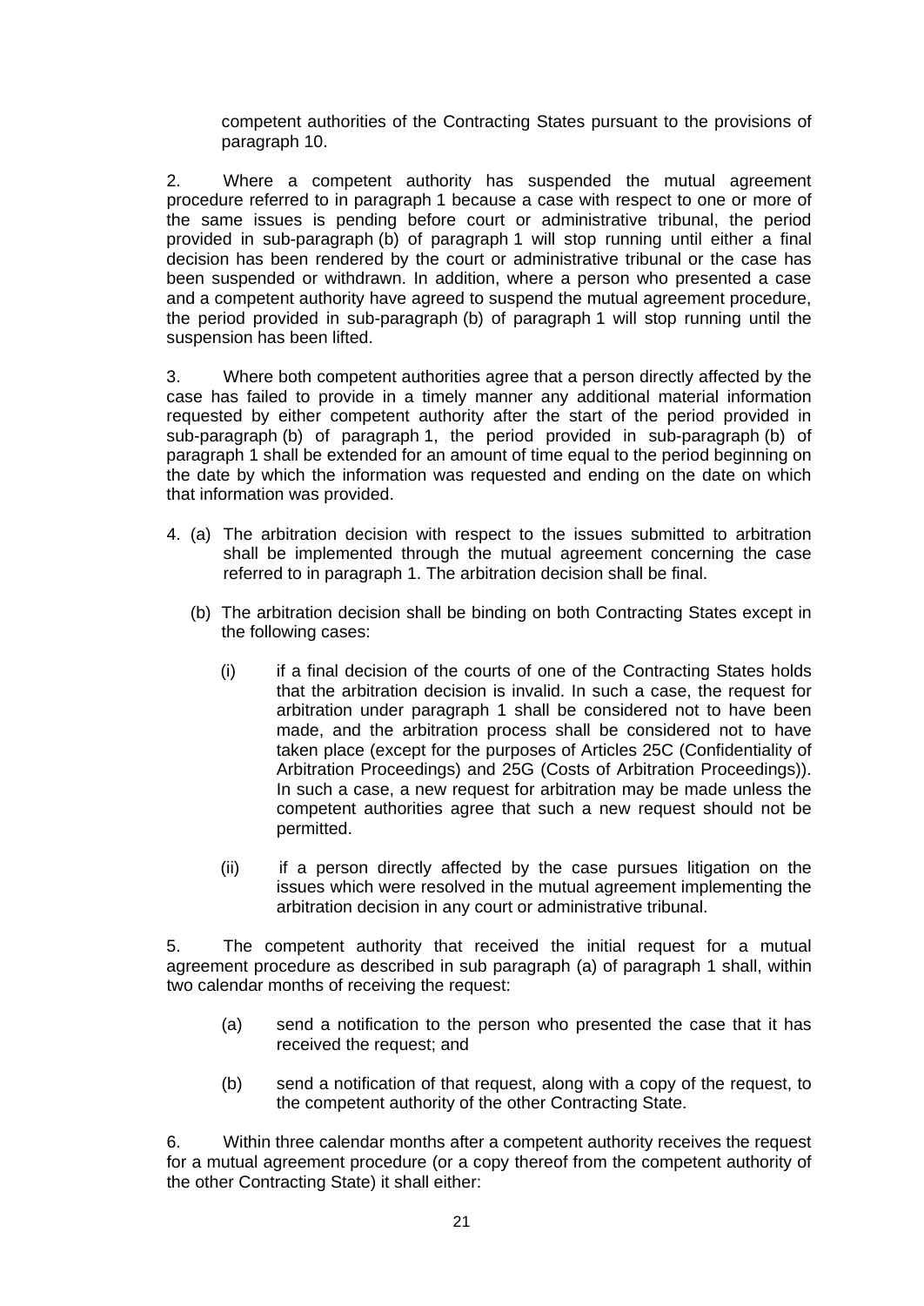competent authorities of the Contracting States pursuant to the provisions of paragraph 10.

2. Where a competent authority has suspended the mutual agreement procedure referred to in paragraph 1 because a case with respect to one or more of the same issues is pending before court or administrative tribunal, the period provided in sub-paragraph (b) of paragraph 1 will stop running until either a final decision has been rendered by the court or administrative tribunal or the case has been suspended or withdrawn. In addition, where a person who presented a case and a competent authority have agreed to suspend the mutual agreement procedure, the period provided in sub-paragraph (b) of paragraph 1 will stop running until the suspension has been lifted.

3. Where both competent authorities agree that a person directly affected by the case has failed to provide in a timely manner any additional material information requested by either competent authority after the start of the period provided in sub-paragraph (b) of paragraph 1, the period provided in sub-paragraph (b) of paragraph 1 shall be extended for an amount of time equal to the period beginning on the date by which the information was requested and ending on the date on which that information was provided.

4. (a) The arbitration decision with respect to the issues submitted to arbitration shall be implemented through the mutual agreement concerning the case referred to in paragraph 1. The arbitration decision shall be final.

   (b) The arbitration decision shall be binding on both Contracting States except in the following cases:

      (i) if a final decision of the courts of one of the Contracting States holds that the arbitration decision is invalid. In such a case, the request for arbitration under paragraph 1 shall be considered not to have been made, and the arbitration process shall be considered not to have taken place (except for the purposes of Articles 25C (Confidentiality of Arbitration Proceedings) and 25G (Costs of Arbitration Proceedings)). In such a case, a new request for arbitration may be made unless the competent authorities agree that such a new request should not be permitted.

      (ii) if a person directly affected by the case pursues litigation on the issues which were resolved in the mutual agreement implementing the arbitration decision in any court or administrative tribunal.

5. The competent authority that received the initial request for a mutual agreement procedure as described in sub paragraph (a) of paragraph 1 shall, within two calendar months of receiving the request:

   (a) send a notification to the person who presented the case that it has received the request; and

   (b) send a notification of that request, along with a copy of the request, to the competent authority of the other Contracting State.

6. Within three calendar months after a competent authority receives the request for a mutual agreement procedure (or a copy thereof from the competent authority of the other Contracting State) it shall either: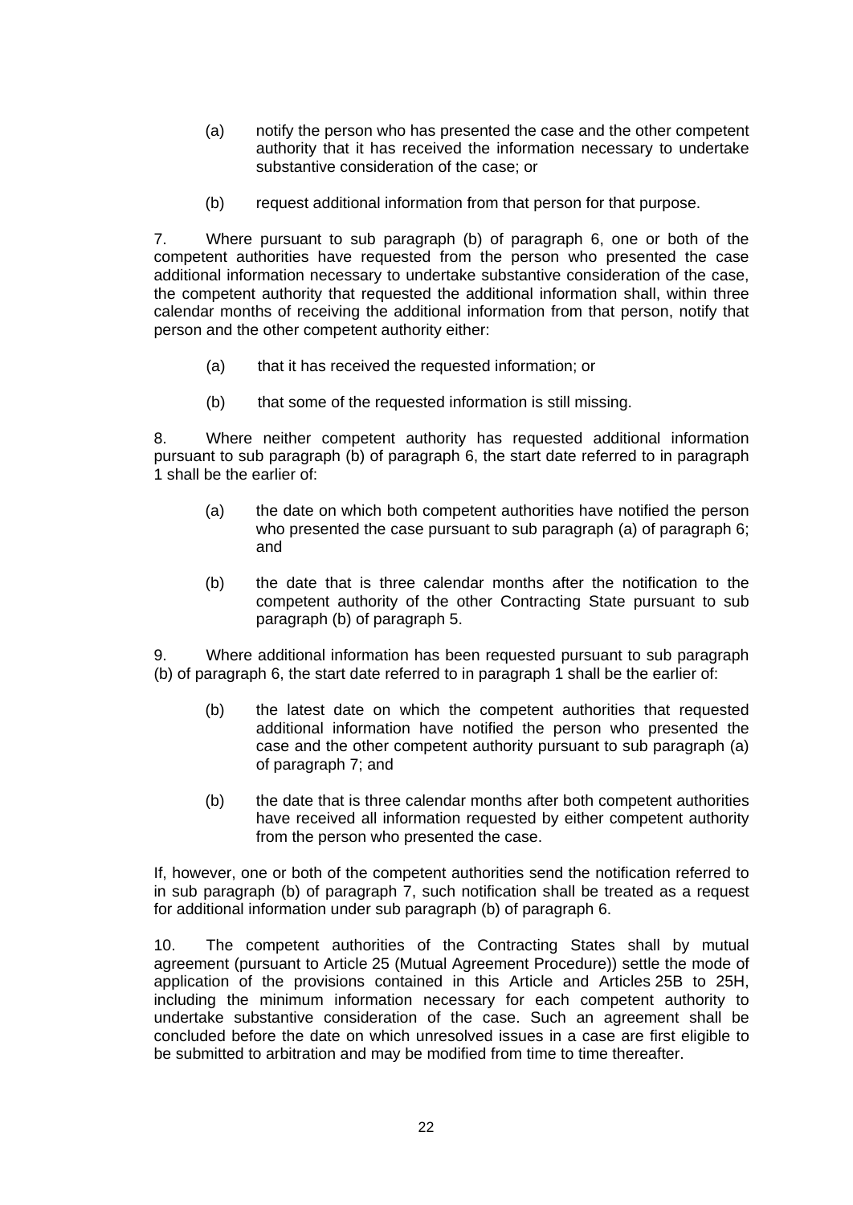(a) notify the person who has presented the case and the other competent authority that it has received the information necessary to undertake substantive consideration of the case; or

(b) request additional information from that person for that purpose.

7. Where pursuant to sub paragraph (b) of paragraph 6, one or both of the competent authorities have requested from the person who presented the case additional information necessary to undertake substantive consideration of the case, the competent authority that requested the additional information shall, within three calendar months of receiving the additional information from that person, notify that person and the other competent authority either:

(a) that it has received the requested information; or

(b) that some of the requested information is still missing.

8. Where neither competent authority has requested additional information pursuant to sub paragraph (b) of paragraph 6, the start date referred to in paragraph 1 shall be the earlier of:

(a) the date on which both competent authorities have notified the person who presented the case pursuant to sub paragraph (a) of paragraph 6; and

(b) the date that is three calendar months after the notification to the competent authority of the other Contracting State pursuant to sub paragraph (b) of paragraph 5.

9. Where additional information has been requested pursuant to sub paragraph (b) of paragraph 6, the start date referred to in paragraph 1 shall be the earlier of:

(b) the latest date on which the competent authorities that requested additional information have notified the person who presented the case and the other competent authority pursuant to sub paragraph (a) of paragraph 7; and

(b) the date that is three calendar months after both competent authorities have received all information requested by either competent authority from the person who presented the case.

If, however, one or both of the competent authorities send the notification referred to in sub paragraph (b) of paragraph 7, such notification shall be treated as a request for additional information under sub paragraph (b) of paragraph 6.

10. The competent authorities of the Contracting States shall by mutual agreement (pursuant to Article 25 (Mutual Agreement Procedure)) settle the mode of application of the provisions contained in this Article and Articles 25B to 25H, including the minimum information necessary for each competent authority to undertake substantive consideration of the case. Such an agreement shall be concluded before the date on which unresolved issues in a case are first eligible to be submitted to arbitration and may be modified from time to time thereafter.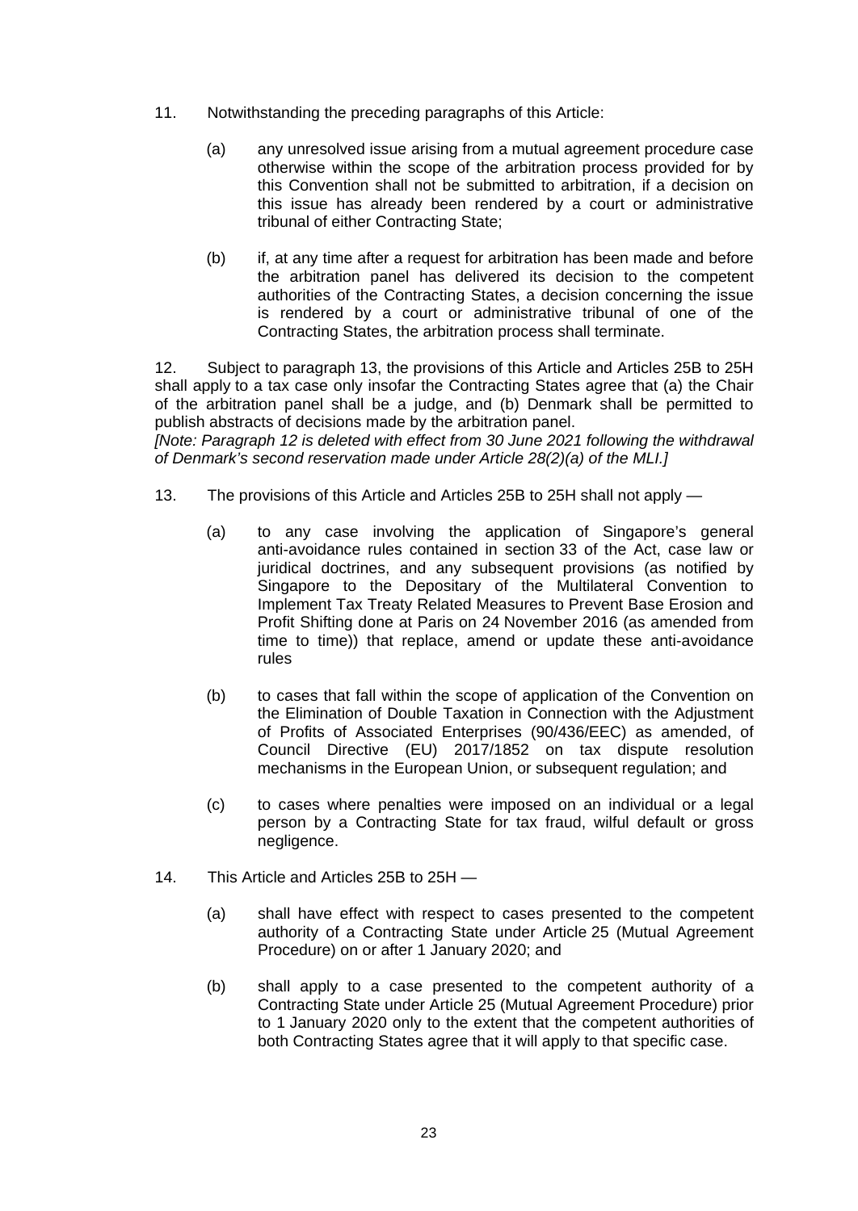11. Notwithstanding the preceding paragraphs of this Article:

    (a) any unresolved issue arising from a mutual agreement procedure case otherwise within the scope of the arbitration process provided for by this Convention shall not be submitted to arbitration, if a decision on this issue has already been rendered by a court or administrative tribunal of either Contracting State;

    (b) if, at any time after a request for arbitration has been made and before the arbitration panel has delivered its decision to the competent authorities of the Contracting States, a decision concerning the issue is rendered by a court or administrative tribunal of one of the Contracting States, the arbitration process shall terminate.

12. Subject to paragraph 13, the provisions of this Article and Articles 25B to 25H shall apply to a tax case only insofar the Contracting States agree that (a) the Chair of the arbitration panel shall be a judge, and (b) Denmark shall be permitted to publish abstracts of decisions made by the arbitration panel.
*[Note: Paragraph 12 is deleted with effect from 30 June 2021 following the withdrawal of Denmark's second reservation made under Article 28(2)(a) of the MLI.]*

13. The provisions of this Article and Articles 25B to 25H shall not apply —

    (a) to any case involving the application of Singapore's general anti-avoidance rules contained in section 33 of the Act, case law or juridical doctrines, and any subsequent provisions (as notified by Singapore to the Depositary of the Multilateral Convention to Implement Tax Treaty Related Measures to Prevent Base Erosion and Profit Shifting done at Paris on 24 November 2016 (as amended from time to time)) that replace, amend or update these anti-avoidance rules

    (b) to cases that fall within the scope of application of the Convention on the Elimination of Double Taxation in Connection with the Adjustment of Profits of Associated Enterprises (90/436/EEC) as amended, of Council Directive (EU) 2017/1852 on tax dispute resolution mechanisms in the European Union, or subsequent regulation; and

    (c) to cases where penalties were imposed on an individual or a legal person by a Contracting State for tax fraud, wilful default or gross negligence.

14. This Article and Articles 25B to 25H —

    (a) shall have effect with respect to cases presented to the competent authority of a Contracting State under Article 25 (Mutual Agreement Procedure) on or after 1 January 2020; and

    (b) shall apply to a case presented to the competent authority of a Contracting State under Article 25 (Mutual Agreement Procedure) prior to 1 January 2020 only to the extent that the competent authorities of both Contracting States agree that it will apply to that specific case.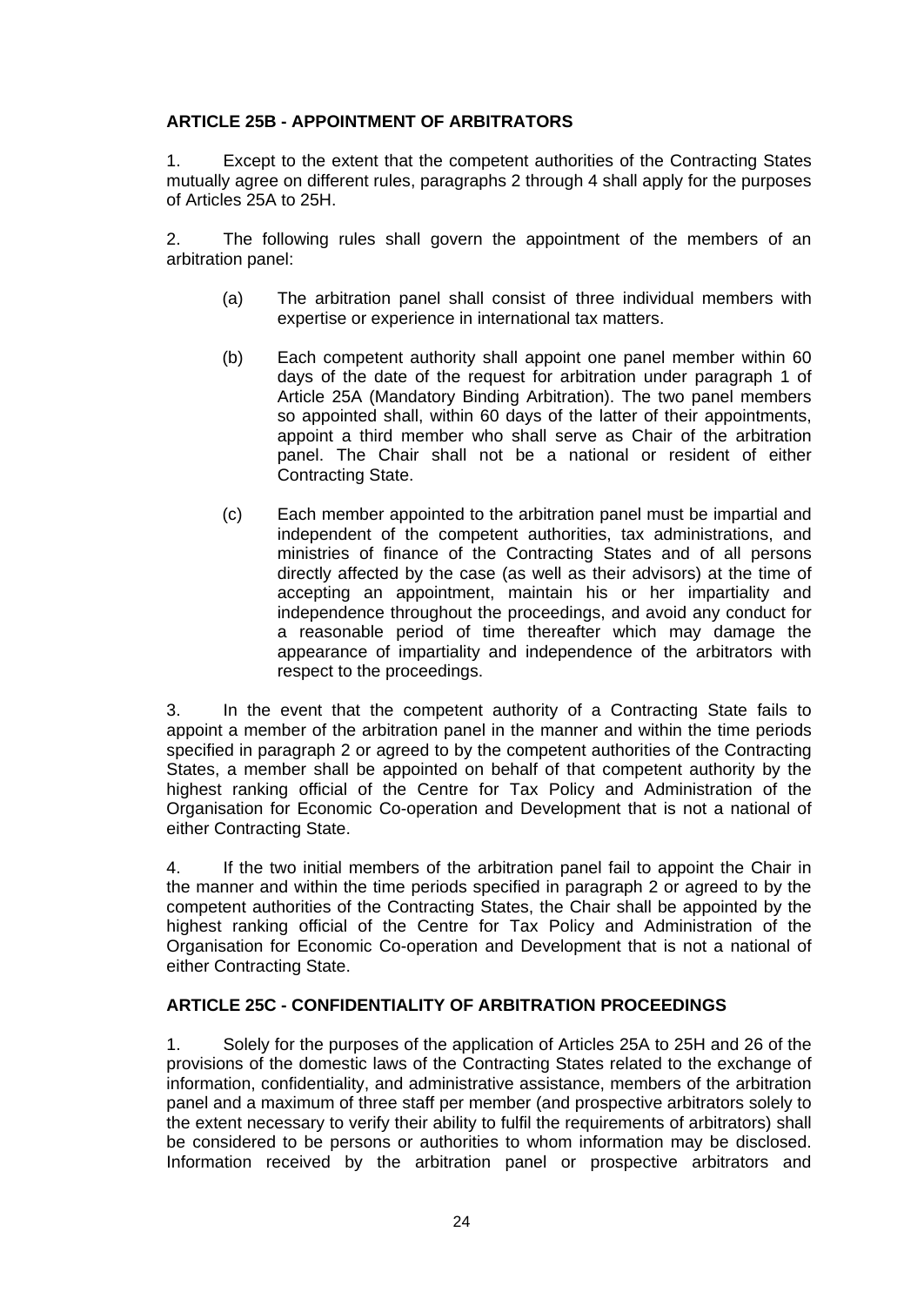**ARTICLE 25B - APPOINTMENT OF ARBITRATORS**

1. Except to the extent that the competent authorities of the Contracting States mutually agree on different rules, paragraphs 2 through 4 shall apply for the purposes of Articles 25A to 25H.

2. The following rules shall govern the appointment of the members of an arbitration panel:

   (a) The arbitration panel shall consist of three individual members with expertise or experience in international tax matters.

   (b) Each competent authority shall appoint one panel member within 60 days of the date of the request for arbitration under paragraph 1 of Article 25A (Mandatory Binding Arbitration). The two panel members so appointed shall, within 60 days of the latter of their appointments, appoint a third member who shall serve as Chair of the arbitration panel. The Chair shall not be a national or resident of either Contracting State.

   (c) Each member appointed to the arbitration panel must be impartial and independent of the competent authorities, tax administrations, and ministries of finance of the Contracting States and of all persons directly affected by the case (as well as their advisors) at the time of accepting an appointment, maintain his or her impartiality and independence throughout the proceedings, and avoid any conduct for a reasonable period of time thereafter which may damage the appearance of impartiality and independence of the arbitrators with respect to the proceedings.

3. In the event that the competent authority of a Contracting State fails to appoint a member of the arbitration panel in the manner and within the time periods specified in paragraph 2 or agreed to by the competent authorities of the Contracting States, a member shall be appointed on behalf of that competent authority by the highest ranking official of the Centre for Tax Policy and Administration of the Organisation for Economic Co-operation and Development that is not a national of either Contracting State.

4. If the two initial members of the arbitration panel fail to appoint the Chair in the manner and within the time periods specified in paragraph 2 or agreed to by the competent authorities of the Contracting States, the Chair shall be appointed by the highest ranking official of the Centre for Tax Policy and Administration of the Organisation for Economic Co-operation and Development that is not a national of either Contracting State.

**ARTICLE 25C - CONFIDENTIALITY OF ARBITRATION PROCEEDINGS**

1. Solely for the purposes of the application of Articles 25A to 25H and 26 of the provisions of the domestic laws of the Contracting States related to the exchange of information, confidentiality, and administrative assistance, members of the arbitration panel and a maximum of three staff per member (and prospective arbitrators solely to the extent necessary to verify their ability to fulfil the requirements of arbitrators) shall be considered to be persons or authorities to whom information may be disclosed. Information received by the arbitration panel or prospective arbitrators and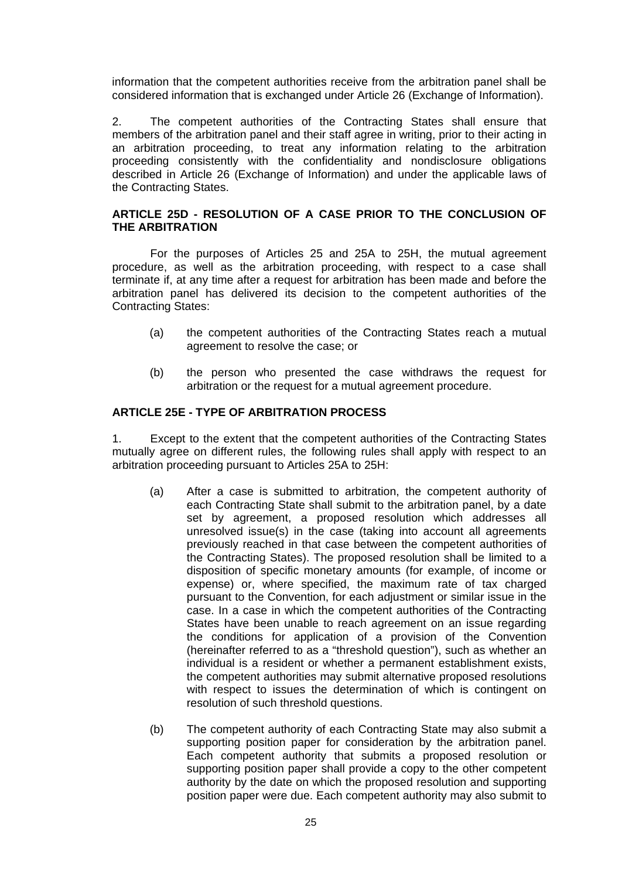information that the competent authorities receive from the arbitration panel shall be considered information that is exchanged under Article 26 (Exchange of Information).

2. The competent authorities of the Contracting States shall ensure that members of the arbitration panel and their staff agree in writing, prior to their acting in an arbitration proceeding, to treat any information relating to the arbitration proceeding consistently with the confidentiality and nondisclosure obligations described in Article 26 (Exchange of Information) and under the applicable laws of the Contracting States.

**ARTICLE 25D - RESOLUTION OF A CASE PRIOR TO THE CONCLUSION OF THE ARBITRATION**

For the purposes of Articles 25 and 25A to 25H, the mutual agreement procedure, as well as the arbitration proceeding, with respect to a case shall terminate if, at any time after a request for arbitration has been made and before the arbitration panel has delivered its decision to the competent authorities of the Contracting States:

(a) the competent authorities of the Contracting States reach a mutual agreement to resolve the case; or

(b) the person who presented the case withdraws the request for arbitration or the request for a mutual agreement procedure.

**ARTICLE 25E - TYPE OF ARBITRATION PROCESS**

1. Except to the extent that the competent authorities of the Contracting States mutually agree on different rules, the following rules shall apply with respect to an arbitration proceeding pursuant to Articles 25A to 25H:

(a) After a case is submitted to arbitration, the competent authority of each Contracting State shall submit to the arbitration panel, by a date set by agreement, a proposed resolution which addresses all unresolved issue(s) in the case (taking into account all agreements previously reached in that case between the competent authorities of the Contracting States). The proposed resolution shall be limited to a disposition of specific monetary amounts (for example, of income or expense) or, where specified, the maximum rate of tax charged pursuant to the Convention, for each adjustment or similar issue in the case. In a case in which the competent authorities of the Contracting States have been unable to reach agreement on an issue regarding the conditions for application of a provision of the Convention (hereinafter referred to as a "threshold question"), such as whether an individual is a resident or whether a permanent establishment exists, the competent authorities may submit alternative proposed resolutions with respect to issues the determination of which is contingent on resolution of such threshold questions.

(b) The competent authority of each Contracting State may also submit a supporting position paper for consideration by the arbitration panel. Each competent authority that submits a proposed resolution or supporting position paper shall provide a copy to the other competent authority by the date on which the proposed resolution and supporting position paper were due. Each competent authority may also submit to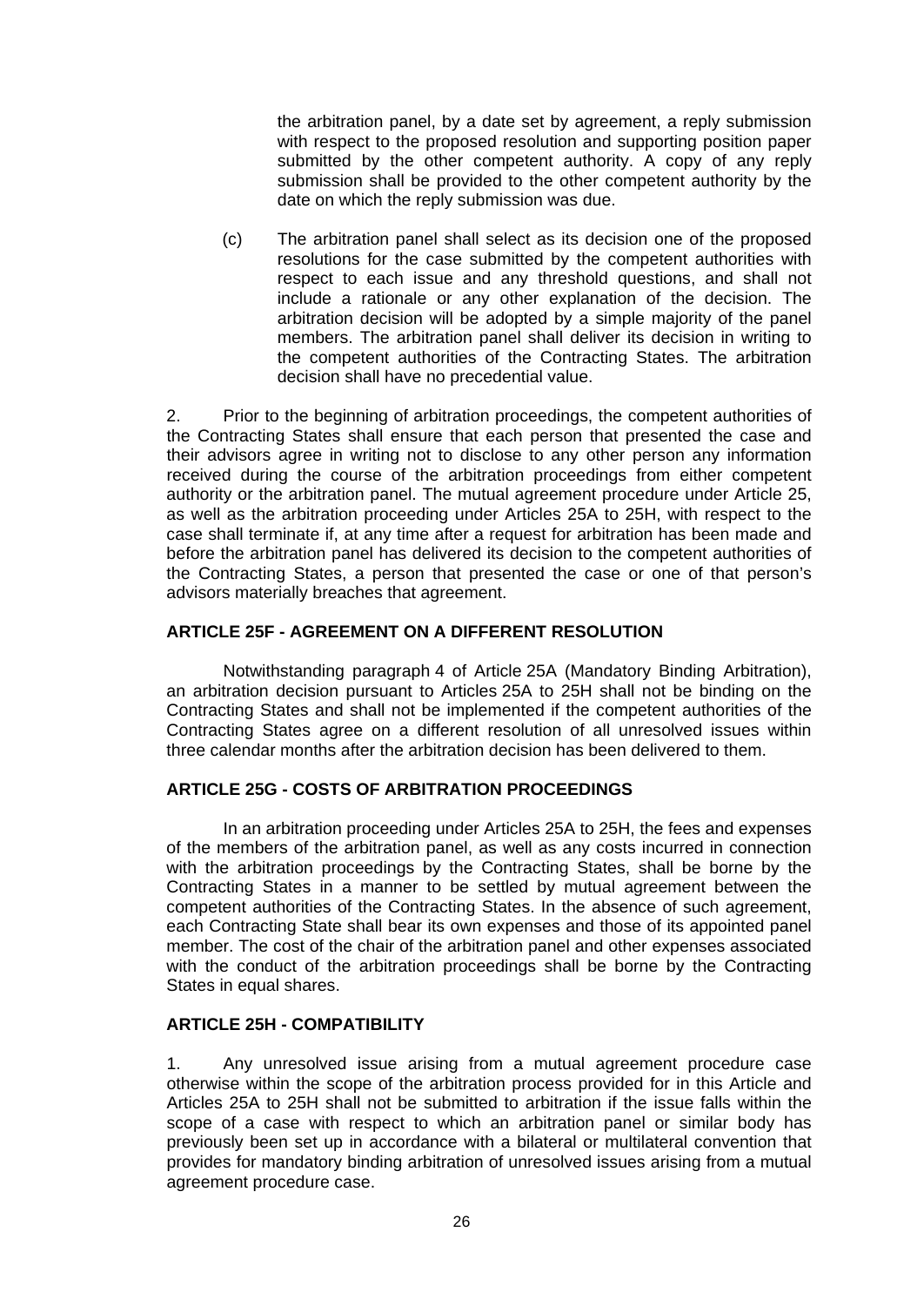the arbitration panel, by a date set by agreement, a reply submission with respect to the proposed resolution and supporting position paper submitted by the other competent authority. A copy of any reply submission shall be provided to the other competent authority by the date on which the reply submission was due.

(c) The arbitration panel shall select as its decision one of the proposed resolutions for the case submitted by the competent authorities with respect to each issue and any threshold questions, and shall not include a rationale or any other explanation of the decision. The arbitration decision will be adopted by a simple majority of the panel members. The arbitration panel shall deliver its decision in writing to the competent authorities of the Contracting States. The arbitration decision shall have no precedential value.

2. Prior to the beginning of arbitration proceedings, the competent authorities of the Contracting States shall ensure that each person that presented the case and their advisors agree in writing not to disclose to any other person any information received during the course of the arbitration proceedings from either competent authority or the arbitration panel. The mutual agreement procedure under Article 25, as well as the arbitration proceeding under Articles 25A to 25H, with respect to the case shall terminate if, at any time after a request for arbitration has been made and before the arbitration panel has delivered its decision to the competent authorities of the Contracting States, a person that presented the case or one of that person's advisors materially breaches that agreement.

**ARTICLE 25F - AGREEMENT ON A DIFFERENT RESOLUTION**

Notwithstanding paragraph 4 of Article 25A (Mandatory Binding Arbitration), an arbitration decision pursuant to Articles 25A to 25H shall not be binding on the Contracting States and shall not be implemented if the competent authorities of the Contracting States agree on a different resolution of all unresolved issues within three calendar months after the arbitration decision has been delivered to them.

**ARTICLE 25G - COSTS OF ARBITRATION PROCEEDINGS**

In an arbitration proceeding under Articles 25A to 25H, the fees and expenses of the members of the arbitration panel, as well as any costs incurred in connection with the arbitration proceedings by the Contracting States, shall be borne by the Contracting States in a manner to be settled by mutual agreement between the competent authorities of the Contracting States. In the absence of such agreement, each Contracting State shall bear its own expenses and those of its appointed panel member. The cost of the chair of the arbitration panel and other expenses associated with the conduct of the arbitration proceedings shall be borne by the Contracting States in equal shares.

**ARTICLE 25H - COMPATIBILITY**

1. Any unresolved issue arising from a mutual agreement procedure case otherwise within the scope of the arbitration process provided for in this Article and Articles 25A to 25H shall not be submitted to arbitration if the issue falls within the scope of a case with respect to which an arbitration panel or similar body has previously been set up in accordance with a bilateral or multilateral convention that provides for mandatory binding arbitration of unresolved issues arising from a mutual agreement procedure case.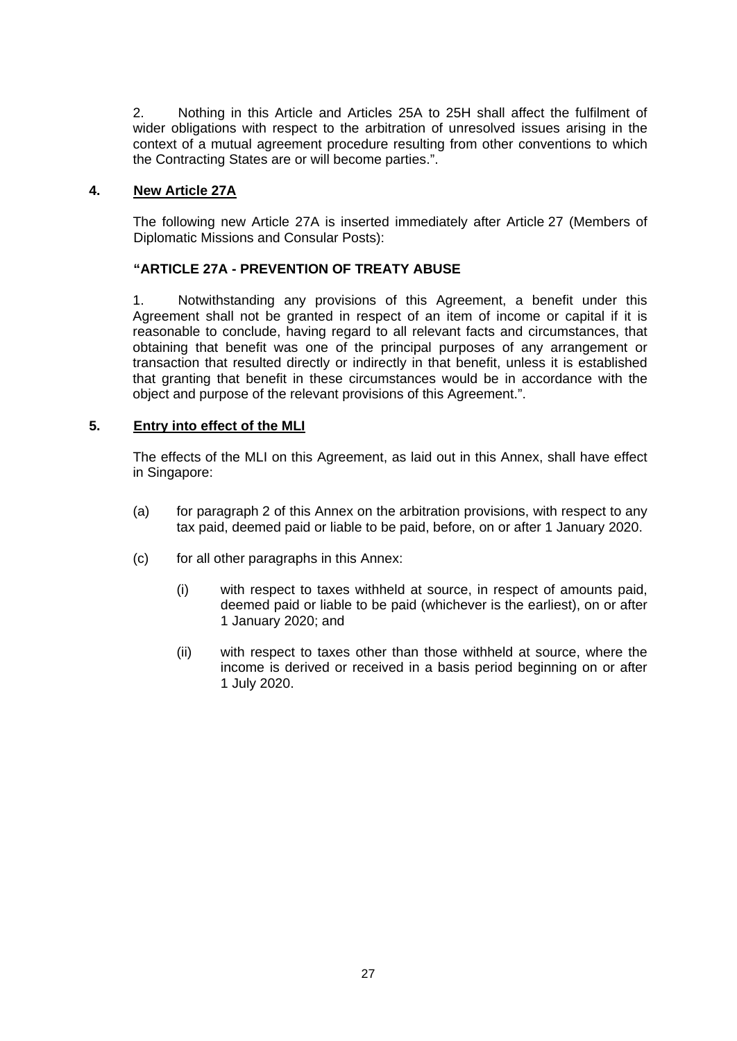2. Nothing in this Article and Articles 25A to 25H shall affect the fulfilment of wider obligations with respect to the arbitration of unresolved issues arising in the context of a mutual agreement procedure resulting from other conventions to which the Contracting States are or will become parties.".

**4. New Article 27A**

The following new Article 27A is inserted immediately after Article 27 (Members of Diplomatic Missions and Consular Posts):

**"ARTICLE 27A - PREVENTION OF TREATY ABUSE**

1. Notwithstanding any provisions of this Agreement, a benefit under this Agreement shall not be granted in respect of an item of income or capital if it is reasonable to conclude, having regard to all relevant facts and circumstances, that obtaining that benefit was one of the principal purposes of any arrangement or transaction that resulted directly or indirectly in that benefit, unless it is established that granting that benefit in these circumstances would be in accordance with the object and purpose of the relevant provisions of this Agreement.".

**5. Entry into effect of the MLI**

The effects of the MLI on this Agreement, as laid out in this Annex, shall have effect in Singapore:

(a) for paragraph 2 of this Annex on the arbitration provisions, with respect to any tax paid, deemed paid or liable to be paid, before, on or after 1 January 2020.

(c) for all other paragraphs in this Annex:

(i) with respect to taxes withheld at source, in respect of amounts paid, deemed paid or liable to be paid (whichever is the earliest), on or after 1 January 2020; and

(ii) with respect to taxes other than those withheld at source, where the income is derived or received in a basis period beginning on or after 1 July 2020.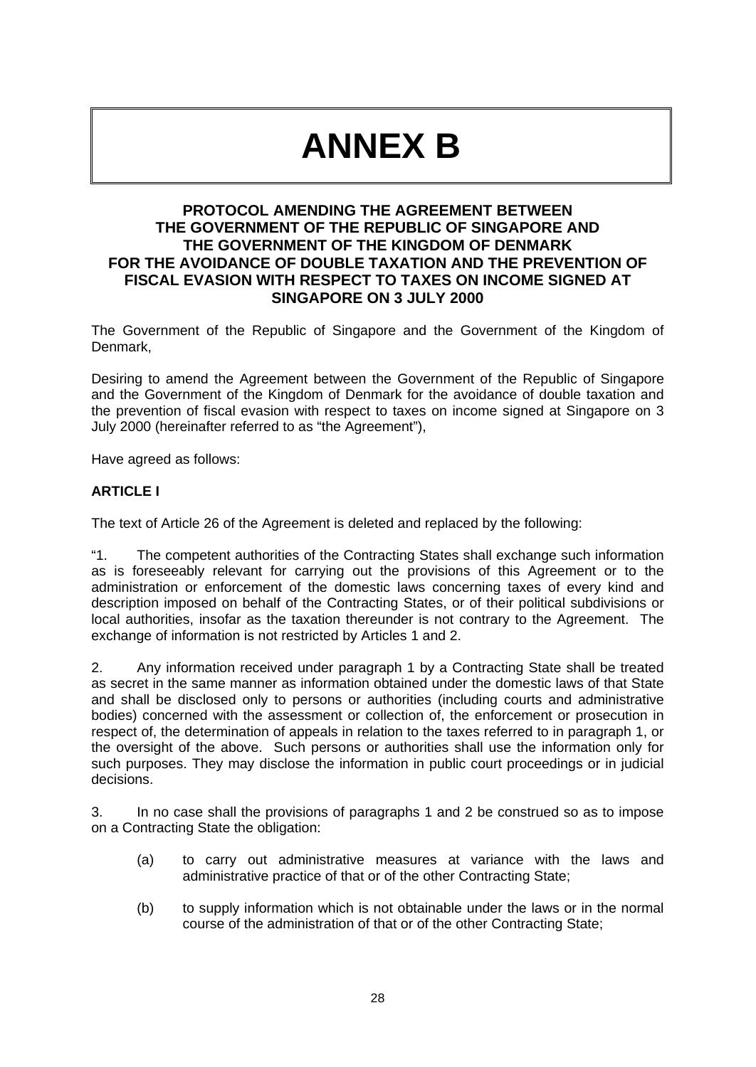# ANNEX B

**PROTOCOL AMENDING THE AGREEMENT BETWEEN THE GOVERNMENT OF THE REPUBLIC OF SINGAPORE AND THE GOVERNMENT OF THE KINGDOM OF DENMARK FOR THE AVOIDANCE OF DOUBLE TAXATION AND THE PREVENTION OF FISCAL EVASION WITH RESPECT TO TAXES ON INCOME SIGNED AT SINGAPORE ON 3 JULY 2000**

The Government of the Republic of Singapore and the Government of the Kingdom of Denmark,

Desiring to amend the Agreement between the Government of the Republic of Singapore and the Government of the Kingdom of Denmark for the avoidance of double taxation and the prevention of fiscal evasion with respect to taxes on income signed at Singapore on 3 July 2000 (hereinafter referred to as "the Agreement"),

Have agreed as follows:

**ARTICLE I**

The text of Article 26 of the Agreement is deleted and replaced by the following:

"1. The competent authorities of the Contracting States shall exchange such information as is foreseeably relevant for carrying out the provisions of this Agreement or to the administration or enforcement of the domestic laws concerning taxes of every kind and description imposed on behalf of the Contracting States, or of their political subdivisions or local authorities, insofar as the taxation thereunder is not contrary to the Agreement. The exchange of information is not restricted by Articles 1 and 2.

2. Any information received under paragraph 1 by a Contracting State shall be treated as secret in the same manner as information obtained under the domestic laws of that State and shall be disclosed only to persons or authorities (including courts and administrative bodies) concerned with the assessment or collection of, the enforcement or prosecution in respect of, the determination of appeals in relation to the taxes referred to in paragraph 1, or the oversight of the above. Such persons or authorities shall use the information only for such purposes. They may disclose the information in public court proceedings or in judicial decisions.

3. In no case shall the provisions of paragraphs 1 and 2 be construed so as to impose on a Contracting State the obligation:

(a) to carry out administrative measures at variance with the laws and administrative practice of that or of the other Contracting State;

(b) to supply information which is not obtainable under the laws or in the normal course of the administration of that or of the other Contracting State;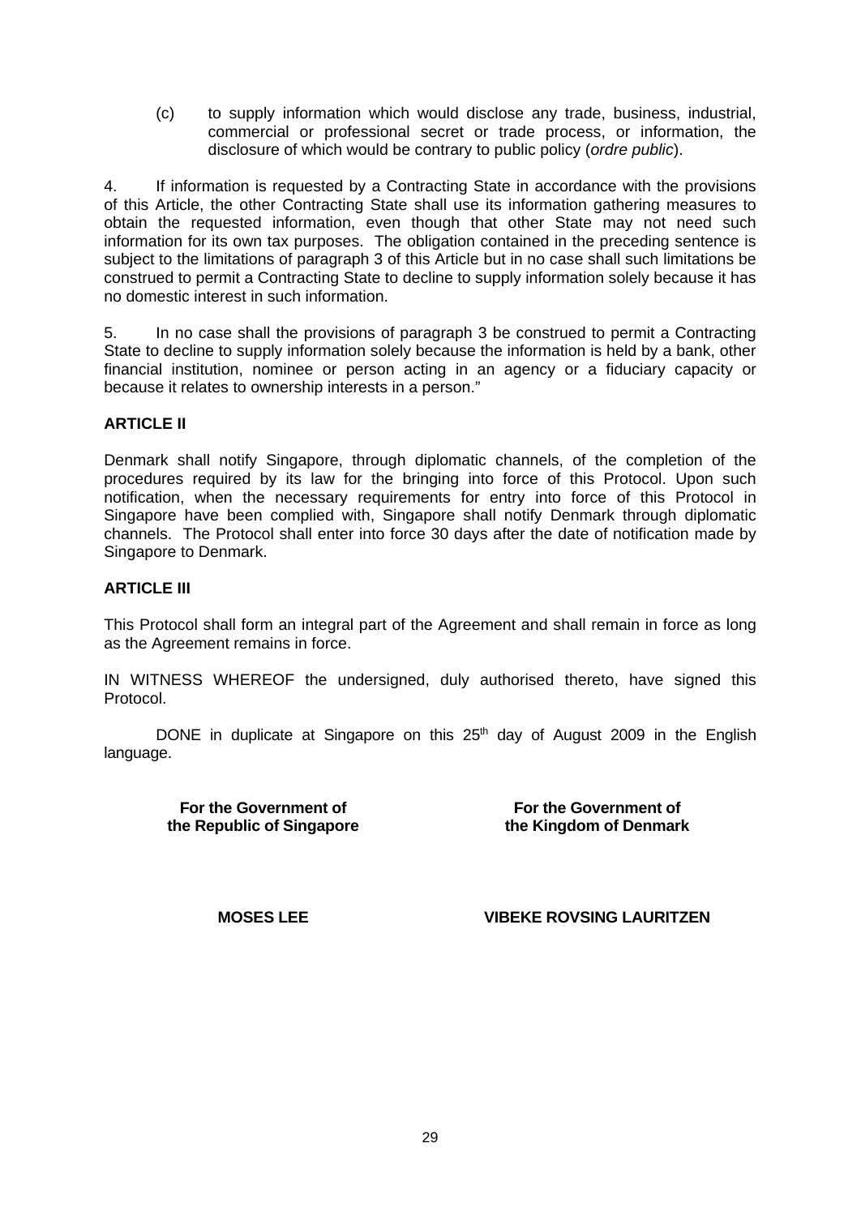(c) to supply information which would disclose any trade, business, industrial, commercial or professional secret or trade process, or information, the disclosure of which would be contrary to public policy (*ordre public*).

4. If information is requested by a Contracting State in accordance with the provisions of this Article, the other Contracting State shall use its information gathering measures to obtain the requested information, even though that other State may not need such information for its own tax purposes. The obligation contained in the preceding sentence is subject to the limitations of paragraph 3 of this Article but in no case shall such limitations be construed to permit a Contracting State to decline to supply information solely because it has no domestic interest in such information.

5. In no case shall the provisions of paragraph 3 be construed to permit a Contracting State to decline to supply information solely because the information is held by a bank, other financial institution, nominee or person acting in an agency or a fiduciary capacity or because it relates to ownership interests in a person."

**ARTICLE II**

Denmark shall notify Singapore, through diplomatic channels, of the completion of the procedures required by its law for the bringing into force of this Protocol. Upon such notification, when the necessary requirements for entry into force of this Protocol in Singapore have been complied with, Singapore shall notify Denmark through diplomatic channels. The Protocol shall enter into force 30 days after the date of notification made by Singapore to Denmark.

**ARTICLE III**

This Protocol shall form an integral part of the Agreement and shall remain in force as long as the Agreement remains in force.

IN WITNESS WHEREOF the undersigned, duly authorised thereto, have signed this Protocol.

DONE in duplicate at Singapore on this 25th day of August 2009 in the English language.

| **For the Government of the Republic of Singapore** | **For the Government of the Kingdom of Denmark** |
| --- | --- |
| **MOSES LEE** | **VIBEKE ROVSING LAURITZEN** |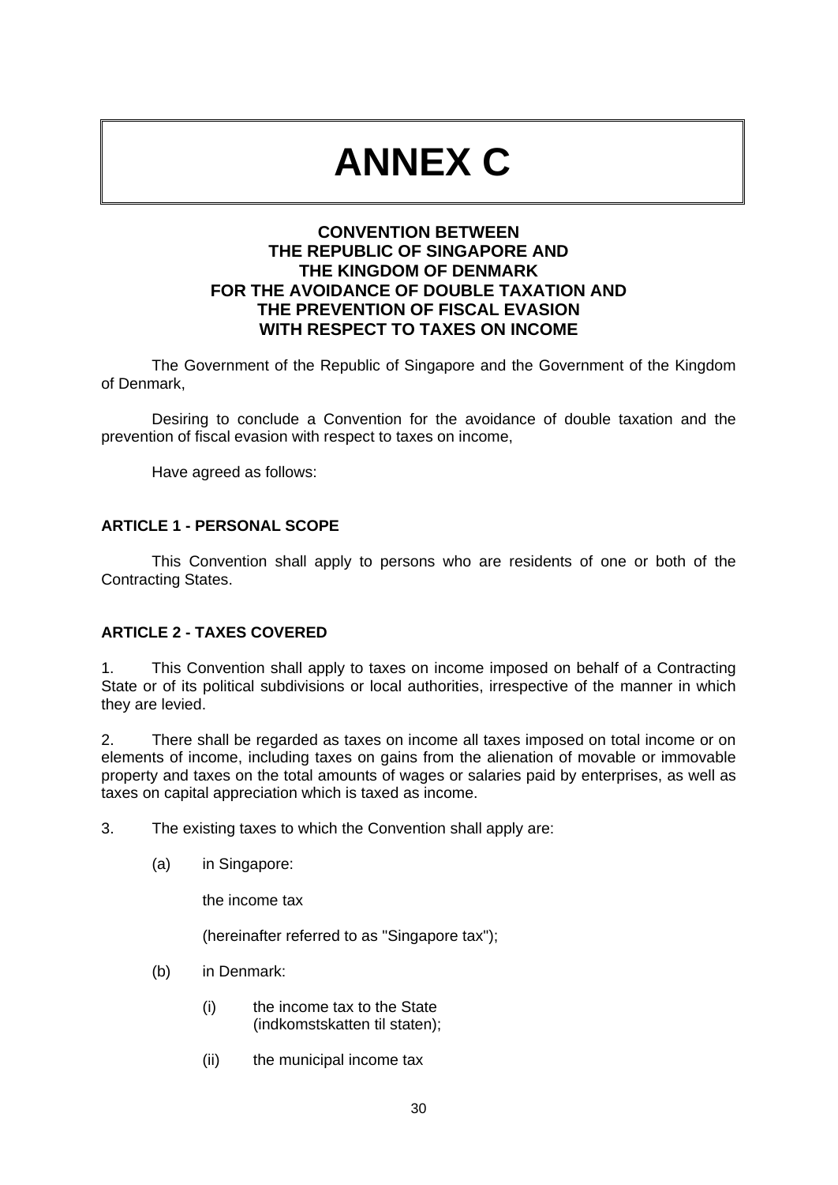# ANNEX C

**CONVENTION BETWEEN THE REPUBLIC OF SINGAPORE AND THE KINGDOM OF DENMARK FOR THE AVOIDANCE OF DOUBLE TAXATION AND THE PREVENTION OF FISCAL EVASION WITH RESPECT TO TAXES ON INCOME**

The Government of the Republic of Singapore and the Government of the Kingdom of Denmark,

Desiring to conclude a Convention for the avoidance of double taxation and the prevention of fiscal evasion with respect to taxes on income,

Have agreed as follows:

**ARTICLE 1 - PERSONAL SCOPE**

This Convention shall apply to persons who are residents of one or both of the Contracting States.

**ARTICLE 2 - TAXES COVERED**

1. This Convention shall apply to taxes on income imposed on behalf of a Contracting State or of its political subdivisions or local authorities, irrespective of the manner in which they are levied.

2. There shall be regarded as taxes on income all taxes imposed on total income or on elements of income, including taxes on gains from the alienation of movable or immovable property and taxes on the total amounts of wages or salaries paid by enterprises, as well as taxes on capital appreciation which is taxed as income.

3. The existing taxes to which the Convention shall apply are:

(a) in Singapore:

the income tax

(hereinafter referred to as "Singapore tax");

(b) in Denmark:

(i) the income tax to the State (indkomstskatten til staten);

(ii) the municipal income tax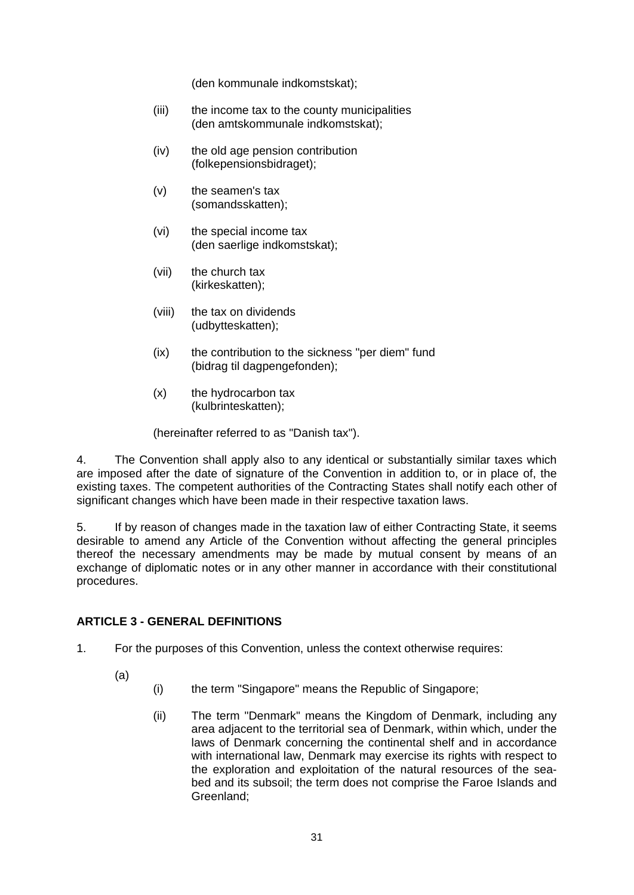(den kommunale indkomstskat);

(iii) the income tax to the county municipalities
(den amtskommunale indkomstskat);

(iv) the old age pension contribution
(folkepensionsbidraget);

(v) the seamen's tax
(somandsskatten);

(vi) the special income tax
(den saerlige indkomstskat);

(vii) the church tax
(kirkeskatten);

(viii) the tax on dividends
(udbytteskatten);

(ix) the contribution to the sickness "per diem" fund
(bidrag til dagpengefonden);

(x) the hydrocarbon tax
(kulbrinteskatten);

(hereinafter referred to as "Danish tax").

4. The Convention shall apply also to any identical or substantially similar taxes which are imposed after the date of signature of the Convention in addition to, or in place of, the existing taxes. The competent authorities of the Contracting States shall notify each other of significant changes which have been made in their respective taxation laws.

5. If by reason of changes made in the taxation law of either Contracting State, it seems desirable to amend any Article of the Convention without affecting the general principles thereof the necessary amendments may be made by mutual consent by means of an exchange of diplomatic notes or in any other manner in accordance with their constitutional procedures.

**ARTICLE 3 - GENERAL DEFINITIONS**

1. For the purposes of this Convention, unless the context otherwise requires:

(a)

(i) the term "Singapore" means the Republic of Singapore;

(ii) The term "Denmark" means the Kingdom of Denmark, including any area adjacent to the territorial sea of Denmark, within which, under the laws of Denmark concerning the continental shelf and in accordance with international law, Denmark may exercise its rights with respect to the exploration and exploitation of the natural resources of the sea-bed and its subsoil; the term does not comprise the Faroe Islands and Greenland;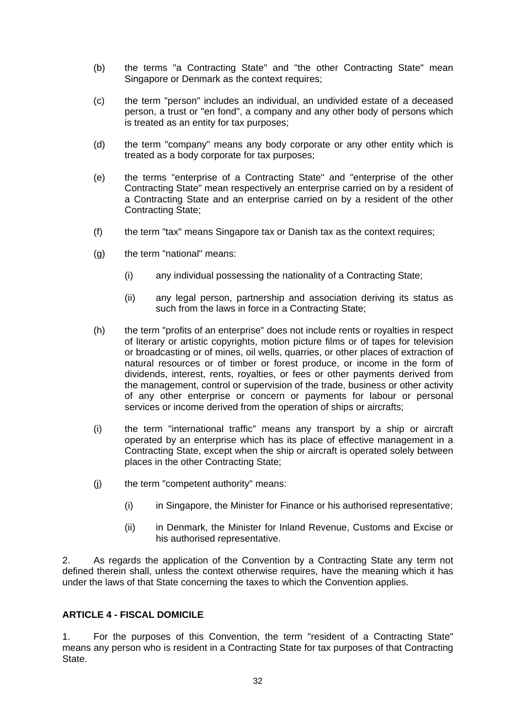(b) the terms "a Contracting State" and "the other Contracting State" mean Singapore or Denmark as the context requires;

(c) the term "person" includes an individual, an undivided estate of a deceased person, a trust or "en fond", a company and any other body of persons which is treated as an entity for tax purposes;

(d) the term "company" means any body corporate or any other entity which is treated as a body corporate for tax purposes;

(e) the terms "enterprise of a Contracting State" and "enterprise of the other Contracting State" mean respectively an enterprise carried on by a resident of a Contracting State and an enterprise carried on by a resident of the other Contracting State;

(f) the term "tax" means Singapore tax or Danish tax as the context requires;

(g) the term "national" means:

  (i) any individual possessing the nationality of a Contracting State;

  (ii) any legal person, partnership and association deriving its status as such from the laws in force in a Contracting State;

(h) the term "profits of an enterprise" does not include rents or royalties in respect of literary or artistic copyrights, motion picture films or of tapes for television or broadcasting or of mines, oil wells, quarries, or other places of extraction of natural resources or of timber or forest produce, or income in the form of dividends, interest, rents, royalties, or fees or other payments derived from the management, control or supervision of the trade, business or other activity of any other enterprise or concern or payments for labour or personal services or income derived from the operation of ships or aircrafts;

(i) the term "international traffic" means any transport by a ship or aircraft operated by an enterprise which has its place of effective management in a Contracting State, except when the ship or aircraft is operated solely between places in the other Contracting State;

(j) the term "competent authority" means:

  (i) in Singapore, the Minister for Finance or his authorised representative;

  (ii) in Denmark, the Minister for Inland Revenue, Customs and Excise or his authorised representative.

2. As regards the application of the Convention by a Contracting State any term not defined therein shall, unless the context otherwise requires, have the meaning which it has under the laws of that State concerning the taxes to which the Convention applies.

**ARTICLE 4 - FISCAL DOMICILE**

1. For the purposes of this Convention, the term "resident of a Contracting State" means any person who is resident in a Contracting State for tax purposes of that Contracting State.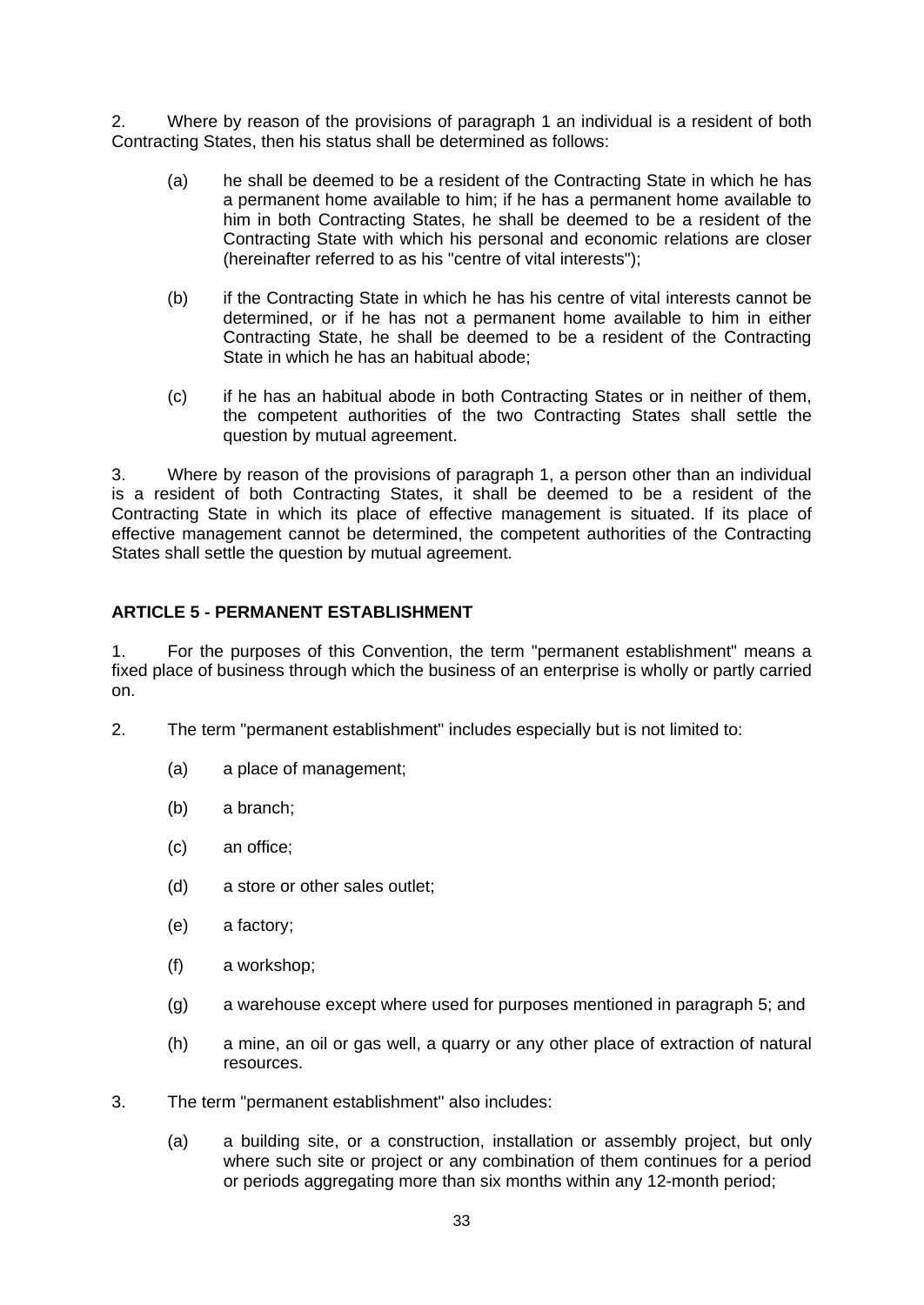2. Where by reason of the provisions of paragraph 1 an individual is a resident of both Contracting States, then his status shall be determined as follows:

   (a) he shall be deemed to be a resident of the Contracting State in which he has a permanent home available to him; if he has a permanent home available to him in both Contracting States, he shall be deemed to be a resident of the Contracting State with which his personal and economic relations are closer (hereinafter referred to as his "centre of vital interests");

   (b) if the Contracting State in which he has his centre of vital interests cannot be determined, or if he has not a permanent home available to him in either Contracting State, he shall be deemed to be a resident of the Contracting State in which he has an habitual abode;

   (c) if he has an habitual abode in both Contracting States or in neither of them, the competent authorities of the two Contracting States shall settle the question by mutual agreement.

3. Where by reason of the provisions of paragraph 1, a person other than an individual is a resident of both Contracting States, it shall be deemed to be a resident of the Contracting State in which its place of effective management is situated. If its place of effective management cannot be determined, the competent authorities of the Contracting States shall settle the question by mutual agreement.

## ARTICLE 5 - PERMANENT ESTABLISHMENT

1. For the purposes of this Convention, the term "permanent establishment" means a fixed place of business through which the business of an enterprise is wholly or partly carried on.

2. The term "permanent establishment" includes especially but is not limited to:

   (a) a place of management;

   (b) a branch;

   (c) an office;

   (d) a store or other sales outlet;

   (e) a factory;

   (f) a workshop;

   (g) a warehouse except where used for purposes mentioned in paragraph 5; and

   (h) a mine, an oil or gas well, a quarry or any other place of extraction of natural resources.

3. The term "permanent establishment" also includes:

   (a) a building site, or a construction, installation or assembly project, but only where such site or project or any combination of them continues for a period or periods aggregating more than six months within any 12-month period;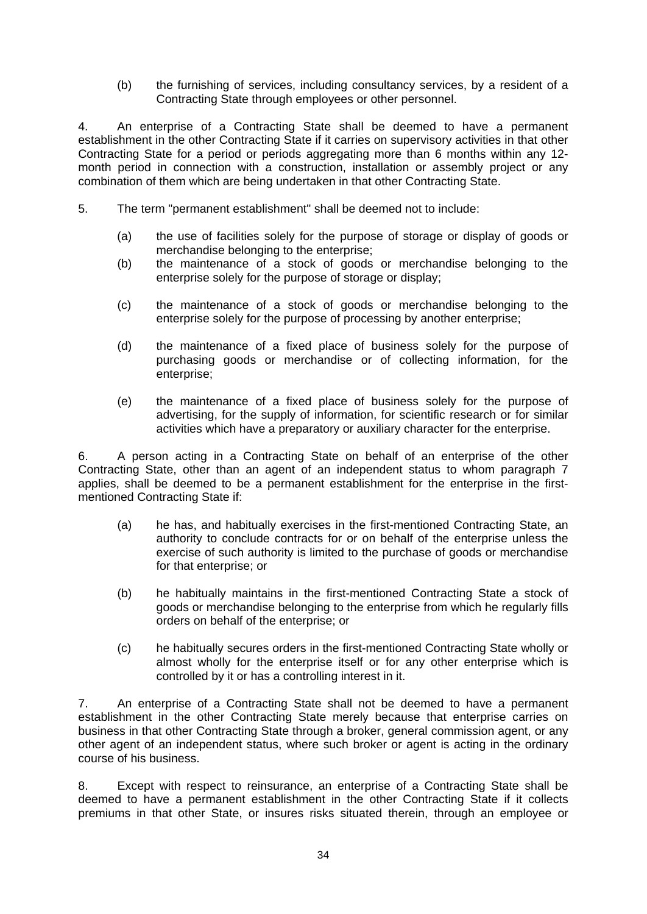(b) the furnishing of services, including consultancy services, by a resident of a Contracting State through employees or other personnel.

4. An enterprise of a Contracting State shall be deemed to have a permanent establishment in the other Contracting State if it carries on supervisory activities in that other Contracting State for a period or periods aggregating more than 6 months within any 12-month period in connection with a construction, installation or assembly project or any combination of them which are being undertaken in that other Contracting State.

5. The term "permanent establishment" shall be deemed not to include:

(a) the use of facilities solely for the purpose of storage or display of goods or merchandise belonging to the enterprise;

(b) the maintenance of a stock of goods or merchandise belonging to the enterprise solely for the purpose of storage or display;

(c) the maintenance of a stock of goods or merchandise belonging to the enterprise solely for the purpose of processing by another enterprise;

(d) the maintenance of a fixed place of business solely for the purpose of purchasing goods or merchandise or of collecting information, for the enterprise;

(e) the maintenance of a fixed place of business solely for the purpose of advertising, for the supply of information, for scientific research or for similar activities which have a preparatory or auxiliary character for the enterprise.

6. A person acting in a Contracting State on behalf of an enterprise of the other Contracting State, other than an agent of an independent status to whom paragraph 7 applies, shall be deemed to be a permanent establishment for the enterprise in the first-mentioned Contracting State if:

(a) he has, and habitually exercises in the first-mentioned Contracting State, an authority to conclude contracts for or on behalf of the enterprise unless the exercise of such authority is limited to the purchase of goods or merchandise for that enterprise; or

(b) he habitually maintains in the first-mentioned Contracting State a stock of goods or merchandise belonging to the enterprise from which he regularly fills orders on behalf of the enterprise; or

(c) he habitually secures orders in the first-mentioned Contracting State wholly or almost wholly for the enterprise itself or for any other enterprise which is controlled by it or has a controlling interest in it.

7. An enterprise of a Contracting State shall not be deemed to have a permanent establishment in the other Contracting State merely because that enterprise carries on business in that other Contracting State through a broker, general commission agent, or any other agent of an independent status, where such broker or agent is acting in the ordinary course of his business.

8. Except with respect to reinsurance, an enterprise of a Contracting State shall be deemed to have a permanent establishment in the other Contracting State if it collects premiums in that other State, or insures risks situated therein, through an employee or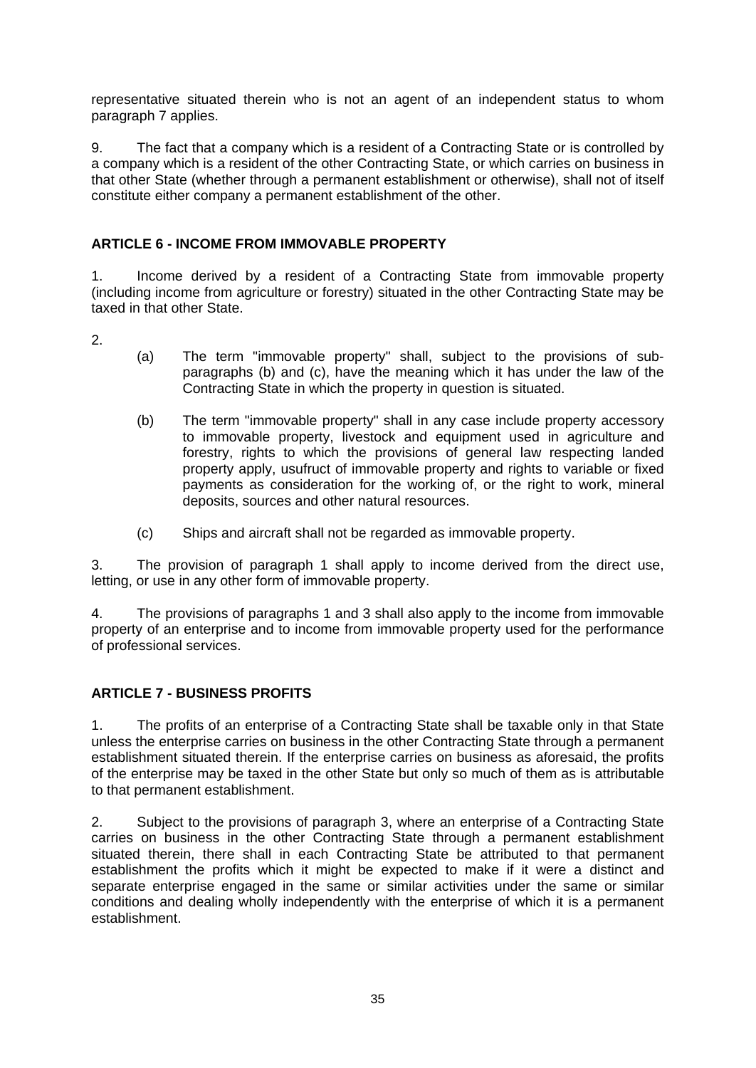representative situated therein who is not an agent of an independent status to whom paragraph 7 applies.

9. The fact that a company which is a resident of a Contracting State or is controlled by a company which is a resident of the other Contracting State, or which carries on business in that other State (whether through a permanent establishment or otherwise), shall not of itself constitute either company a permanent establishment of the other.

## ARTICLE 6 - INCOME FROM IMMOVABLE PROPERTY

1. Income derived by a resident of a Contracting State from immovable property (including income from agriculture or forestry) situated in the other Contracting State may be taxed in that other State.

2.

(a) The term "immovable property" shall, subject to the provisions of sub-paragraphs (b) and (c), have the meaning which it has under the law of the Contracting State in which the property in question is situated.

(b) The term "immovable property" shall in any case include property accessory to immovable property, livestock and equipment used in agriculture and forestry, rights to which the provisions of general law respecting landed property apply, usufruct of immovable property and rights to variable or fixed payments as consideration for the working of, or the right to work, mineral deposits, sources and other natural resources.

(c) Ships and aircraft shall not be regarded as immovable property.

3. The provision of paragraph 1 shall apply to income derived from the direct use, letting, or use in any other form of immovable property.

4. The provisions of paragraphs 1 and 3 shall also apply to the income from immovable property of an enterprise and to income from immovable property used for the performance of professional services.

## ARTICLE 7 - BUSINESS PROFITS

1. The profits of an enterprise of a Contracting State shall be taxable only in that State unless the enterprise carries on business in the other Contracting State through a permanent establishment situated therein. If the enterprise carries on business as aforesaid, the profits of the enterprise may be taxed in the other State but only so much of them as is attributable to that permanent establishment.

2. Subject to the provisions of paragraph 3, where an enterprise of a Contracting State carries on business in the other Contracting State through a permanent establishment situated therein, there shall in each Contracting State be attributed to that permanent establishment the profits which it might be expected to make if it were a distinct and separate enterprise engaged in the same or similar activities under the same or similar conditions and dealing wholly independently with the enterprise of which it is a permanent establishment.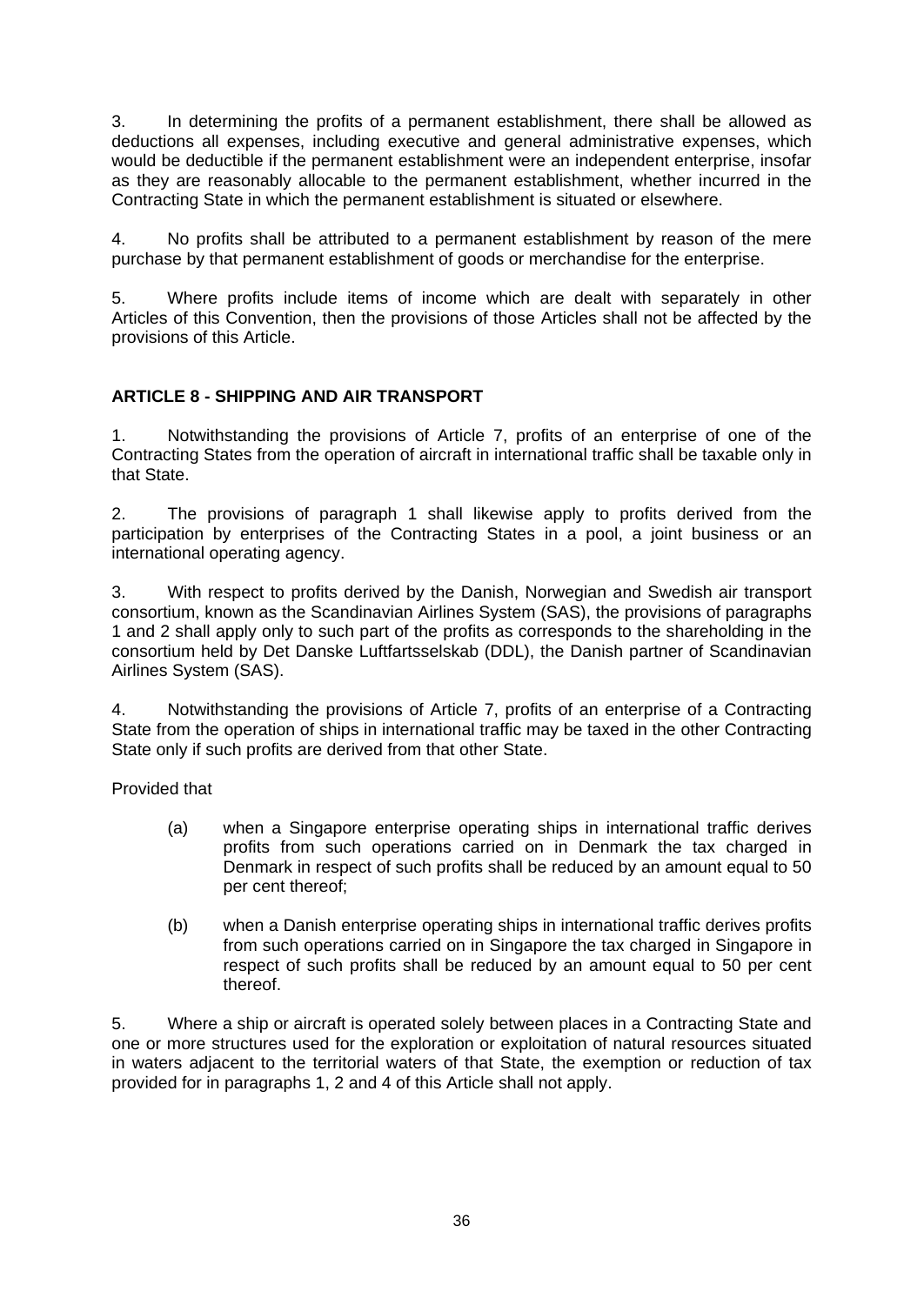3. In determining the profits of a permanent establishment, there shall be allowed as deductions all expenses, including executive and general administrative expenses, which would be deductible if the permanent establishment were an independent enterprise, insofar as they are reasonably allocable to the permanent establishment, whether incurred in the Contracting State in which the permanent establishment is situated or elsewhere.

4. No profits shall be attributed to a permanent establishment by reason of the mere purchase by that permanent establishment of goods or merchandise for the enterprise.

5. Where profits include items of income which are dealt with separately in other Articles of this Convention, then the provisions of those Articles shall not be affected by the provisions of this Article.

**ARTICLE 8 - SHIPPING AND AIR TRANSPORT**

1. Notwithstanding the provisions of Article 7, profits of an enterprise of one of the Contracting States from the operation of aircraft in international traffic shall be taxable only in that State.

2. The provisions of paragraph 1 shall likewise apply to profits derived from the participation by enterprises of the Contracting States in a pool, a joint business or an international operating agency.

3. With respect to profits derived by the Danish, Norwegian and Swedish air transport consortium, known as the Scandinavian Airlines System (SAS), the provisions of paragraphs 1 and 2 shall apply only to such part of the profits as corresponds to the shareholding in the consortium held by Det Danske Luftfartsselskab (DDL), the Danish partner of Scandinavian Airlines System (SAS).

4. Notwithstanding the provisions of Article 7, profits of an enterprise of a Contracting State from the operation of ships in international traffic may be taxed in the other Contracting State only if such profits are derived from that other State.

Provided that

(a) when a Singapore enterprise operating ships in international traffic derives profits from such operations carried on in Denmark the tax charged in Denmark in respect of such profits shall be reduced by an amount equal to 50 per cent thereof;

(b) when a Danish enterprise operating ships in international traffic derives profits from such operations carried on in Singapore the tax charged in Singapore in respect of such profits shall be reduced by an amount equal to 50 per cent thereof.

5. Where a ship or aircraft is operated solely between places in a Contracting State and one or more structures used for the exploration or exploitation of natural resources situated in waters adjacent to the territorial waters of that State, the exemption or reduction of tax provided for in paragraphs 1, 2 and 4 of this Article shall not apply.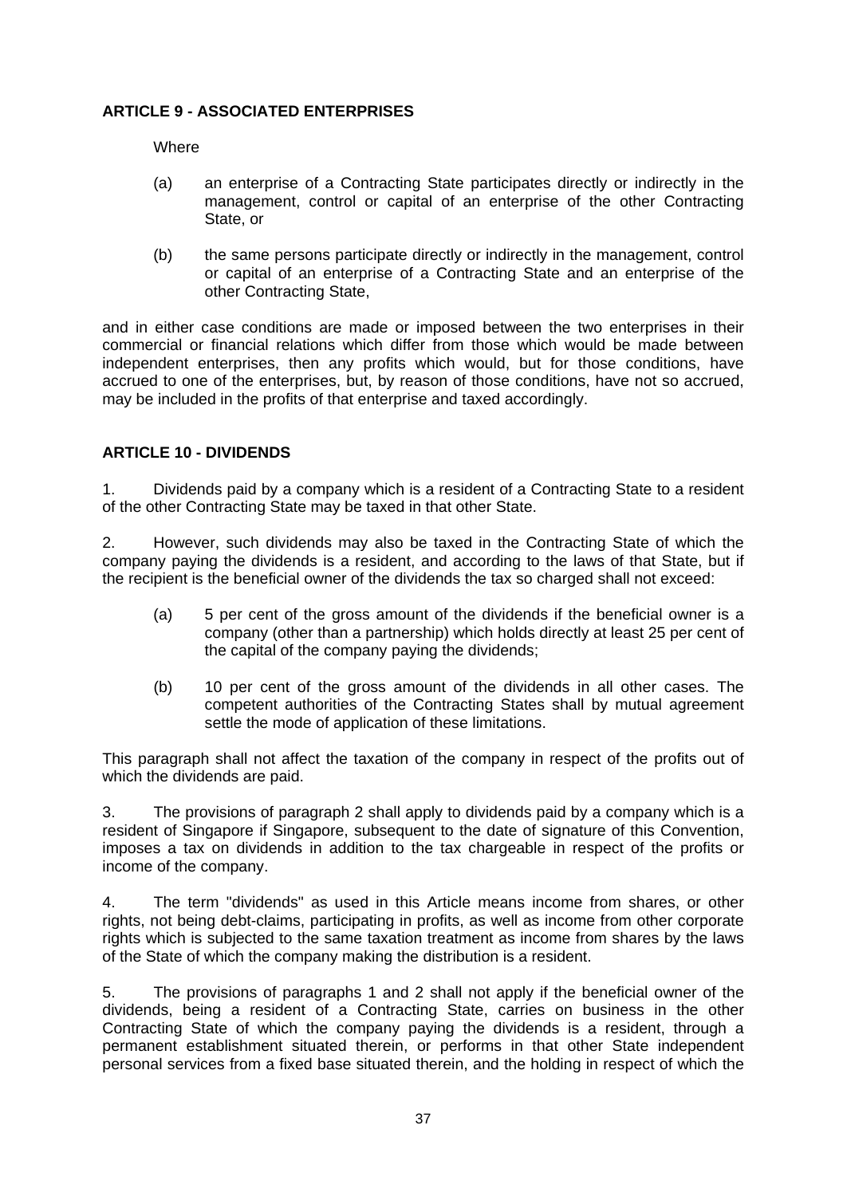**ARTICLE 9 - ASSOCIATED ENTERPRISES**

Where

(a) an enterprise of a Contracting State participates directly or indirectly in the management, control or capital of an enterprise of the other Contracting State, or

(b) the same persons participate directly or indirectly in the management, control or capital of an enterprise of a Contracting State and an enterprise of the other Contracting State,

and in either case conditions are made or imposed between the two enterprises in their commercial or financial relations which differ from those which would be made between independent enterprises, then any profits which would, but for those conditions, have accrued to one of the enterprises, but, by reason of those conditions, have not so accrued, may be included in the profits of that enterprise and taxed accordingly.

**ARTICLE 10 - DIVIDENDS**

1. Dividends paid by a company which is a resident of a Contracting State to a resident of the other Contracting State may be taxed in that other State.

2. However, such dividends may also be taxed in the Contracting State of which the company paying the dividends is a resident, and according to the laws of that State, but if the recipient is the beneficial owner of the dividends the tax so charged shall not exceed:

(a) 5 per cent of the gross amount of the dividends if the beneficial owner is a company (other than a partnership) which holds directly at least 25 per cent of the capital of the company paying the dividends;

(b) 10 per cent of the gross amount of the dividends in all other cases. The competent authorities of the Contracting States shall by mutual agreement settle the mode of application of these limitations.

This paragraph shall not affect the taxation of the company in respect of the profits out of which the dividends are paid.

3. The provisions of paragraph 2 shall apply to dividends paid by a company which is a resident of Singapore if Singapore, subsequent to the date of signature of this Convention, imposes a tax on dividends in addition to the tax chargeable in respect of the profits or income of the company.

4. The term "dividends" as used in this Article means income from shares, or other rights, not being debt-claims, participating in profits, as well as income from other corporate rights which is subjected to the same taxation treatment as income from shares by the laws of the State of which the company making the distribution is a resident.

5. The provisions of paragraphs 1 and 2 shall not apply if the beneficial owner of the dividends, being a resident of a Contracting State, carries on business in the other Contracting State of which the company paying the dividends is a resident, through a permanent establishment situated therein, or performs in that other State independent personal services from a fixed base situated therein, and the holding in respect of which the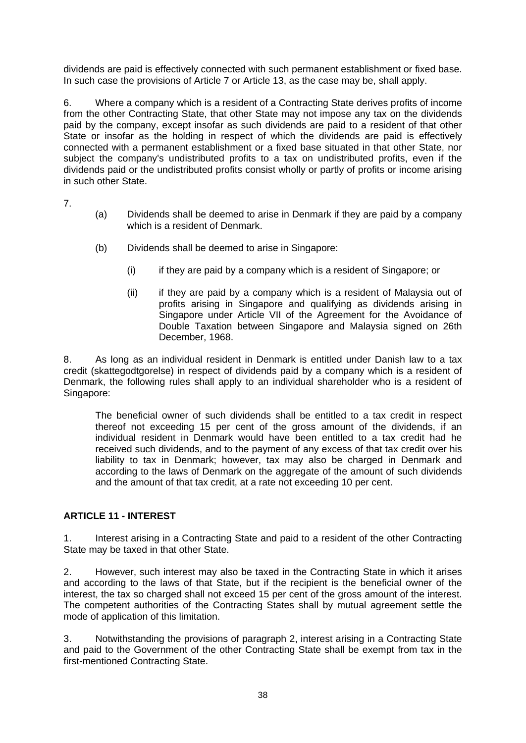dividends are paid is effectively connected with such permanent establishment or fixed base. In such case the provisions of Article 7 or Article 13, as the case may be, shall apply.

6. Where a company which is a resident of a Contracting State derives profits of income from the other Contracting State, that other State may not impose any tax on the dividends paid by the company, except insofar as such dividends are paid to a resident of that other State or insofar as the holding in respect of which the dividends are paid is effectively connected with a permanent establishment or a fixed base situated in that other State, nor subject the company's undistributed profits to a tax on undistributed profits, even if the dividends paid or the undistributed profits consist wholly or partly of profits or income arising in such other State.

7.

(a) Dividends shall be deemed to arise in Denmark if they are paid by a company which is a resident of Denmark.

(b) Dividends shall be deemed to arise in Singapore:

(i) if they are paid by a company which is a resident of Singapore; or

(ii) if they are paid by a company which is a resident of Malaysia out of profits arising in Singapore and qualifying as dividends arising in Singapore under Article VII of the Agreement for the Avoidance of Double Taxation between Singapore and Malaysia signed on 26th December, 1968.

8. As long as an individual resident in Denmark is entitled under Danish law to a tax credit (skattegodtgorelse) in respect of dividends paid by a company which is a resident of Denmark, the following rules shall apply to an individual shareholder who is a resident of Singapore:

The beneficial owner of such dividends shall be entitled to a tax credit in respect thereof not exceeding 15 per cent of the gross amount of the dividends, if an individual resident in Denmark would have been entitled to a tax credit had he received such dividends, and to the payment of any excess of that tax credit over his liability to tax in Denmark; however, tax may also be charged in Denmark and according to the laws of Denmark on the aggregate of the amount of such dividends and the amount of that tax credit, at a rate not exceeding 10 per cent.

**ARTICLE 11 - INTEREST**

1. Interest arising in a Contracting State and paid to a resident of the other Contracting State may be taxed in that other State.

2. However, such interest may also be taxed in the Contracting State in which it arises and according to the laws of that State, but if the recipient is the beneficial owner of the interest, the tax so charged shall not exceed 15 per cent of the gross amount of the interest. The competent authorities of the Contracting States shall by mutual agreement settle the mode of application of this limitation.

3. Notwithstanding the provisions of paragraph 2, interest arising in a Contracting State and paid to the Government of the other Contracting State shall be exempt from tax in the first-mentioned Contracting State.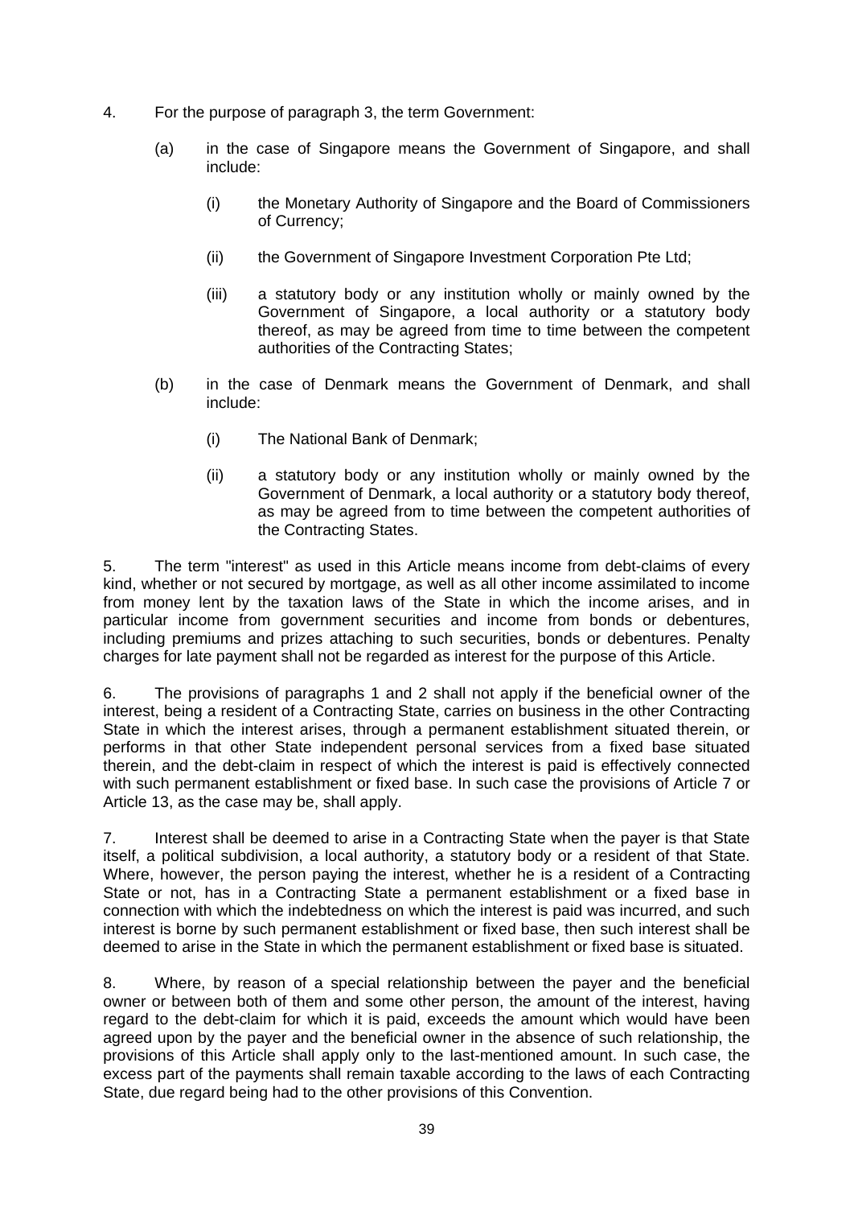4. For the purpose of paragraph 3, the term Government:

   (a) in the case of Singapore means the Government of Singapore, and shall include:

      (i) the Monetary Authority of Singapore and the Board of Commissioners of Currency;

      (ii) the Government of Singapore Investment Corporation Pte Ltd;

      (iii) a statutory body or any institution wholly or mainly owned by the Government of Singapore, a local authority or a statutory body thereof, as may be agreed from time to time between the competent authorities of the Contracting States;

   (b) in the case of Denmark means the Government of Denmark, and shall include:

      (i) The National Bank of Denmark;

      (ii) a statutory body or any institution wholly or mainly owned by the Government of Denmark, a local authority or a statutory body thereof, as may be agreed from to time between the competent authorities of the Contracting States.

5. The term "interest" as used in this Article means income from debt-claims of every kind, whether or not secured by mortgage, as well as all other income assimilated to income from money lent by the taxation laws of the State in which the income arises, and in particular income from government securities and income from bonds or debentures, including premiums and prizes attaching to such securities, bonds or debentures. Penalty charges for late payment shall not be regarded as interest for the purpose of this Article.

6. The provisions of paragraphs 1 and 2 shall not apply if the beneficial owner of the interest, being a resident of a Contracting State, carries on business in the other Contracting State in which the interest arises, through a permanent establishment situated therein, or performs in that other State independent personal services from a fixed base situated therein, and the debt-claim in respect of which the interest is paid is effectively connected with such permanent establishment or fixed base. In such case the provisions of Article 7 or Article 13, as the case may be, shall apply.

7. Interest shall be deemed to arise in a Contracting State when the payer is that State itself, a political subdivision, a local authority, a statutory body or a resident of that State. Where, however, the person paying the interest, whether he is a resident of a Contracting State or not, has in a Contracting State a permanent establishment or a fixed base in connection with which the indebtedness on which the interest is paid was incurred, and such interest is borne by such permanent establishment or fixed base, then such interest shall be deemed to arise in the State in which the permanent establishment or fixed base is situated.

8. Where, by reason of a special relationship between the payer and the beneficial owner or between both of them and some other person, the amount of the interest, having regard to the debt-claim for which it is paid, exceeds the amount which would have been agreed upon by the payer and the beneficial owner in the absence of such relationship, the provisions of this Article shall apply only to the last-mentioned amount. In such case, the excess part of the payments shall remain taxable according to the laws of each Contracting State, due regard being had to the other provisions of this Convention.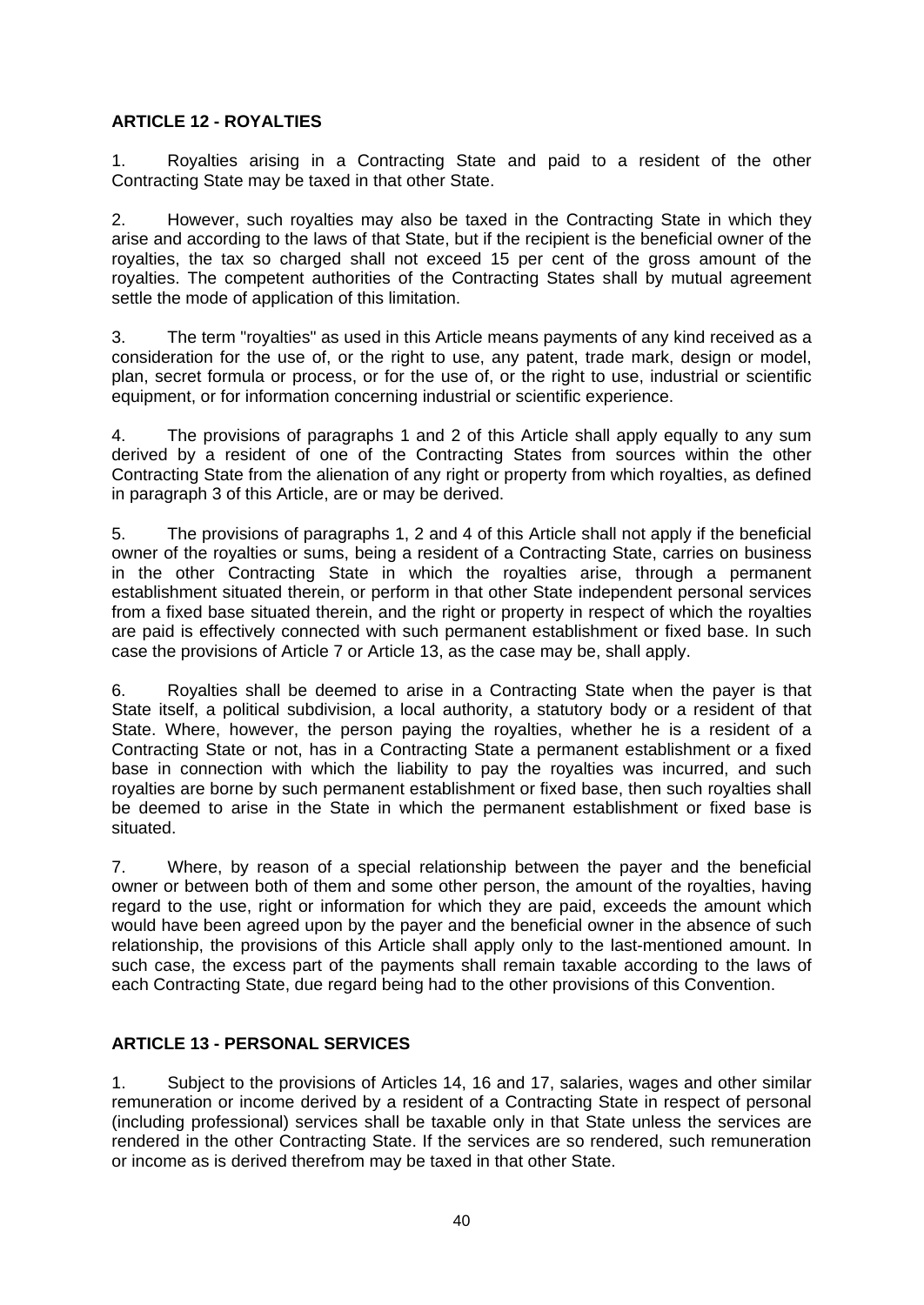**ARTICLE 12 - ROYALTIES**

1. Royalties arising in a Contracting State and paid to a resident of the other Contracting State may be taxed in that other State.

2. However, such royalties may also be taxed in the Contracting State in which they arise and according to the laws of that State, but if the recipient is the beneficial owner of the royalties, the tax so charged shall not exceed 15 per cent of the gross amount of the royalties. The competent authorities of the Contracting States shall by mutual agreement settle the mode of application of this limitation.

3. The term "royalties" as used in this Article means payments of any kind received as a consideration for the use of, or the right to use, any patent, trade mark, design or model, plan, secret formula or process, or for the use of, or the right to use, industrial or scientific equipment, or for information concerning industrial or scientific experience.

4. The provisions of paragraphs 1 and 2 of this Article shall apply equally to any sum derived by a resident of one of the Contracting States from sources within the other Contracting State from the alienation of any right or property from which royalties, as defined in paragraph 3 of this Article, are or may be derived.

5. The provisions of paragraphs 1, 2 and 4 of this Article shall not apply if the beneficial owner of the royalties or sums, being a resident of a Contracting State, carries on business in the other Contracting State in which the royalties arise, through a permanent establishment situated therein, or perform in that other State independent personal services from a fixed base situated therein, and the right or property in respect of which the royalties are paid is effectively connected with such permanent establishment or fixed base. In such case the provisions of Article 7 or Article 13, as the case may be, shall apply.

6. Royalties shall be deemed to arise in a Contracting State when the payer is that State itself, a political subdivision, a local authority, a statutory body or a resident of that State. Where, however, the person paying the royalties, whether he is a resident of a Contracting State or not, has in a Contracting State a permanent establishment or a fixed base in connection with which the liability to pay the royalties was incurred, and such royalties are borne by such permanent establishment or fixed base, then such royalties shall be deemed to arise in the State in which the permanent establishment or fixed base is situated.

7. Where, by reason of a special relationship between the payer and the beneficial owner or between both of them and some other person, the amount of the royalties, having regard to the use, right or information for which they are paid, exceeds the amount which would have been agreed upon by the payer and the beneficial owner in the absence of such relationship, the provisions of this Article shall apply only to the last-mentioned amount. In such case, the excess part of the payments shall remain taxable according to the laws of each Contracting State, due regard being had to the other provisions of this Convention.

**ARTICLE 13 - PERSONAL SERVICES**

1. Subject to the provisions of Articles 14, 16 and 17, salaries, wages and other similar remuneration or income derived by a resident of a Contracting State in respect of personal (including professional) services shall be taxable only in that State unless the services are rendered in the other Contracting State. If the services are so rendered, such remuneration or income as is derived therefrom may be taxed in that other State.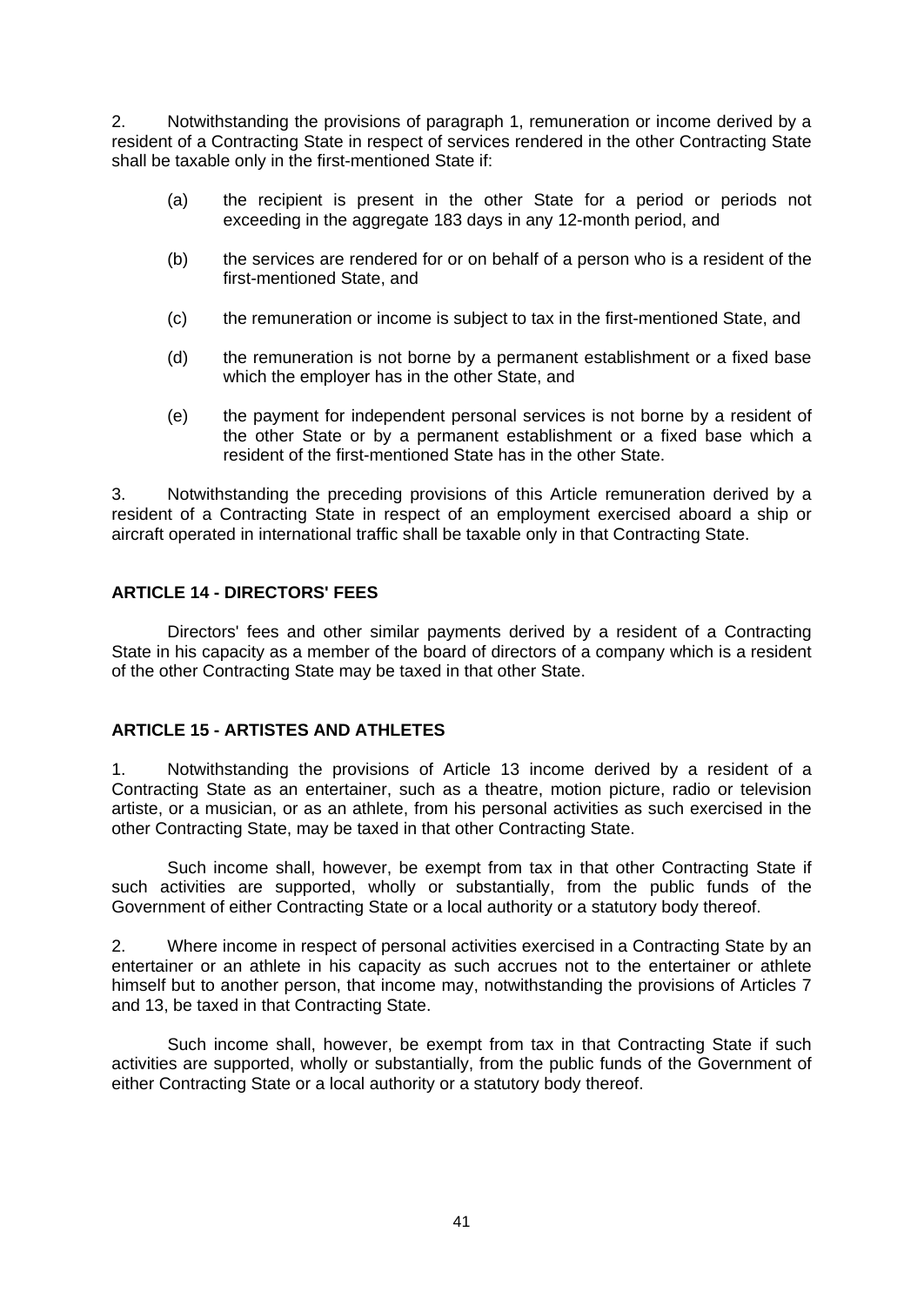2. Notwithstanding the provisions of paragraph 1, remuneration or income derived by a resident of a Contracting State in respect of services rendered in the other Contracting State shall be taxable only in the first-mentioned State if:

(a) the recipient is present in the other State for a period or periods not exceeding in the aggregate 183 days in any 12-month period, and

(b) the services are rendered for or on behalf of a person who is a resident of the first-mentioned State, and

(c) the remuneration or income is subject to tax in the first-mentioned State, and

(d) the remuneration is not borne by a permanent establishment or a fixed base which the employer has in the other State, and

(e) the payment for independent personal services is not borne by a resident of the other State or by a permanent establishment or a fixed base which a resident of the first-mentioned State has in the other State.

3. Notwithstanding the preceding provisions of this Article remuneration derived by a resident of a Contracting State in respect of an employment exercised aboard a ship or aircraft operated in international traffic shall be taxable only in that Contracting State.

## ARTICLE 14 - DIRECTORS' FEES

Directors' fees and other similar payments derived by a resident of a Contracting State in his capacity as a member of the board of directors of a company which is a resident of the other Contracting State may be taxed in that other State.

## ARTICLE 15 - ARTISTES AND ATHLETES

1. Notwithstanding the provisions of Article 13 income derived by a resident of a Contracting State as an entertainer, such as a theatre, motion picture, radio or television artiste, or a musician, or as an athlete, from his personal activities as such exercised in the other Contracting State, may be taxed in that other Contracting State.

Such income shall, however, be exempt from tax in that other Contracting State if such activities are supported, wholly or substantially, from the public funds of the Government of either Contracting State or a local authority or a statutory body thereof.

2. Where income in respect of personal activities exercised in a Contracting State by an entertainer or an athlete in his capacity as such accrues not to the entertainer or athlete himself but to another person, that income may, notwithstanding the provisions of Articles 7 and 13, be taxed in that Contracting State.

Such income shall, however, be exempt from tax in that Contracting State if such activities are supported, wholly or substantially, from the public funds of the Government of either Contracting State or a local authority or a statutory body thereof.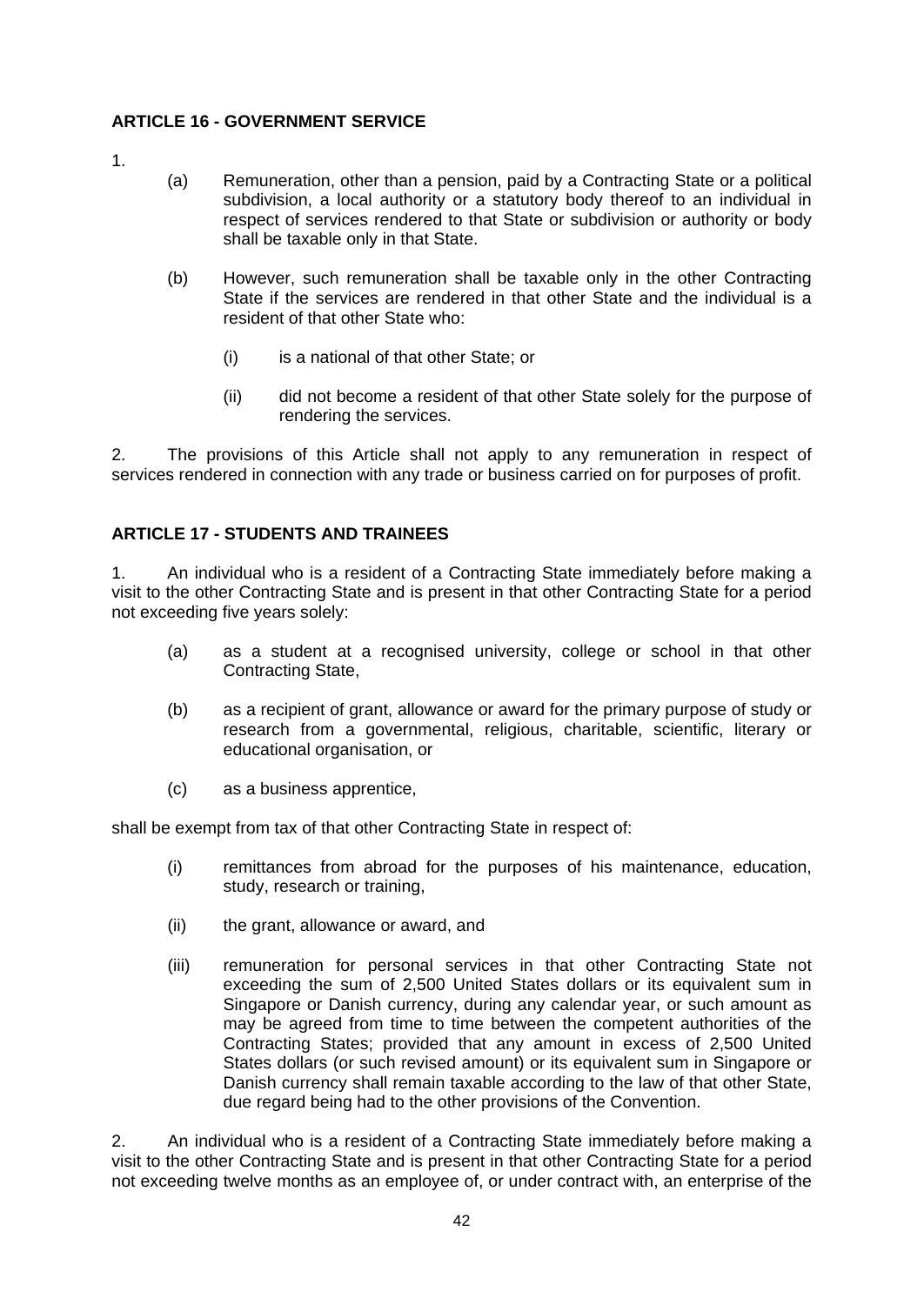**ARTICLE 16 - GOVERNMENT SERVICE**

1.

(a) Remuneration, other than a pension, paid by a Contracting State or a political subdivision, a local authority or a statutory body thereof to an individual in respect of services rendered to that State or subdivision or authority or body shall be taxable only in that State.

(b) However, such remuneration shall be taxable only in the other Contracting State if the services are rendered in that other State and the individual is a resident of that other State who:

(i) is a national of that other State; or

(ii) did not become a resident of that other State solely for the purpose of rendering the services.

2. The provisions of this Article shall not apply to any remuneration in respect of services rendered in connection with any trade or business carried on for purposes of profit.

**ARTICLE 17 - STUDENTS AND TRAINEES**

1. An individual who is a resident of a Contracting State immediately before making a visit to the other Contracting State and is present in that other Contracting State for a period not exceeding five years solely:

(a) as a student at a recognised university, college or school in that other Contracting State,

(b) as a recipient of grant, allowance or award for the primary purpose of study or research from a governmental, religious, charitable, scientific, literary or educational organisation, or

(c) as a business apprentice,

shall be exempt from tax of that other Contracting State in respect of:

(i) remittances from abroad for the purposes of his maintenance, education, study, research or training,

(ii) the grant, allowance or award, and

(iii) remuneration for personal services in that other Contracting State not exceeding the sum of 2,500 United States dollars or its equivalent sum in Singapore or Danish currency, during any calendar year, or such amount as may be agreed from time to time between the competent authorities of the Contracting States; provided that any amount in excess of 2,500 United States dollars (or such revised amount) or its equivalent sum in Singapore or Danish currency shall remain taxable according to the law of that other State, due regard being had to the other provisions of the Convention.

2. An individual who is a resident of a Contracting State immediately before making a visit to the other Contracting State and is present in that other Contracting State for a period not exceeding twelve months as an employee of, or under contract with, an enterprise of the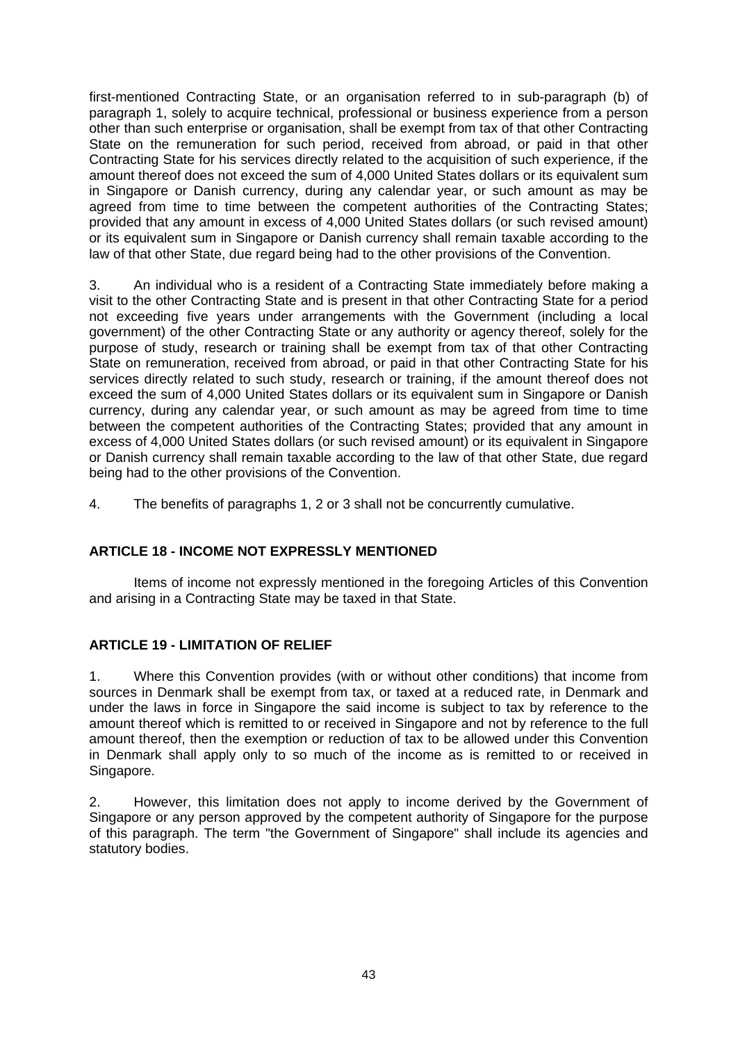first-mentioned Contracting State, or an organisation referred to in sub-paragraph (b) of paragraph 1, solely to acquire technical, professional or business experience from a person other than such enterprise or organisation, shall be exempt from tax of that other Contracting State on the remuneration for such period, received from abroad, or paid in that other Contracting State for his services directly related to the acquisition of such experience, if the amount thereof does not exceed the sum of 4,000 United States dollars or its equivalent sum in Singapore or Danish currency, during any calendar year, or such amount as may be agreed from time to time between the competent authorities of the Contracting States; provided that any amount in excess of 4,000 United States dollars (or such revised amount) or its equivalent sum in Singapore or Danish currency shall remain taxable according to the law of that other State, due regard being had to the other provisions of the Convention.

3. An individual who is a resident of a Contracting State immediately before making a visit to the other Contracting State and is present in that other Contracting State for a period not exceeding five years under arrangements with the Government (including a local government) of the other Contracting State or any authority or agency thereof, solely for the purpose of study, research or training shall be exempt from tax of that other Contracting State on remuneration, received from abroad, or paid in that other Contracting State for his services directly related to such study, research or training, if the amount thereof does not exceed the sum of 4,000 United States dollars or its equivalent sum in Singapore or Danish currency, during any calendar year, or such amount as may be agreed from time to time between the competent authorities of the Contracting States; provided that any amount in excess of 4,000 United States dollars (or such revised amount) or its equivalent in Singapore or Danish currency shall remain taxable according to the law of that other State, due regard being had to the other provisions of the Convention.

4. The benefits of paragraphs 1, 2 or 3 shall not be concurrently cumulative.

**ARTICLE 18 - INCOME NOT EXPRESSLY MENTIONED**

Items of income not expressly mentioned in the foregoing Articles of this Convention and arising in a Contracting State may be taxed in that State.

**ARTICLE 19 - LIMITATION OF RELIEF**

1. Where this Convention provides (with or without other conditions) that income from sources in Denmark shall be exempt from tax, or taxed at a reduced rate, in Denmark and under the laws in force in Singapore the said income is subject to tax by reference to the amount thereof which is remitted to or received in Singapore and not by reference to the full amount thereof, then the exemption or reduction of tax to be allowed under this Convention in Denmark shall apply only to so much of the income as is remitted to or received in Singapore.

2. However, this limitation does not apply to income derived by the Government of Singapore or any person approved by the competent authority of Singapore for the purpose of this paragraph. The term "the Government of Singapore" shall include its agencies and statutory bodies.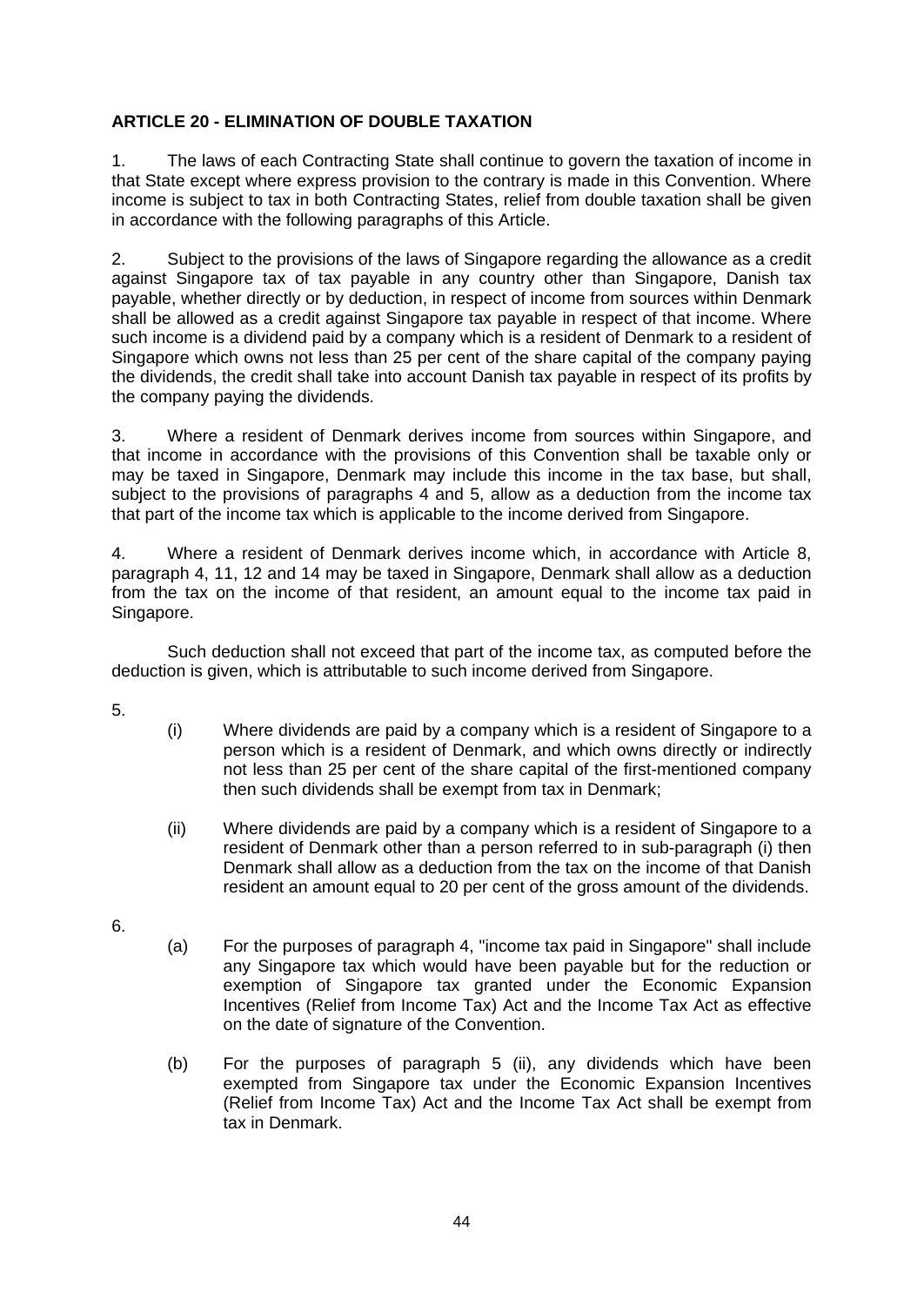**ARTICLE 20 - ELIMINATION OF DOUBLE TAXATION**

1. The laws of each Contracting State shall continue to govern the taxation of income in that State except where express provision to the contrary is made in this Convention. Where income is subject to tax in both Contracting States, relief from double taxation shall be given in accordance with the following paragraphs of this Article.

2. Subject to the provisions of the laws of Singapore regarding the allowance as a credit against Singapore tax of tax payable in any country other than Singapore, Danish tax payable, whether directly or by deduction, in respect of income from sources within Denmark shall be allowed as a credit against Singapore tax payable in respect of that income. Where such income is a dividend paid by a company which is a resident of Denmark to a resident of Singapore which owns not less than 25 per cent of the share capital of the company paying the dividends, the credit shall take into account Danish tax payable in respect of its profits by the company paying the dividends.

3. Where a resident of Denmark derives income from sources within Singapore, and that income in accordance with the provisions of this Convention shall be taxable only or may be taxed in Singapore, Denmark may include this income in the tax base, but shall, subject to the provisions of paragraphs 4 and 5, allow as a deduction from the income tax that part of the income tax which is applicable to the income derived from Singapore.

4. Where a resident of Denmark derives income which, in accordance with Article 8, paragraph 4, 11, 12 and 14 may be taxed in Singapore, Denmark shall allow as a deduction from the tax on the income of that resident, an amount equal to the income tax paid in Singapore.

Such deduction shall not exceed that part of the income tax, as computed before the deduction is given, which is attributable to such income derived from Singapore.

5.

(i) Where dividends are paid by a company which is a resident of Singapore to a person which is a resident of Denmark, and which owns directly or indirectly not less than 25 per cent of the share capital of the first-mentioned company then such dividends shall be exempt from tax in Denmark;

(ii) Where dividends are paid by a company which is a resident of Singapore to a resident of Denmark other than a person referred to in sub-paragraph (i) then Denmark shall allow as a deduction from the tax on the income of that Danish resident an amount equal to 20 per cent of the gross amount of the dividends.

6.

(a) For the purposes of paragraph 4, "income tax paid in Singapore" shall include any Singapore tax which would have been payable but for the reduction or exemption of Singapore tax granted under the Economic Expansion Incentives (Relief from Income Tax) Act and the Income Tax Act as effective on the date of signature of the Convention.

(b) For the purposes of paragraph 5 (ii), any dividends which have been exempted from Singapore tax under the Economic Expansion Incentives (Relief from Income Tax) Act and the Income Tax Act shall be exempt from tax in Denmark.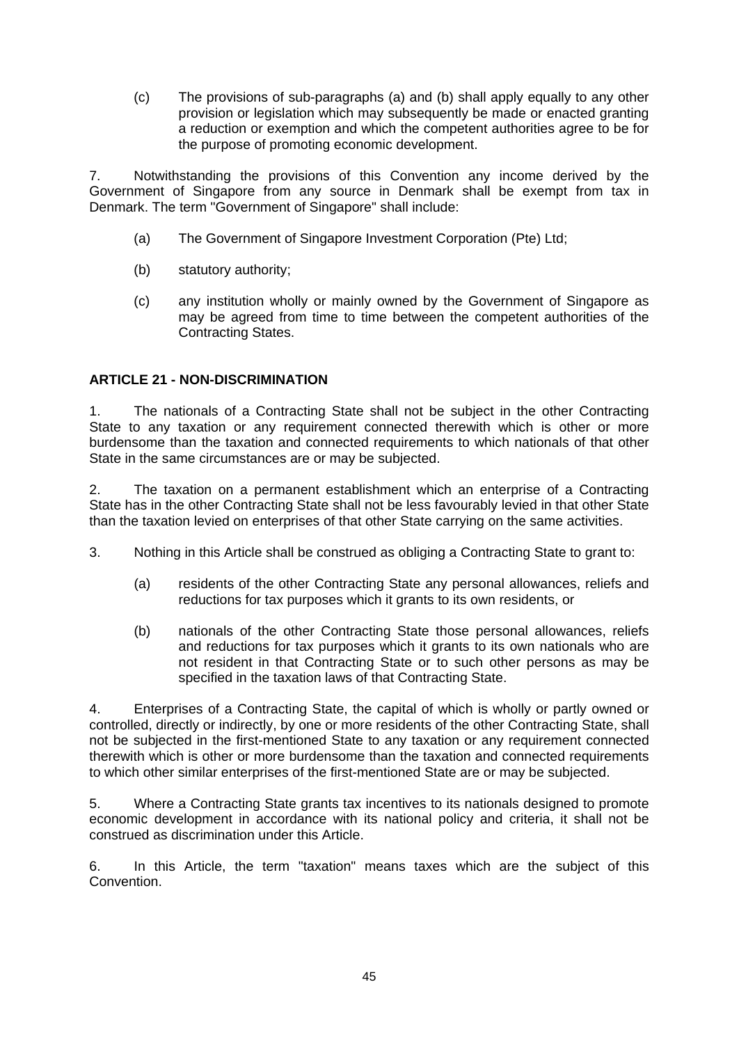(c) The provisions of sub-paragraphs (a) and (b) shall apply equally to any other provision or legislation which may subsequently be made or enacted granting a reduction or exemption and which the competent authorities agree to be for the purpose of promoting economic development.

7. Notwithstanding the provisions of this Convention any income derived by the Government of Singapore from any source in Denmark shall be exempt from tax in Denmark. The term "Government of Singapore" shall include:

(a) The Government of Singapore Investment Corporation (Pte) Ltd;

(b) statutory authority;

(c) any institution wholly or mainly owned by the Government of Singapore as may be agreed from time to time between the competent authorities of the Contracting States.

**ARTICLE 21 - NON-DISCRIMINATION**

1. The nationals of a Contracting State shall not be subject in the other Contracting State to any taxation or any requirement connected therewith which is other or more burdensome than the taxation and connected requirements to which nationals of that other State in the same circumstances are or may be subjected.

2. The taxation on a permanent establishment which an enterprise of a Contracting State has in the other Contracting State shall not be less favourably levied in that other State than the taxation levied on enterprises of that other State carrying on the same activities.

3. Nothing in this Article shall be construed as obliging a Contracting State to grant to:

(a) residents of the other Contracting State any personal allowances, reliefs and reductions for tax purposes which it grants to its own residents, or

(b) nationals of the other Contracting State those personal allowances, reliefs and reductions for tax purposes which it grants to its own nationals who are not resident in that Contracting State or to such other persons as may be specified in the taxation laws of that Contracting State.

4. Enterprises of a Contracting State, the capital of which is wholly or partly owned or controlled, directly or indirectly, by one or more residents of the other Contracting State, shall not be subjected in the first-mentioned State to any taxation or any requirement connected therewith which is other or more burdensome than the taxation and connected requirements to which other similar enterprises of the first-mentioned State are or may be subjected.

5. Where a Contracting State grants tax incentives to its nationals designed to promote economic development in accordance with its national policy and criteria, it shall not be construed as discrimination under this Article.

6. In this Article, the term "taxation" means taxes which are the subject of this Convention.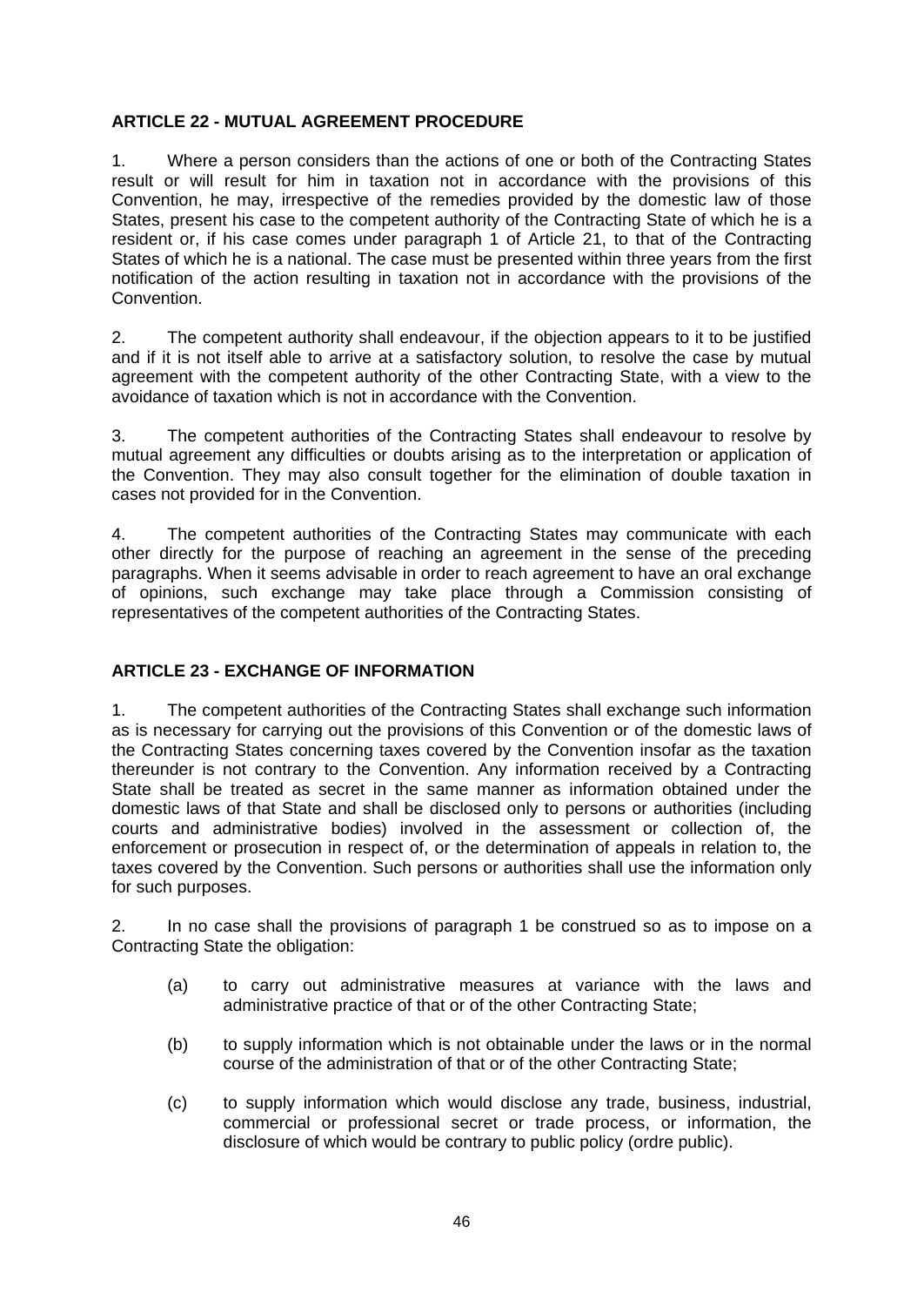**ARTICLE 22 - MUTUAL AGREEMENT PROCEDURE**

1. Where a person considers than the actions of one or both of the Contracting States result or will result for him in taxation not in accordance with the provisions of this Convention, he may, irrespective of the remedies provided by the domestic law of those States, present his case to the competent authority of the Contracting State of which he is a resident or, if his case comes under paragraph 1 of Article 21, to that of the Contracting States of which he is a national. The case must be presented within three years from the first notification of the action resulting in taxation not in accordance with the provisions of the Convention.

2. The competent authority shall endeavour, if the objection appears to it to be justified and if it is not itself able to arrive at a satisfactory solution, to resolve the case by mutual agreement with the competent authority of the other Contracting State, with a view to the avoidance of taxation which is not in accordance with the Convention.

3. The competent authorities of the Contracting States shall endeavour to resolve by mutual agreement any difficulties or doubts arising as to the interpretation or application of the Convention. They may also consult together for the elimination of double taxation in cases not provided for in the Convention.

4. The competent authorities of the Contracting States may communicate with each other directly for the purpose of reaching an agreement in the sense of the preceding paragraphs. When it seems advisable in order to reach agreement to have an oral exchange of opinions, such exchange may take place through a Commission consisting of representatives of the competent authorities of the Contracting States.

**ARTICLE 23 - EXCHANGE OF INFORMATION**

1. The competent authorities of the Contracting States shall exchange such information as is necessary for carrying out the provisions of this Convention or of the domestic laws of the Contracting States concerning taxes covered by the Convention insofar as the taxation thereunder is not contrary to the Convention. Any information received by a Contracting State shall be treated as secret in the same manner as information obtained under the domestic laws of that State and shall be disclosed only to persons or authorities (including courts and administrative bodies) involved in the assessment or collection of, the enforcement or prosecution in respect of, or the determination of appeals in relation to, the taxes covered by the Convention. Such persons or authorities shall use the information only for such purposes.

2. In no case shall the provisions of paragraph 1 be construed so as to impose on a Contracting State the obligation:

(a) to carry out administrative measures at variance with the laws and administrative practice of that or of the other Contracting State;

(b) to supply information which is not obtainable under the laws or in the normal course of the administration of that or of the other Contracting State;

(c) to supply information which would disclose any trade, business, industrial, commercial or professional secret or trade process, or information, the disclosure of which would be contrary to public policy (ordre public).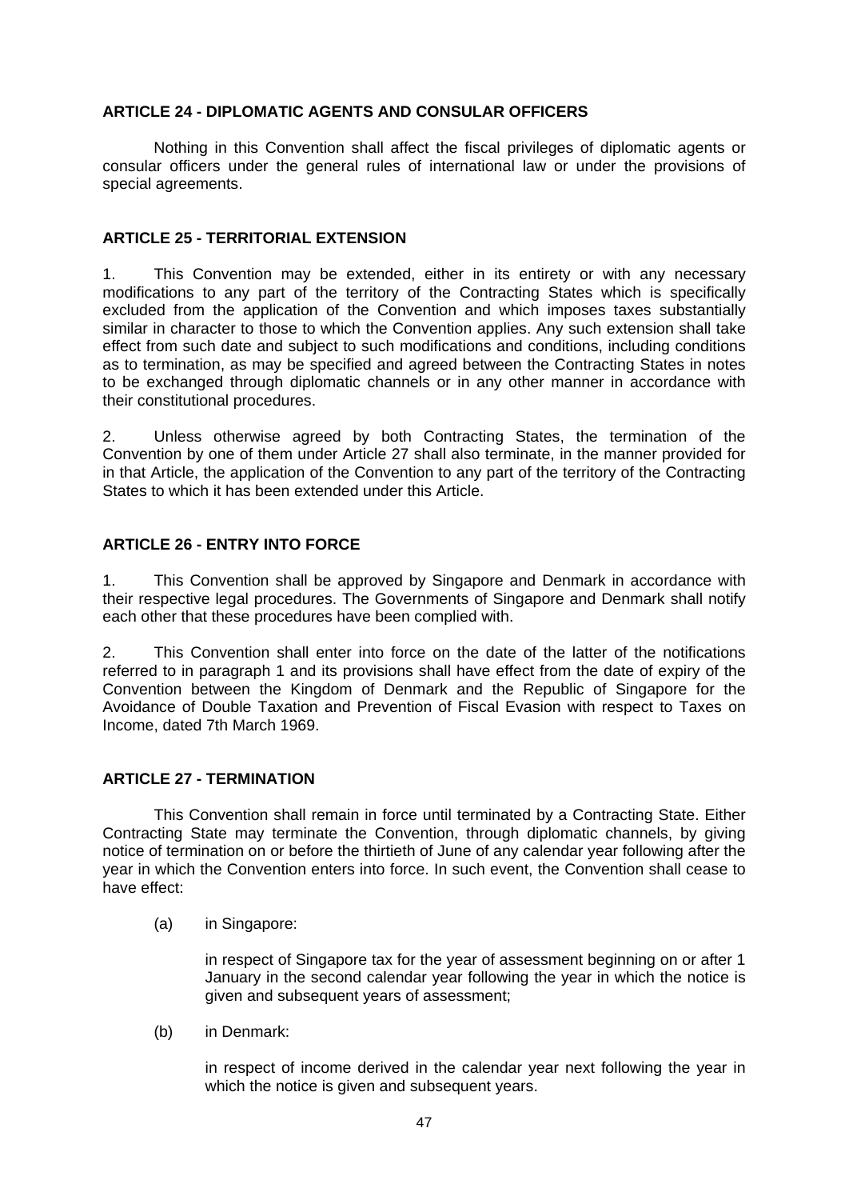**ARTICLE 24 - DIPLOMATIC AGENTS AND CONSULAR OFFICERS**

Nothing in this Convention shall affect the fiscal privileges of diplomatic agents or consular officers under the general rules of international law or under the provisions of special agreements.

**ARTICLE 25 - TERRITORIAL EXTENSION**

1. This Convention may be extended, either in its entirety or with any necessary modifications to any part of the territory of the Contracting States which is specifically excluded from the application of the Convention and which imposes taxes substantially similar in character to those to which the Convention applies. Any such extension shall take effect from such date and subject to such modifications and conditions, including conditions as to termination, as may be specified and agreed between the Contracting States in notes to be exchanged through diplomatic channels or in any other manner in accordance with their constitutional procedures.

2. Unless otherwise agreed by both Contracting States, the termination of the Convention by one of them under Article 27 shall also terminate, in the manner provided for in that Article, the application of the Convention to any part of the territory of the Contracting States to which it has been extended under this Article.

**ARTICLE 26 - ENTRY INTO FORCE**

1. This Convention shall be approved by Singapore and Denmark in accordance with their respective legal procedures. The Governments of Singapore and Denmark shall notify each other that these procedures have been complied with.

2. This Convention shall enter into force on the date of the latter of the notifications referred to in paragraph 1 and its provisions shall have effect from the date of expiry of the Convention between the Kingdom of Denmark and the Republic of Singapore for the Avoidance of Double Taxation and Prevention of Fiscal Evasion with respect to Taxes on Income, dated 7th March 1969.

**ARTICLE 27 - TERMINATION**

This Convention shall remain in force until terminated by a Contracting State. Either Contracting State may terminate the Convention, through diplomatic channels, by giving notice of termination on or before the thirtieth of June of any calendar year following after the year in which the Convention enters into force. In such event, the Convention shall cease to have effect:

(a) in Singapore:

in respect of Singapore tax for the year of assessment beginning on or after 1 January in the second calendar year following the year in which the notice is given and subsequent years of assessment;

(b) in Denmark:

in respect of income derived in the calendar year next following the year in which the notice is given and subsequent years.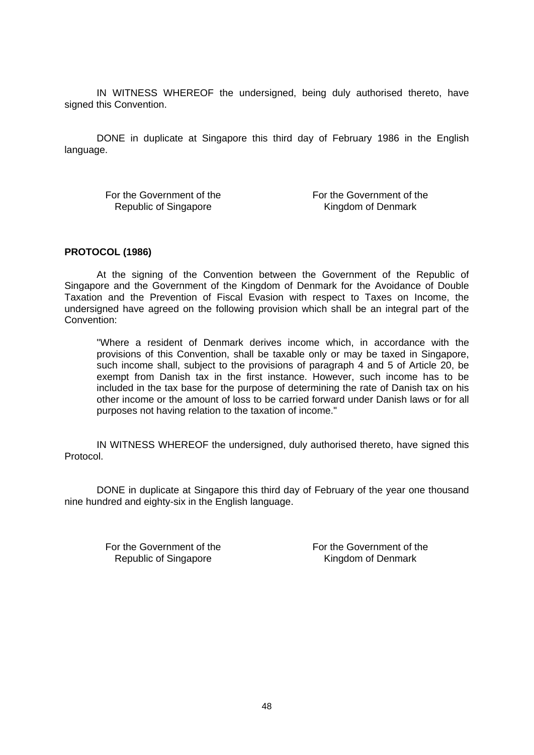IN WITNESS WHEREOF the undersigned, being duly authorised thereto, have signed this Convention.

DONE in duplicate at Singapore this third day of February 1986 in the English language.

| For the Government of the Republic of Singapore | For the Government of the Kingdom of Denmark |
| --- | --- |

**PROTOCOL (1986)**

At the signing of the Convention between the Government of the Republic of Singapore and the Government of the Kingdom of Denmark for the Avoidance of Double Taxation and the Prevention of Fiscal Evasion with respect to Taxes on Income, the undersigned have agreed on the following provision which shall be an integral part of the Convention:

> "Where a resident of Denmark derives income which, in accordance with the provisions of this Convention, shall be taxable only or may be taxed in Singapore, such income shall, subject to the provisions of paragraph 4 and 5 of Article 20, be exempt from Danish tax in the first instance. However, such income has to be included in the tax base for the purpose of determining the rate of Danish tax on his other income or the amount of loss to be carried forward under Danish laws or for all purposes not having relation to the taxation of income."

IN WITNESS WHEREOF the undersigned, duly authorised thereto, have signed this Protocol.

DONE in duplicate at Singapore this third day of February of the year one thousand nine hundred and eighty-six in the English language.

| For the Government of the Republic of Singapore | For the Government of the Kingdom of Denmark |
| --- | --- |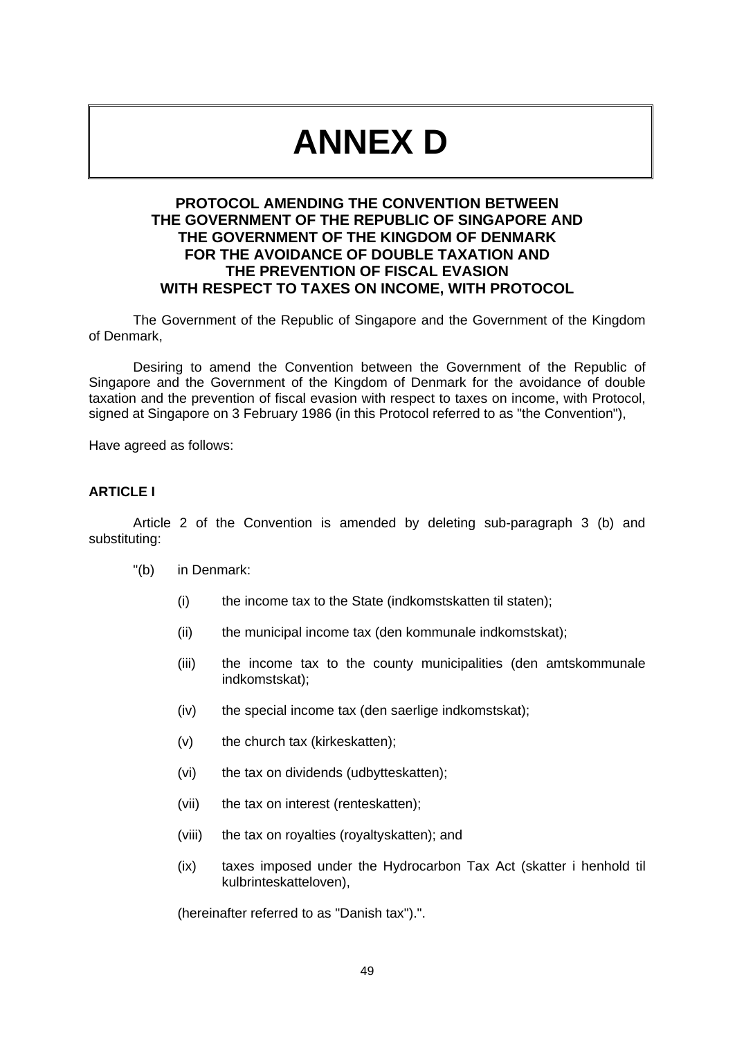# ANNEX D

## PROTOCOL AMENDING THE CONVENTION BETWEEN THE GOVERNMENT OF THE REPUBLIC OF SINGAPORE AND THE GOVERNMENT OF THE KINGDOM OF DENMARK FOR THE AVOIDANCE OF DOUBLE TAXATION AND THE PREVENTION OF FISCAL EVASION WITH RESPECT TO TAXES ON INCOME, WITH PROTOCOL

The Government of the Republic of Singapore and the Government of the Kingdom of Denmark,

Desiring to amend the Convention between the Government of the Republic of Singapore and the Government of the Kingdom of Denmark for the avoidance of double taxation and the prevention of fiscal evasion with respect to taxes on income, with Protocol, signed at Singapore on 3 February 1986 (in this Protocol referred to as "the Convention"),

Have agreed as follows:

**ARTICLE I**

Article 2 of the Convention is amended by deleting sub-paragraph 3 (b) and substituting:

"(b) in Denmark:

(i) the income tax to the State (indkomstskatten til staten);

(ii) the municipal income tax (den kommunale indkomstskat);

(iii) the income tax to the county municipalities (den amtskommunale indkomstskat);

(iv) the special income tax (den saerlige indkomstskat);

(v) the church tax (kirkeskatten);

(vi) the tax on dividends (udbytteskatten);

(vii) the tax on interest (renteskatten);

(viii) the tax on royalties (royaltyskatten); and

(ix) taxes imposed under the Hydrocarbon Tax Act (skatter i henhold til kulbrinteskatteloven),

(hereinafter referred to as "Danish tax").".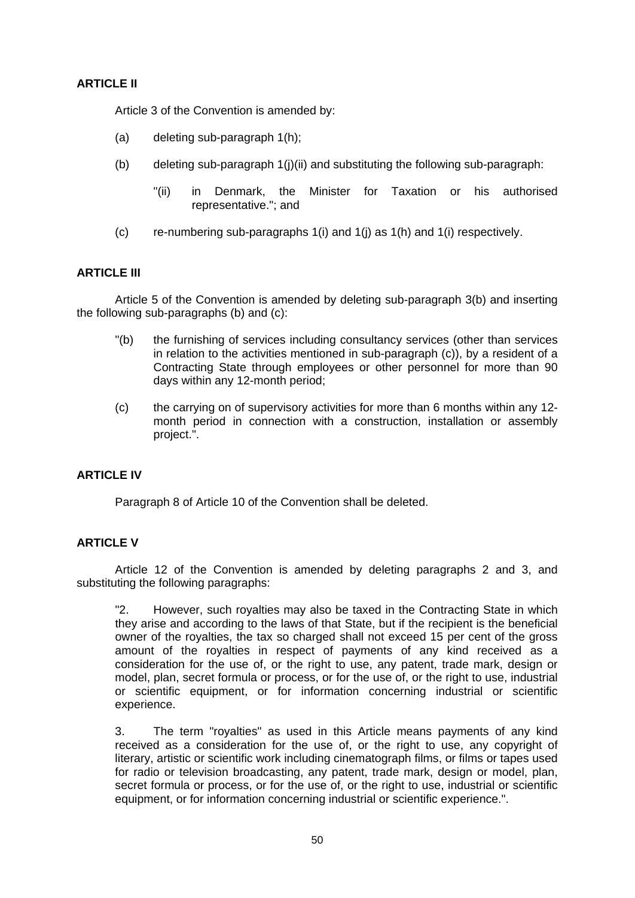**ARTICLE II**

Article 3 of the Convention is amended by:

(a) deleting sub-paragraph 1(h);

(b) deleting sub-paragraph 1(j)(ii) and substituting the following sub-paragraph:

> "(ii) in Denmark, the Minister for Taxation or his authorised representative."; and

(c) re-numbering sub-paragraphs 1(i) and 1(j) as 1(h) and 1(i) respectively.

**ARTICLE III**

Article 5 of the Convention is amended by deleting sub-paragraph 3(b) and inserting the following sub-paragraphs (b) and (c):

> "(b) the furnishing of services including consultancy services (other than services in relation to the activities mentioned in sub-paragraph (c)), by a resident of a Contracting State through employees or other personnel for more than 90 days within any 12-month period;
>
> (c) the carrying on of supervisory activities for more than 6 months within any 12-month period in connection with a construction, installation or assembly project.".

**ARTICLE IV**

Paragraph 8 of Article 10 of the Convention shall be deleted.

**ARTICLE V**

Article 12 of the Convention is amended by deleting paragraphs 2 and 3, and substituting the following paragraphs:

> "2. However, such royalties may also be taxed in the Contracting State in which they arise and according to the laws of that State, but if the recipient is the beneficial owner of the royalties, the tax so charged shall not exceed 15 per cent of the gross amount of the royalties in respect of payments of any kind received as a consideration for the use of, or the right to use, any patent, trade mark, design or model, plan, secret formula or process, or for the use of, or the right to use, industrial or scientific equipment, or for information concerning industrial or scientific experience.
>
> 3. The term "royalties" as used in this Article means payments of any kind received as a consideration for the use of, or the right to use, any copyright of literary, artistic or scientific work including cinematograph films, or films or tapes used for radio or television broadcasting, any patent, trade mark, design or model, plan, secret formula or process, or for the use of, or the right to use, industrial or scientific equipment, or for information concerning industrial or scientific experience.".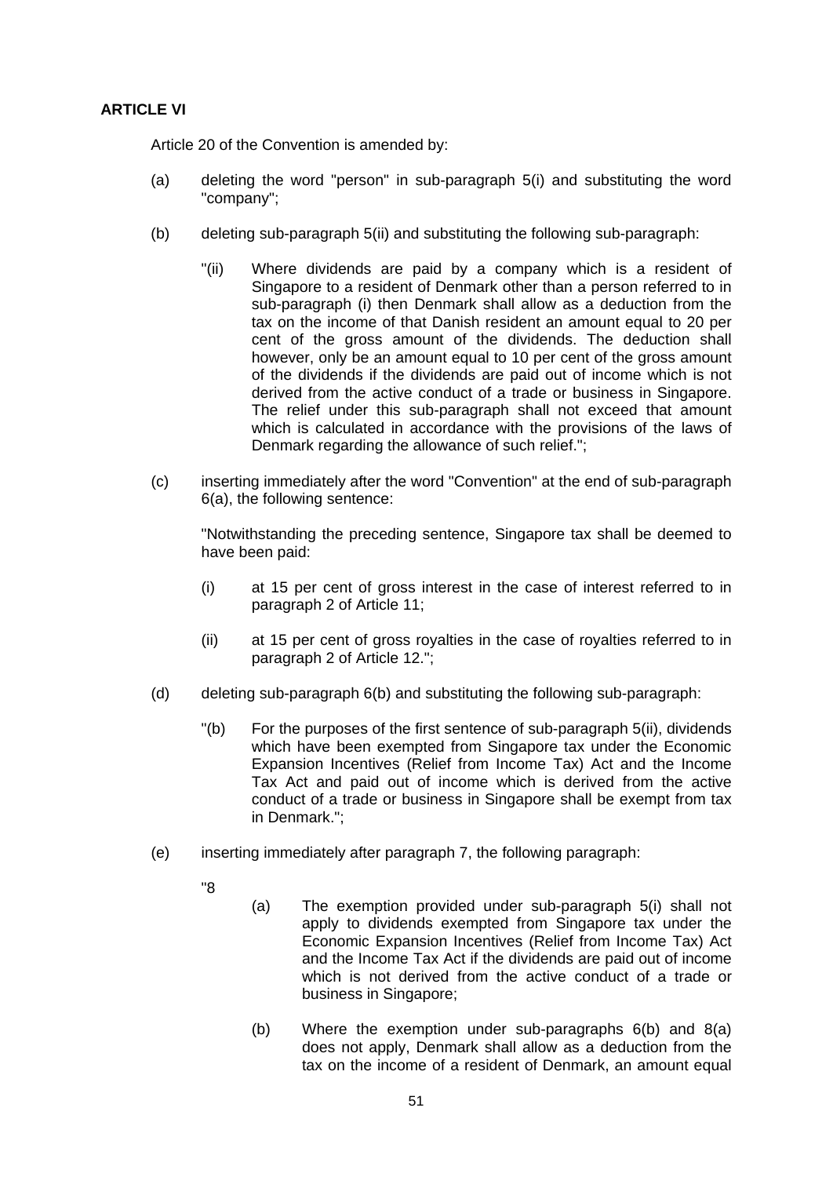**ARTICLE VI**

Article 20 of the Convention is amended by:

(a) deleting the word "person" in sub-paragraph 5(i) and substituting the word "company";

(b) deleting sub-paragraph 5(ii) and substituting the following sub-paragraph:

> "(ii) Where dividends are paid by a company which is a resident of Singapore to a resident of Denmark other than a person referred to in sub-paragraph (i) then Denmark shall allow as a deduction from the tax on the income of that Danish resident an amount equal to 20 per cent of the gross amount of the dividends. The deduction shall however, only be an amount equal to 10 per cent of the gross amount of the dividends if the dividends are paid out of income which is not derived from the active conduct of a trade or business in Singapore. The relief under this sub-paragraph shall not exceed that amount which is calculated in accordance with the provisions of the laws of Denmark regarding the allowance of such relief.";

(c) inserting immediately after the word "Convention" at the end of sub-paragraph 6(a), the following sentence:

> "Notwithstanding the preceding sentence, Singapore tax shall be deemed to have been paid:
>
> (i) at 15 per cent of gross interest in the case of interest referred to in paragraph 2 of Article 11;
>
> (ii) at 15 per cent of gross royalties in the case of royalties referred to in paragraph 2 of Article 12.";

(d) deleting sub-paragraph 6(b) and substituting the following sub-paragraph:

> "(b) For the purposes of the first sentence of sub-paragraph 5(ii), dividends which have been exempted from Singapore tax under the Economic Expansion Incentives (Relief from Income Tax) Act and the Income Tax Act and paid out of income which is derived from the active conduct of a trade or business in Singapore shall be exempt from tax in Denmark.";

(e) inserting immediately after paragraph 7, the following paragraph:

> "8
>
> (a) The exemption provided under sub-paragraph 5(i) shall not apply to dividends exempted from Singapore tax under the Economic Expansion Incentives (Relief from Income Tax) Act and the Income Tax Act if the dividends are paid out of income which is not derived from the active conduct of a trade or business in Singapore;
>
> (b) Where the exemption under sub-paragraphs 6(b) and 8(a) does not apply, Denmark shall allow as a deduction from the tax on the income of a resident of Denmark, an amount equal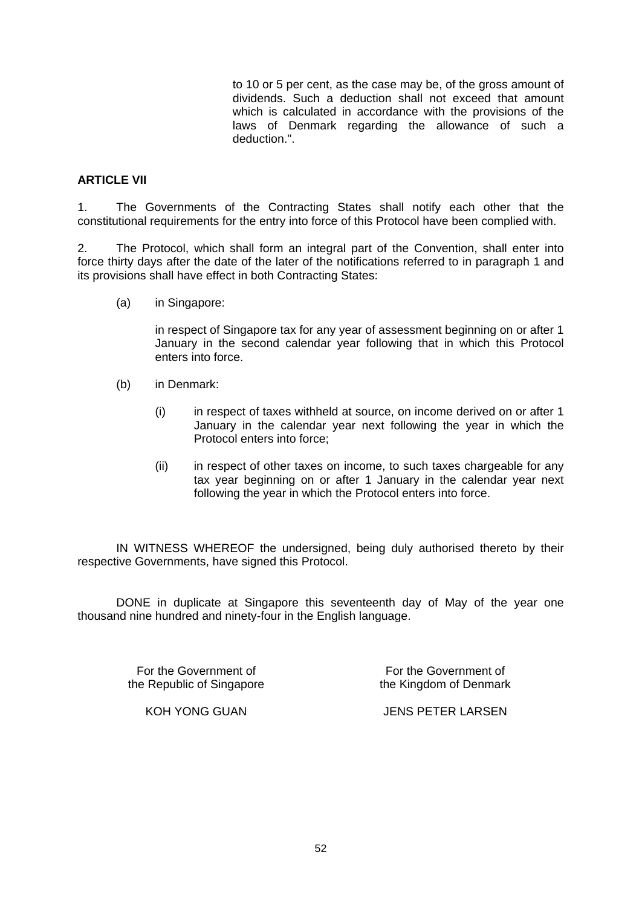to 10 or 5 per cent, as the case may be, of the gross amount of dividends. Such a deduction shall not exceed that amount which is calculated in accordance with the provisions of the laws of Denmark regarding the allowance of such a deduction.".

**ARTICLE VII**

1. The Governments of the Contracting States shall notify each other that the constitutional requirements for the entry into force of this Protocol have been complied with.

2. The Protocol, which shall form an integral part of the Convention, shall enter into force thirty days after the date of the later of the notifications referred to in paragraph 1 and its provisions shall have effect in both Contracting States:

(a) in Singapore:

in respect of Singapore tax for any year of assessment beginning on or after 1 January in the second calendar year following that in which this Protocol enters into force.

(b) in Denmark:

(i) in respect of taxes withheld at source, on income derived on or after 1 January in the calendar year next following the year in which the Protocol enters into force;

(ii) in respect of other taxes on income, to such taxes chargeable for any tax year beginning on or after 1 January in the calendar year next following the year in which the Protocol enters into force.

IN WITNESS WHEREOF the undersigned, being duly authorised thereto by their respective Governments, have signed this Protocol.

DONE in duplicate at Singapore this seventeenth day of May of the year one thousand nine hundred and ninety-four in the English language.

| For the Government of the Republic of Singapore | For the Government of the Kingdom of Denmark |
|---|---|
| KOH YONG GUAN | JENS PETER LARSEN |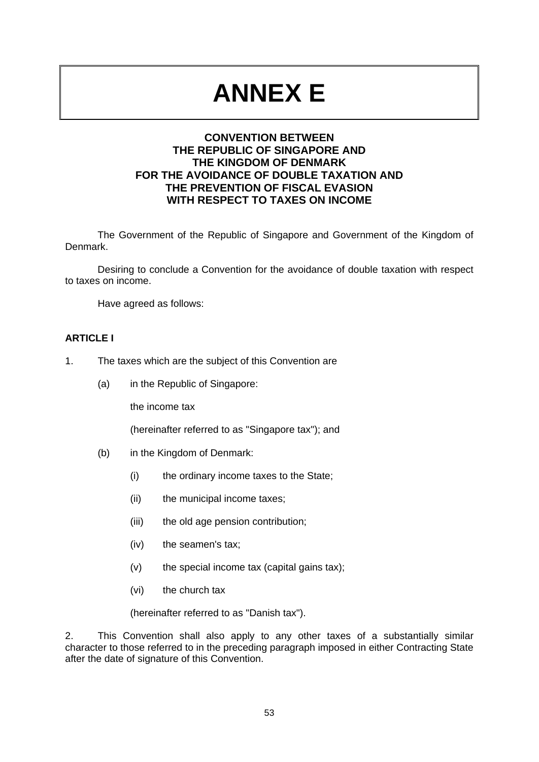# ANNEX E

## CONVENTION BETWEEN THE REPUBLIC OF SINGAPORE AND THE KINGDOM OF DENMARK FOR THE AVOIDANCE OF DOUBLE TAXATION AND THE PREVENTION OF FISCAL EVASION WITH RESPECT TO TAXES ON INCOME

The Government of the Republic of Singapore and Government of the Kingdom of Denmark.

Desiring to conclude a Convention for the avoidance of double taxation with respect to taxes on income.

Have agreed as follows:

**ARTICLE I**

1. The taxes which are the subject of this Convention are

   (a) in the Republic of Singapore:

   the income tax

   (hereinafter referred to as "Singapore tax"); and

   (b) in the Kingdom of Denmark:

   (i) the ordinary income taxes to the State;

   (ii) the municipal income taxes;

   (iii) the old age pension contribution;

   (iv) the seamen's tax;

   (v) the special income tax (capital gains tax);

   (vi) the church tax

   (hereinafter referred to as "Danish tax").

2. This Convention shall also apply to any other taxes of a substantially similar character to those referred to in the preceding paragraph imposed in either Contracting State after the date of signature of this Convention.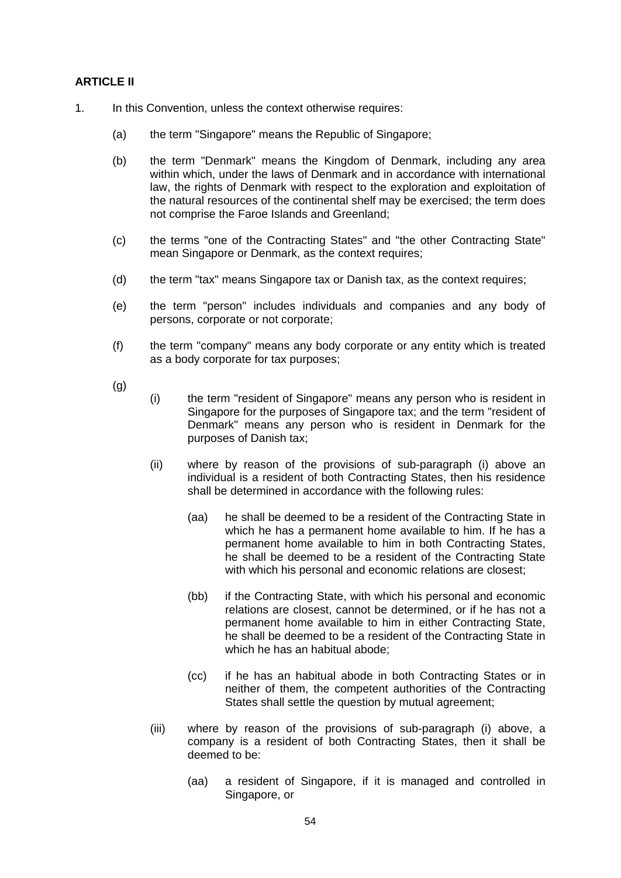**ARTICLE II**

1. In this Convention, unless the context otherwise requires:

   (a) the term "Singapore" means the Republic of Singapore;

   (b) the term "Denmark" means the Kingdom of Denmark, including any area within which, under the laws of Denmark and in accordance with international law, the rights of Denmark with respect to the exploration and exploitation of the natural resources of the continental shelf may be exercised; the term does not comprise the Faroe Islands and Greenland;

   (c) the terms "one of the Contracting States" and "the other Contracting State" mean Singapore or Denmark, as the context requires;

   (d) the term "tax" means Singapore tax or Danish tax, as the context requires;

   (e) the term "person" includes individuals and companies and any body of persons, corporate or not corporate;

   (f) the term "company" means any body corporate or any entity which is treated as a body corporate for tax purposes;

   (g)

      (i) the term "resident of Singapore" means any person who is resident in Singapore for the purposes of Singapore tax; and the term "resident of Denmark" means any person who is resident in Denmark for the purposes of Danish tax;

      (ii) where by reason of the provisions of sub-paragraph (i) above an individual is a resident of both Contracting States, then his residence shall be determined in accordance with the following rules:

         (aa) he shall be deemed to be a resident of the Contracting State in which he has a permanent home available to him. If he has a permanent home available to him in both Contracting States, he shall be deemed to be a resident of the Contracting State with which his personal and economic relations are closest;

         (bb) if the Contracting State, with which his personal and economic relations are closest, cannot be determined, or if he has not a permanent home available to him in either Contracting State, he shall be deemed to be a resident of the Contracting State in which he has an habitual abode;

         (cc) if he has an habitual abode in both Contracting States or in neither of them, the competent authorities of the Contracting States shall settle the question by mutual agreement;

      (iii) where by reason of the provisions of sub-paragraph (i) above, a company is a resident of both Contracting States, then it shall be deemed to be:

         (aa) a resident of Singapore, if it is managed and controlled in Singapore, or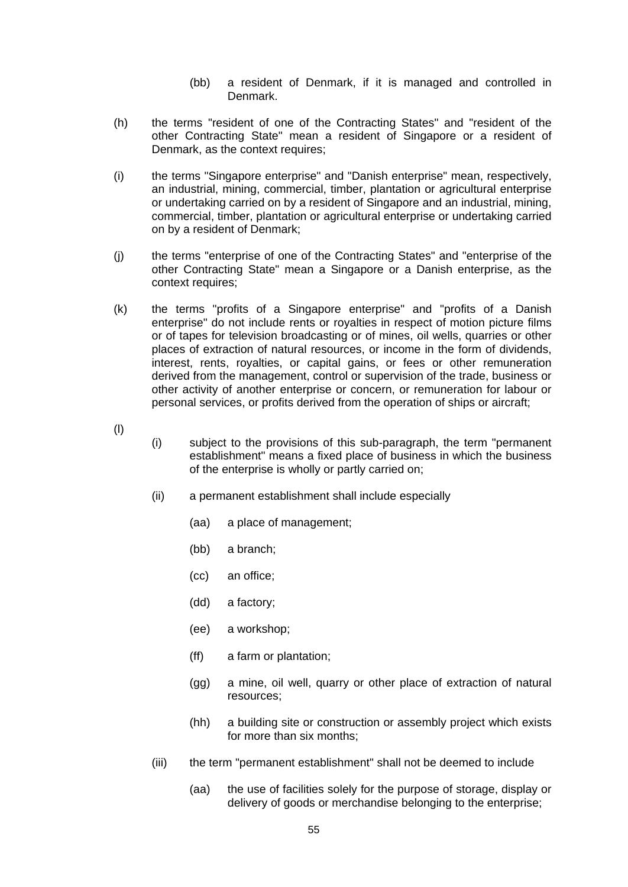(bb) a resident of Denmark, if it is managed and controlled in Denmark.

(h) the terms "resident of one of the Contracting States" and "resident of the other Contracting State" mean a resident of Singapore or a resident of Denmark, as the context requires;

(i) the terms "Singapore enterprise" and "Danish enterprise" mean, respectively, an industrial, mining, commercial, timber, plantation or agricultural enterprise or undertaking carried on by a resident of Singapore and an industrial, mining, commercial, timber, plantation or agricultural enterprise or undertaking carried on by a resident of Denmark;

(j) the terms "enterprise of one of the Contracting States" and "enterprise of the other Contracting State" mean a Singapore or a Danish enterprise, as the context requires;

(k) the terms "profits of a Singapore enterprise" and "profits of a Danish enterprise" do not include rents or royalties in respect of motion picture films or of tapes for television broadcasting or of mines, oil wells, quarries or other places of extraction of natural resources, or income in the form of dividends, interest, rents, royalties, or capital gains, or fees or other remuneration derived from the management, control or supervision of the trade, business or other activity of another enterprise or concern, or remuneration for labour or personal services, or profits derived from the operation of ships or aircraft;

(l)

(i) subject to the provisions of this sub-paragraph, the term "permanent establishment" means a fixed place of business in which the business of the enterprise is wholly or partly carried on;

(ii) a permanent establishment shall include especially

(aa) a place of management;

(bb) a branch;

(cc) an office;

(dd) a factory;

(ee) a workshop;

(ff) a farm or plantation;

(gg) a mine, oil well, quarry or other place of extraction of natural resources;

(hh) a building site or construction or assembly project which exists for more than six months;

(iii) the term "permanent establishment" shall not be deemed to include

(aa) the use of facilities solely for the purpose of storage, display or delivery of goods or merchandise belonging to the enterprise;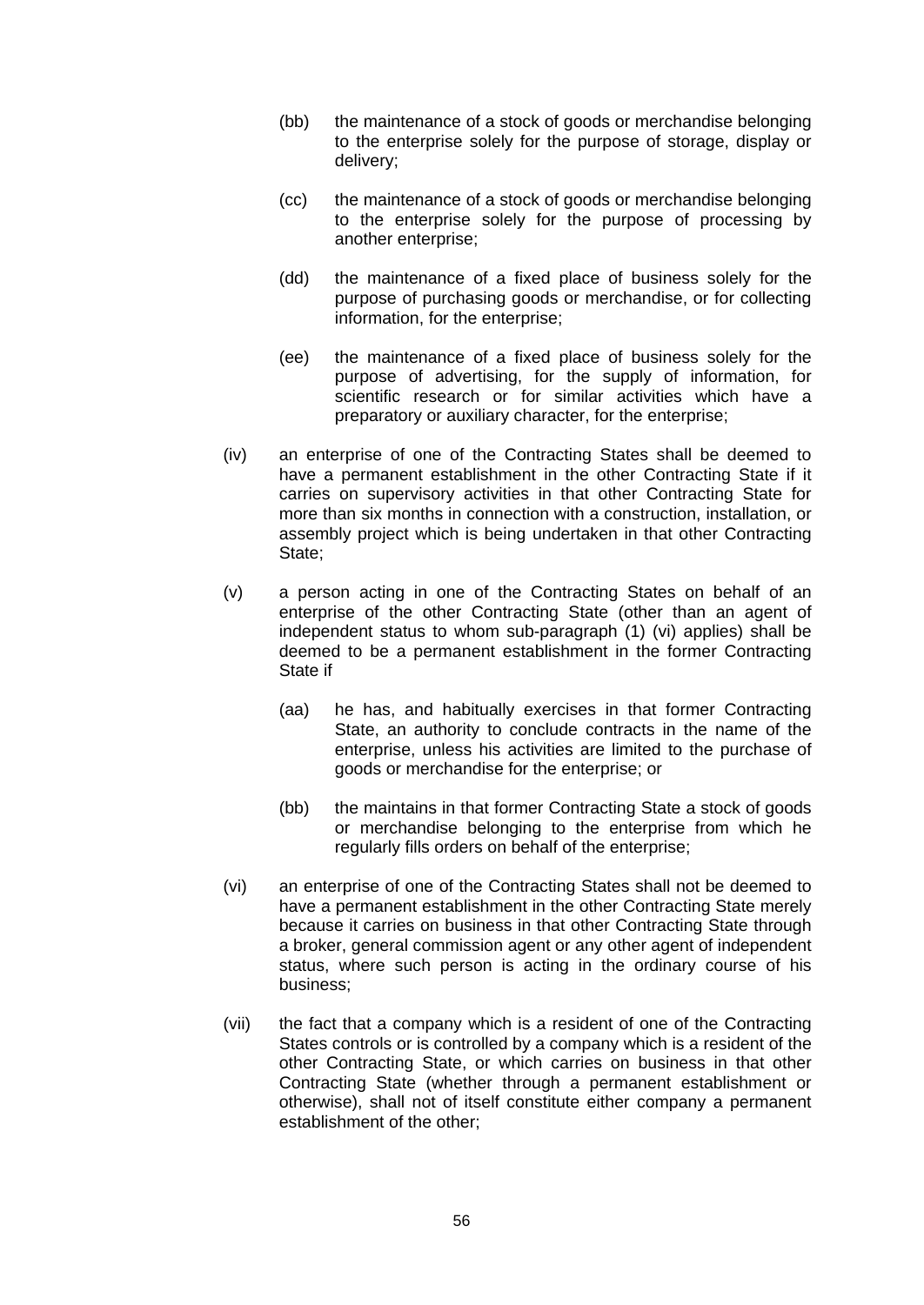(bb) the maintenance of a stock of goods or merchandise belonging to the enterprise solely for the purpose of storage, display or delivery;

(cc) the maintenance of a stock of goods or merchandise belonging to the enterprise solely for the purpose of processing by another enterprise;

(dd) the maintenance of a fixed place of business solely for the purpose of purchasing goods or merchandise, or for collecting information, for the enterprise;

(ee) the maintenance of a fixed place of business solely for the purpose of advertising, for the supply of information, for scientific research or for similar activities which have a preparatory or auxiliary character, for the enterprise;

(iv) an enterprise of one of the Contracting States shall be deemed to have a permanent establishment in the other Contracting State if it carries on supervisory activities in that other Contracting State for more than six months in connection with a construction, installation, or assembly project which is being undertaken in that other Contracting State;

(v) a person acting in one of the Contracting States on behalf of an enterprise of the other Contracting State (other than an agent of independent status to whom sub-paragraph (1) (vi) applies) shall be deemed to be a permanent establishment in the former Contracting State if

(aa) he has, and habitually exercises in that former Contracting State, an authority to conclude contracts in the name of the enterprise, unless his activities are limited to the purchase of goods or merchandise for the enterprise; or

(bb) the maintains in that former Contracting State a stock of goods or merchandise belonging to the enterprise from which he regularly fills orders on behalf of the enterprise;

(vi) an enterprise of one of the Contracting States shall not be deemed to have a permanent establishment in the other Contracting State merely because it carries on business in that other Contracting State through a broker, general commission agent or any other agent of independent status, where such person is acting in the ordinary course of his business;

(vii) the fact that a company which is a resident of one of the Contracting States controls or is controlled by a company which is a resident of the other Contracting State, or which carries on business in that other Contracting State (whether through a permanent establishment or otherwise), shall not of itself constitute either company a permanent establishment of the other;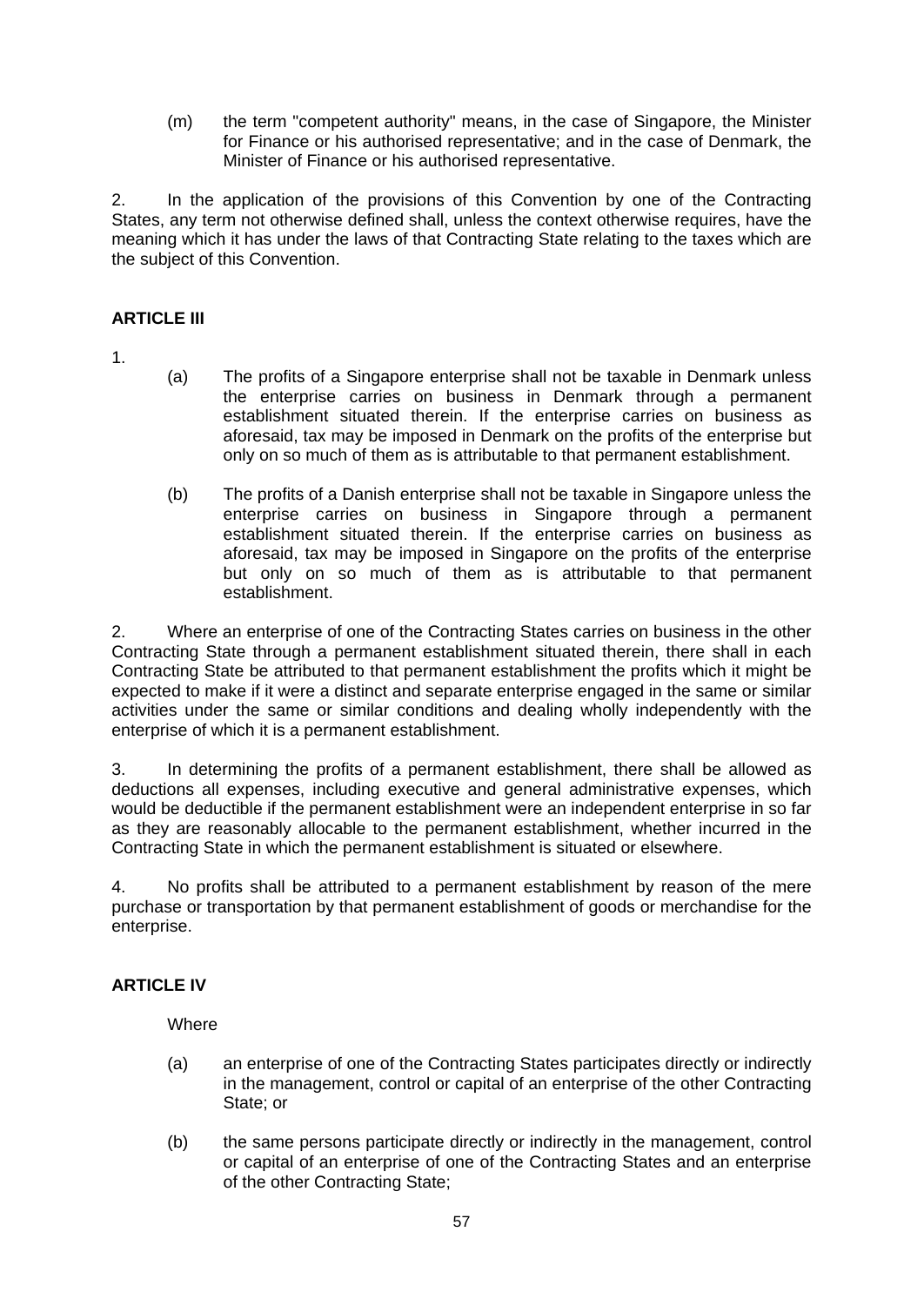(m) the term "competent authority" means, in the case of Singapore, the Minister for Finance or his authorised representative; and in the case of Denmark, the Minister of Finance or his authorised representative.

2. In the application of the provisions of this Convention by one of the Contracting States, any term not otherwise defined shall, unless the context otherwise requires, have the meaning which it has under the laws of that Contracting State relating to the taxes which are the subject of this Convention.

**ARTICLE III**

1.

(a) The profits of a Singapore enterprise shall not be taxable in Denmark unless the enterprise carries on business in Denmark through a permanent establishment situated therein. If the enterprise carries on business as aforesaid, tax may be imposed in Denmark on the profits of the enterprise but only on so much of them as is attributable to that permanent establishment.

(b) The profits of a Danish enterprise shall not be taxable in Singapore unless the enterprise carries on business in Singapore through a permanent establishment situated therein. If the enterprise carries on business as aforesaid, tax may be imposed in Singapore on the profits of the enterprise but only on so much of them as is attributable to that permanent establishment.

2. Where an enterprise of one of the Contracting States carries on business in the other Contracting State through a permanent establishment situated therein, there shall in each Contracting State be attributed to that permanent establishment the profits which it might be expected to make if it were a distinct and separate enterprise engaged in the same or similar activities under the same or similar conditions and dealing wholly independently with the enterprise of which it is a permanent establishment.

3. In determining the profits of a permanent establishment, there shall be allowed as deductions all expenses, including executive and general administrative expenses, which would be deductible if the permanent establishment were an independent enterprise in so far as they are reasonably allocable to the permanent establishment, whether incurred in the Contracting State in which the permanent establishment is situated or elsewhere.

4. No profits shall be attributed to a permanent establishment by reason of the mere purchase or transportation by that permanent establishment of goods or merchandise for the enterprise.

**ARTICLE IV**

Where

(a) an enterprise of one of the Contracting States participates directly or indirectly in the management, control or capital of an enterprise of the other Contracting State; or

(b) the same persons participate directly or indirectly in the management, control or capital of an enterprise of one of the Contracting States and an enterprise of the other Contracting State;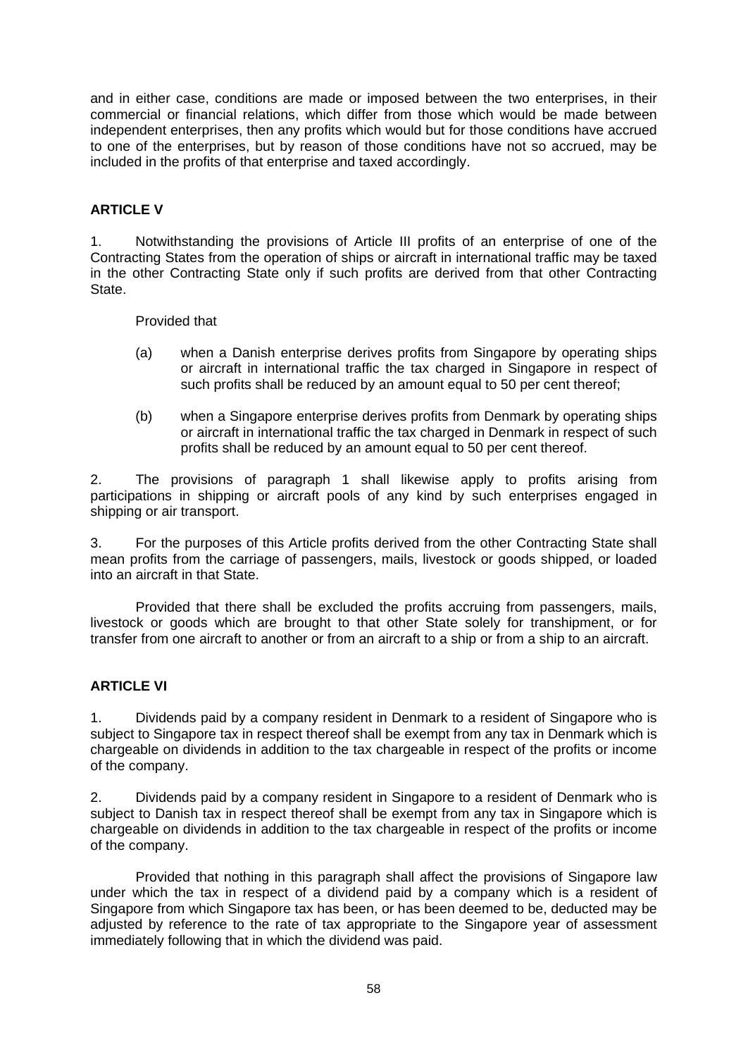and in either case, conditions are made or imposed between the two enterprises, in their commercial or financial relations, which differ from those which would be made between independent enterprises, then any profits which would but for those conditions have accrued to one of the enterprises, but by reason of those conditions have not so accrued, may be included in the profits of that enterprise and taxed accordingly.

**ARTICLE V**

1. Notwithstanding the provisions of Article III profits of an enterprise of one of the Contracting States from the operation of ships or aircraft in international traffic may be taxed in the other Contracting State only if such profits are derived from that other Contracting State.

Provided that

(a) when a Danish enterprise derives profits from Singapore by operating ships or aircraft in international traffic the tax charged in Singapore in respect of such profits shall be reduced by an amount equal to 50 per cent thereof;

(b) when a Singapore enterprise derives profits from Denmark by operating ships or aircraft in international traffic the tax charged in Denmark in respect of such profits shall be reduced by an amount equal to 50 per cent thereof.

2. The provisions of paragraph 1 shall likewise apply to profits arising from participations in shipping or aircraft pools of any kind by such enterprises engaged in shipping or air transport.

3. For the purposes of this Article profits derived from the other Contracting State shall mean profits from the carriage of passengers, mails, livestock or goods shipped, or loaded into an aircraft in that State.

Provided that there shall be excluded the profits accruing from passengers, mails, livestock or goods which are brought to that other State solely for transhipment, or for transfer from one aircraft to another or from an aircraft to a ship or from a ship to an aircraft.

**ARTICLE VI**

1. Dividends paid by a company resident in Denmark to a resident of Singapore who is subject to Singapore tax in respect thereof shall be exempt from any tax in Denmark which is chargeable on dividends in addition to the tax chargeable in respect of the profits or income of the company.

2. Dividends paid by a company resident in Singapore to a resident of Denmark who is subject to Danish tax in respect thereof shall be exempt from any tax in Singapore which is chargeable on dividends in addition to the tax chargeable in respect of the profits or income of the company.

Provided that nothing in this paragraph shall affect the provisions of Singapore law under which the tax in respect of a dividend paid by a company which is a resident of Singapore from which Singapore tax has been, or has been deemed to be, deducted may be adjusted by reference to the rate of tax appropriate to the Singapore year of assessment immediately following that in which the dividend was paid.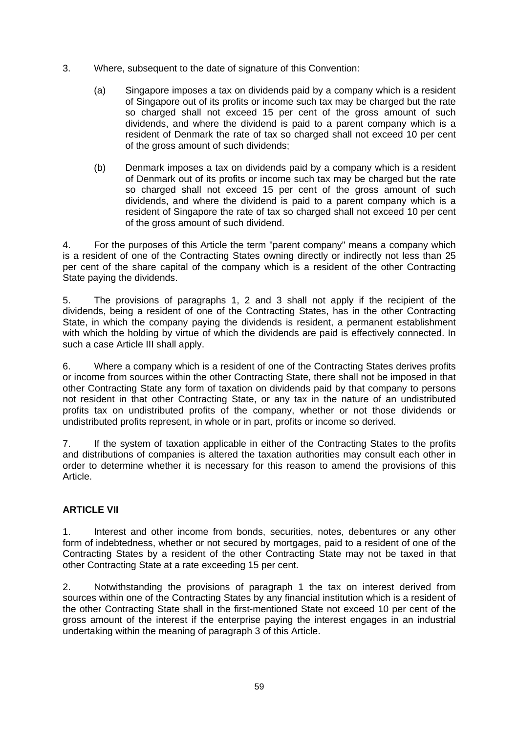3. Where, subsequent to the date of signature of this Convention:

   (a) Singapore imposes a tax on dividends paid by a company which is a resident of Singapore out of its profits or income such tax may be charged but the rate so charged shall not exceed 15 per cent of the gross amount of such dividends, and where the dividend is paid to a parent company which is a resident of Denmark the rate of tax so charged shall not exceed 10 per cent of the gross amount of such dividends;

   (b) Denmark imposes a tax on dividends paid by a company which is a resident of Denmark out of its profits or income such tax may be charged but the rate so charged shall not exceed 15 per cent of the gross amount of such dividends, and where the dividend is paid to a parent company which is a resident of Singapore the rate of tax so charged shall not exceed 10 per cent of the gross amount of such dividend.

4. For the purposes of this Article the term "parent company" means a company which is a resident of one of the Contracting States owning directly or indirectly not less than 25 per cent of the share capital of the company which is a resident of the other Contracting State paying the dividends.

5. The provisions of paragraphs 1, 2 and 3 shall not apply if the recipient of the dividends, being a resident of one of the Contracting States, has in the other Contracting State, in which the company paying the dividends is resident, a permanent establishment with which the holding by virtue of which the dividends are paid is effectively connected. In such a case Article III shall apply.

6. Where a company which is a resident of one of the Contracting States derives profits or income from sources within the other Contracting State, there shall not be imposed in that other Contracting State any form of taxation on dividends paid by that company to persons not resident in that other Contracting State, or any tax in the nature of an undistributed profits tax on undistributed profits of the company, whether or not those dividends or undistributed profits represent, in whole or in part, profits or income so derived.

7. If the system of taxation applicable in either of the Contracting States to the profits and distributions of companies is altered the taxation authorities may consult each other in order to determine whether it is necessary for this reason to amend the provisions of this Article.

## ARTICLE VII

1. Interest and other income from bonds, securities, notes, debentures or any other form of indebtedness, whether or not secured by mortgages, paid to a resident of one of the Contracting States by a resident of the other Contracting State may not be taxed in that other Contracting State at a rate exceeding 15 per cent.

2. Notwithstanding the provisions of paragraph 1 the tax on interest derived from sources within one of the Contracting States by any financial institution which is a resident of the other Contracting State shall in the first-mentioned State not exceed 10 per cent of the gross amount of the interest if the enterprise paying the interest engages in an industrial undertaking within the meaning of paragraph 3 of this Article.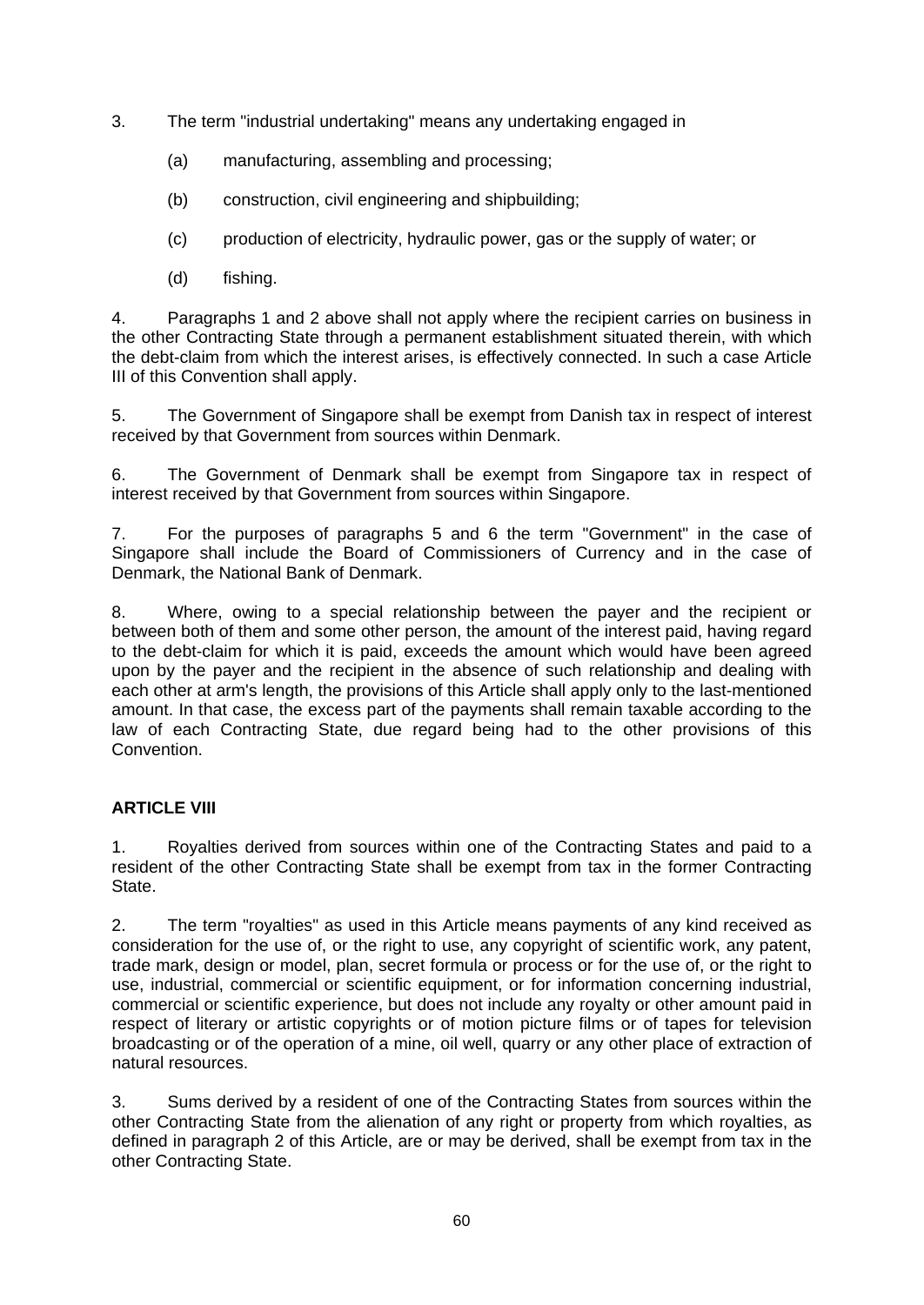3. The term "industrial undertaking" means any undertaking engaged in

   (a) manufacturing, assembling and processing;

   (b) construction, civil engineering and shipbuilding;

   (c) production of electricity, hydraulic power, gas or the supply of water; or

   (d) fishing.

4. Paragraphs 1 and 2 above shall not apply where the recipient carries on business in the other Contracting State through a permanent establishment situated therein, with which the debt-claim from which the interest arises, is effectively connected. In such a case Article III of this Convention shall apply.

5. The Government of Singapore shall be exempt from Danish tax in respect of interest received by that Government from sources within Denmark.

6. The Government of Denmark shall be exempt from Singapore tax in respect of interest received by that Government from sources within Singapore.

7. For the purposes of paragraphs 5 and 6 the term "Government" in the case of Singapore shall include the Board of Commissioners of Currency and in the case of Denmark, the National Bank of Denmark.

8. Where, owing to a special relationship between the payer and the recipient or between both of them and some other person, the amount of the interest paid, having regard to the debt-claim for which it is paid, exceeds the amount which would have been agreed upon by the payer and the recipient in the absence of such relationship and dealing with each other at arm's length, the provisions of this Article shall apply only to the last-mentioned amount. In that case, the excess part of the payments shall remain taxable according to the law of each Contracting State, due regard being had to the other provisions of this Convention.

**ARTICLE VIII**

1. Royalties derived from sources within one of the Contracting States and paid to a resident of the other Contracting State shall be exempt from tax in the former Contracting State.

2. The term "royalties" as used in this Article means payments of any kind received as consideration for the use of, or the right to use, any copyright of scientific work, any patent, trade mark, design or model, plan, secret formula or process or for the use of, or the right to use, industrial, commercial or scientific equipment, or for information concerning industrial, commercial or scientific experience, but does not include any royalty or other amount paid in respect of literary or artistic copyrights or of motion picture films or of tapes for television broadcasting or of the operation of a mine, oil well, quarry or any other place of extraction of natural resources.

3. Sums derived by a resident of one of the Contracting States from sources within the other Contracting State from the alienation of any right or property from which royalties, as defined in paragraph 2 of this Article, are or may be derived, shall be exempt from tax in the other Contracting State.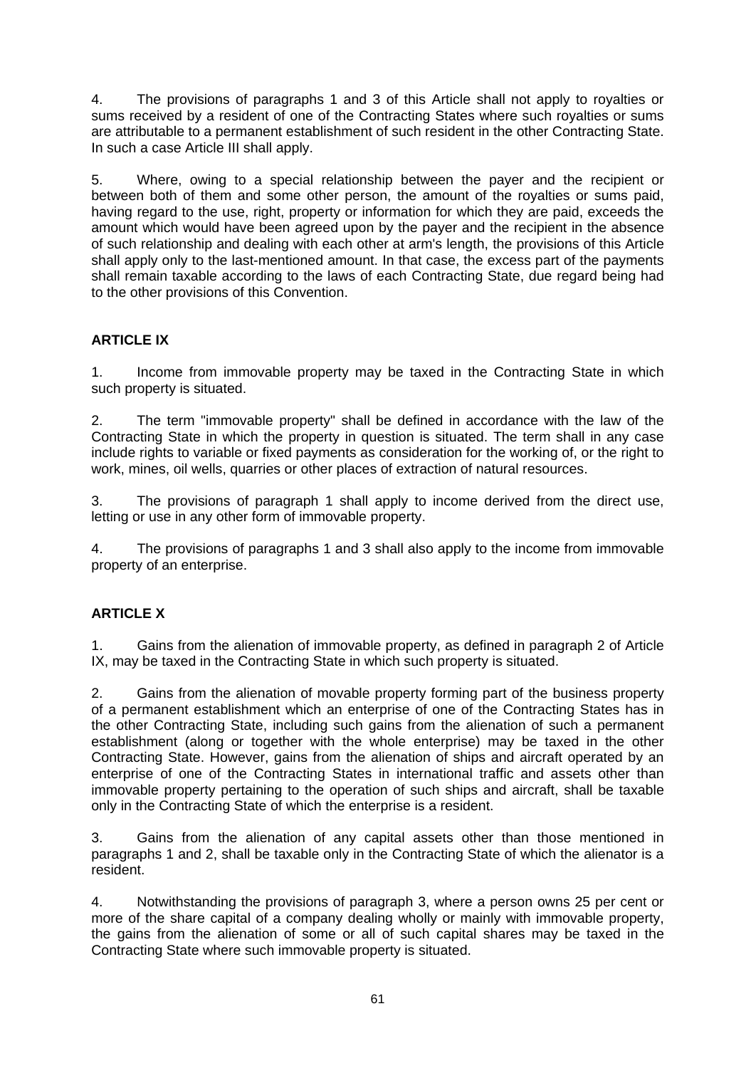4. The provisions of paragraphs 1 and 3 of this Article shall not apply to royalties or sums received by a resident of one of the Contracting States where such royalties or sums are attributable to a permanent establishment of such resident in the other Contracting State. In such a case Article III shall apply.

5. Where, owing to a special relationship between the payer and the recipient or between both of them and some other person, the amount of the royalties or sums paid, having regard to the use, right, property or information for which they are paid, exceeds the amount which would have been agreed upon by the payer and the recipient in the absence of such relationship and dealing with each other at arm's length, the provisions of this Article shall apply only to the last-mentioned amount. In that case, the excess part of the payments shall remain taxable according to the laws of each Contracting State, due regard being had to the other provisions of this Convention.

## ARTICLE IX

1. Income from immovable property may be taxed in the Contracting State in which such property is situated.

2. The term "immovable property" shall be defined in accordance with the law of the Contracting State in which the property in question is situated. The term shall in any case include rights to variable or fixed payments as consideration for the working of, or the right to work, mines, oil wells, quarries or other places of extraction of natural resources.

3. The provisions of paragraph 1 shall apply to income derived from the direct use, letting or use in any other form of immovable property.

4. The provisions of paragraphs 1 and 3 shall also apply to the income from immovable property of an enterprise.

## ARTICLE X

1. Gains from the alienation of immovable property, as defined in paragraph 2 of Article IX, may be taxed in the Contracting State in which such property is situated.

2. Gains from the alienation of movable property forming part of the business property of a permanent establishment which an enterprise of one of the Contracting States has in the other Contracting State, including such gains from the alienation of such a permanent establishment (along or together with the whole enterprise) may be taxed in the other Contracting State. However, gains from the alienation of ships and aircraft operated by an enterprise of one of the Contracting States in international traffic and assets other than immovable property pertaining to the operation of such ships and aircraft, shall be taxable only in the Contracting State of which the enterprise is a resident.

3. Gains from the alienation of any capital assets other than those mentioned in paragraphs 1 and 2, shall be taxable only in the Contracting State of which the alienator is a resident.

4. Notwithstanding the provisions of paragraph 3, where a person owns 25 per cent or more of the share capital of a company dealing wholly or mainly with immovable property, the gains from the alienation of some or all of such capital shares may be taxed in the Contracting State where such immovable property is situated.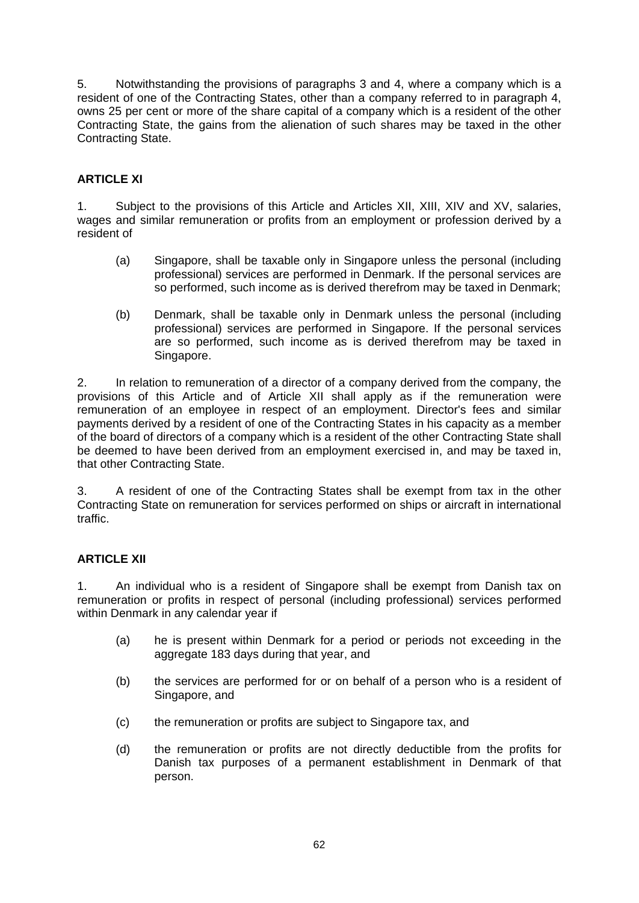5. Notwithstanding the provisions of paragraphs 3 and 4, where a company which is a resident of one of the Contracting States, other than a company referred to in paragraph 4, owns 25 per cent or more of the share capital of a company which is a resident of the other Contracting State, the gains from the alienation of such shares may be taxed in the other Contracting State.

**ARTICLE XI**

1. Subject to the provisions of this Article and Articles XII, XIII, XIV and XV, salaries, wages and similar remuneration or profits from an employment or profession derived by a resident of

(a) Singapore, shall be taxable only in Singapore unless the personal (including professional) services are performed in Denmark. If the personal services are so performed, such income as is derived therefrom may be taxed in Denmark;

(b) Denmark, shall be taxable only in Denmark unless the personal (including professional) services are performed in Singapore. If the personal services are so performed, such income as is derived therefrom may be taxed in Singapore.

2. In relation to remuneration of a director of a company derived from the company, the provisions of this Article and of Article XII shall apply as if the remuneration were remuneration of an employee in respect of an employment. Director's fees and similar payments derived by a resident of one of the Contracting States in his capacity as a member of the board of directors of a company which is a resident of the other Contracting State shall be deemed to have been derived from an employment exercised in, and may be taxed in, that other Contracting State.

3. A resident of one of the Contracting States shall be exempt from tax in the other Contracting State on remuneration for services performed on ships or aircraft in international traffic.

**ARTICLE XII**

1. An individual who is a resident of Singapore shall be exempt from Danish tax on remuneration or profits in respect of personal (including professional) services performed within Denmark in any calendar year if

(a) he is present within Denmark for a period or periods not exceeding in the aggregate 183 days during that year, and

(b) the services are performed for or on behalf of a person who is a resident of Singapore, and

(c) the remuneration or profits are subject to Singapore tax, and

(d) the remuneration or profits are not directly deductible from the profits for Danish tax purposes of a permanent establishment in Denmark of that person.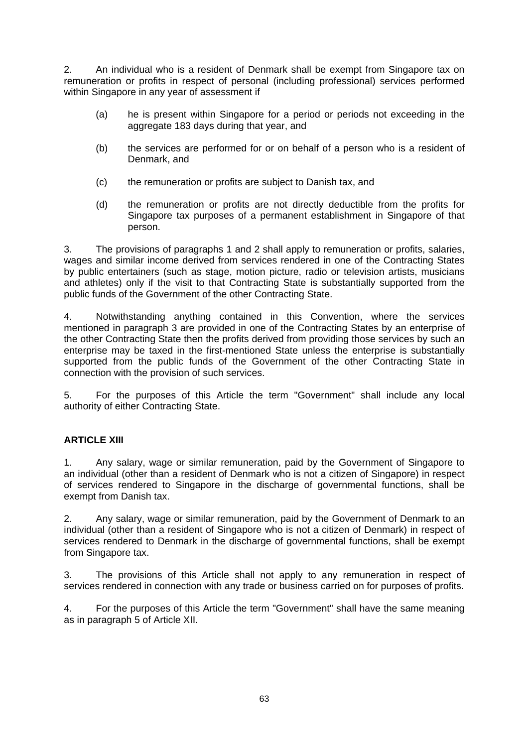2. An individual who is a resident of Denmark shall be exempt from Singapore tax on remuneration or profits in respect of personal (including professional) services performed within Singapore in any year of assessment if

(a) he is present within Singapore for a period or periods not exceeding in the aggregate 183 days during that year, and

(b) the services are performed for or on behalf of a person who is a resident of Denmark, and

(c) the remuneration or profits are subject to Danish tax, and

(d) the remuneration or profits are not directly deductible from the profits for Singapore tax purposes of a permanent establishment in Singapore of that person.

3. The provisions of paragraphs 1 and 2 shall apply to remuneration or profits, salaries, wages and similar income derived from services rendered in one of the Contracting States by public entertainers (such as stage, motion picture, radio or television artists, musicians and athletes) only if the visit to that Contracting State is substantially supported from the public funds of the Government of the other Contracting State.

4. Notwithstanding anything contained in this Convention, where the services mentioned in paragraph 3 are provided in one of the Contracting States by an enterprise of the other Contracting State then the profits derived from providing those services by such an enterprise may be taxed in the first-mentioned State unless the enterprise is substantially supported from the public funds of the Government of the other Contracting State in connection with the provision of such services.

5. For the purposes of this Article the term "Government" shall include any local authority of either Contracting State.

## ARTICLE XIII

1. Any salary, wage or similar remuneration, paid by the Government of Singapore to an individual (other than a resident of Denmark who is not a citizen of Singapore) in respect of services rendered to Singapore in the discharge of governmental functions, shall be exempt from Danish tax.

2. Any salary, wage or similar remuneration, paid by the Government of Denmark to an individual (other than a resident of Singapore who is not a citizen of Denmark) in respect of services rendered to Denmark in the discharge of governmental functions, shall be exempt from Singapore tax.

3. The provisions of this Article shall not apply to any remuneration in respect of services rendered in connection with any trade or business carried on for purposes of profits.

4. For the purposes of this Article the term "Government" shall have the same meaning as in paragraph 5 of Article XII.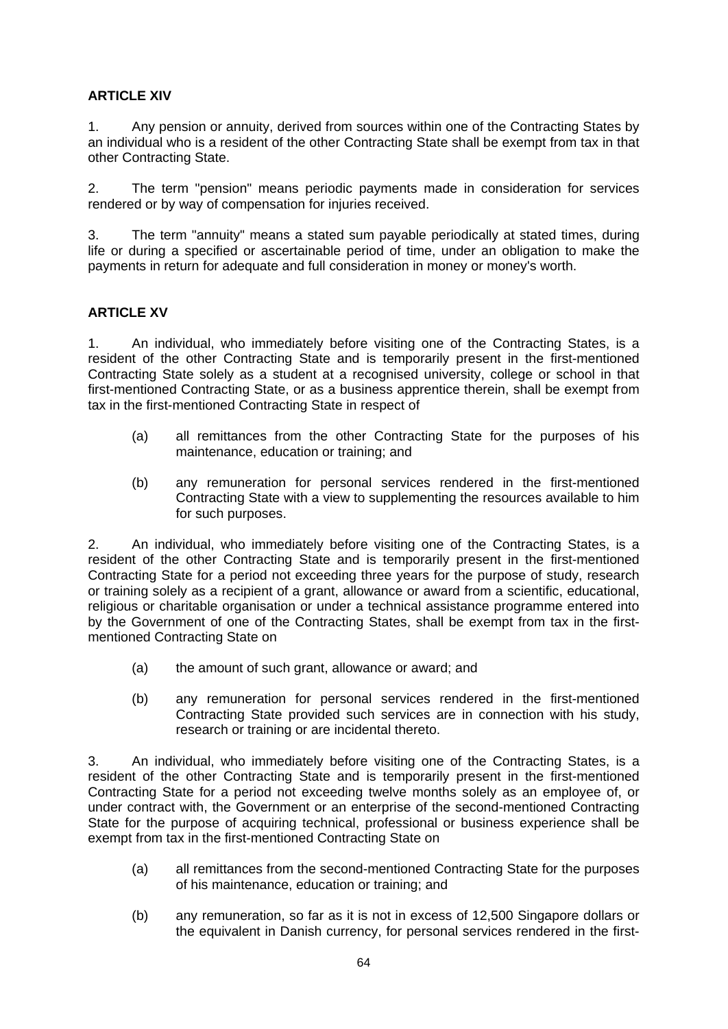**ARTICLE XIV**

1. Any pension or annuity, derived from sources within one of the Contracting States by an individual who is a resident of the other Contracting State shall be exempt from tax in that other Contracting State.

2. The term "pension" means periodic payments made in consideration for services rendered or by way of compensation for injuries received.

3. The term "annuity" means a stated sum payable periodically at stated times, during life or during a specified or ascertainable period of time, under an obligation to make the payments in return for adequate and full consideration in money or money's worth.

**ARTICLE XV**

1. An individual, who immediately before visiting one of the Contracting States, is a resident of the other Contracting State and is temporarily present in the first-mentioned Contracting State solely as a student at a recognised university, college or school in that first-mentioned Contracting State, or as a business apprentice therein, shall be exempt from tax in the first-mentioned Contracting State in respect of

(a) all remittances from the other Contracting State for the purposes of his maintenance, education or training; and

(b) any remuneration for personal services rendered in the first-mentioned Contracting State with a view to supplementing the resources available to him for such purposes.

2. An individual, who immediately before visiting one of the Contracting States, is a resident of the other Contracting State and is temporarily present in the first-mentioned Contracting State for a period not exceeding three years for the purpose of study, research or training solely as a recipient of a grant, allowance or award from a scientific, educational, religious or charitable organisation or under a technical assistance programme entered into by the Government of one of the Contracting States, shall be exempt from tax in the first-mentioned Contracting State on

(a) the amount of such grant, allowance or award; and

(b) any remuneration for personal services rendered in the first-mentioned Contracting State provided such services are in connection with his study, research or training or are incidental thereto.

3. An individual, who immediately before visiting one of the Contracting States, is a resident of the other Contracting State and is temporarily present in the first-mentioned Contracting State for a period not exceeding twelve months solely as an employee of, or under contract with, the Government or an enterprise of the second-mentioned Contracting State for the purpose of acquiring technical, professional or business experience shall be exempt from tax in the first-mentioned Contracting State on

(a) all remittances from the second-mentioned Contracting State for the purposes of his maintenance, education or training; and

(b) any remuneration, so far as it is not in excess of 12,500 Singapore dollars or the equivalent in Danish currency, for personal services rendered in the first-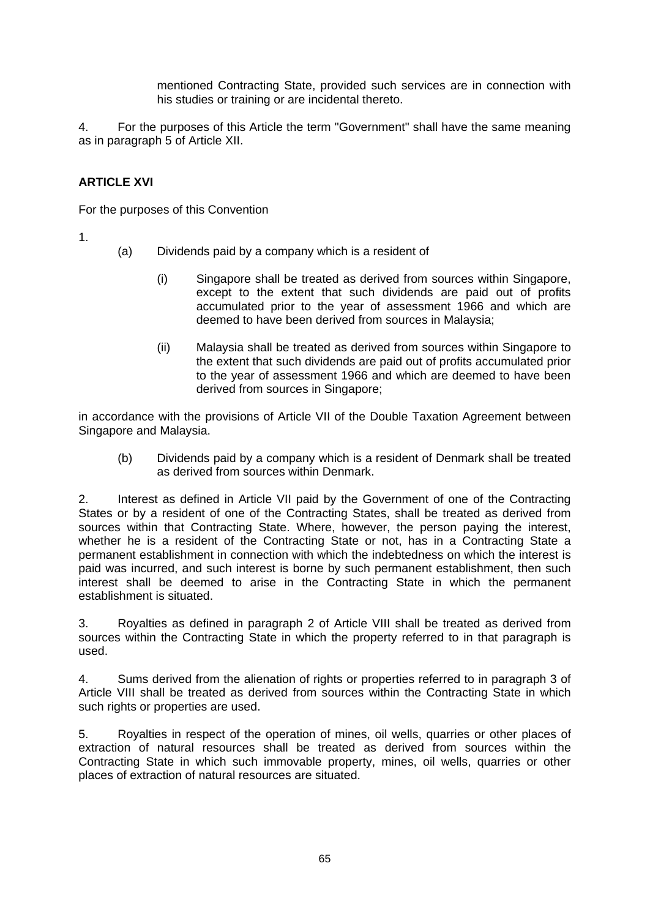mentioned Contracting State, provided such services are in connection with his studies or training or are incidental thereto.

4. For the purposes of this Article the term "Government" shall have the same meaning as in paragraph 5 of Article XII.

**ARTICLE XVI**

For the purposes of this Convention

1.

(a) Dividends paid by a company which is a resident of

(i) Singapore shall be treated as derived from sources within Singapore, except to the extent that such dividends are paid out of profits accumulated prior to the year of assessment 1966 and which are deemed to have been derived from sources in Malaysia;

(ii) Malaysia shall be treated as derived from sources within Singapore to the extent that such dividends are paid out of profits accumulated prior to the year of assessment 1966 and which are deemed to have been derived from sources in Singapore;

in accordance with the provisions of Article VII of the Double Taxation Agreement between Singapore and Malaysia.

(b) Dividends paid by a company which is a resident of Denmark shall be treated as derived from sources within Denmark.

2. Interest as defined in Article VII paid by the Government of one of the Contracting States or by a resident of one of the Contracting States, shall be treated as derived from sources within that Contracting State. Where, however, the person paying the interest, whether he is a resident of the Contracting State or not, has in a Contracting State a permanent establishment in connection with which the indebtedness on which the interest is paid was incurred, and such interest is borne by such permanent establishment, then such interest shall be deemed to arise in the Contracting State in which the permanent establishment is situated.

3. Royalties as defined in paragraph 2 of Article VIII shall be treated as derived from sources within the Contracting State in which the property referred to in that paragraph is used.

4. Sums derived from the alienation of rights or properties referred to in paragraph 3 of Article VIII shall be treated as derived from sources within the Contracting State in which such rights or properties are used.

5. Royalties in respect of the operation of mines, oil wells, quarries or other places of extraction of natural resources shall be treated as derived from sources within the Contracting State in which such immovable property, mines, oil wells, quarries or other places of extraction of natural resources are situated.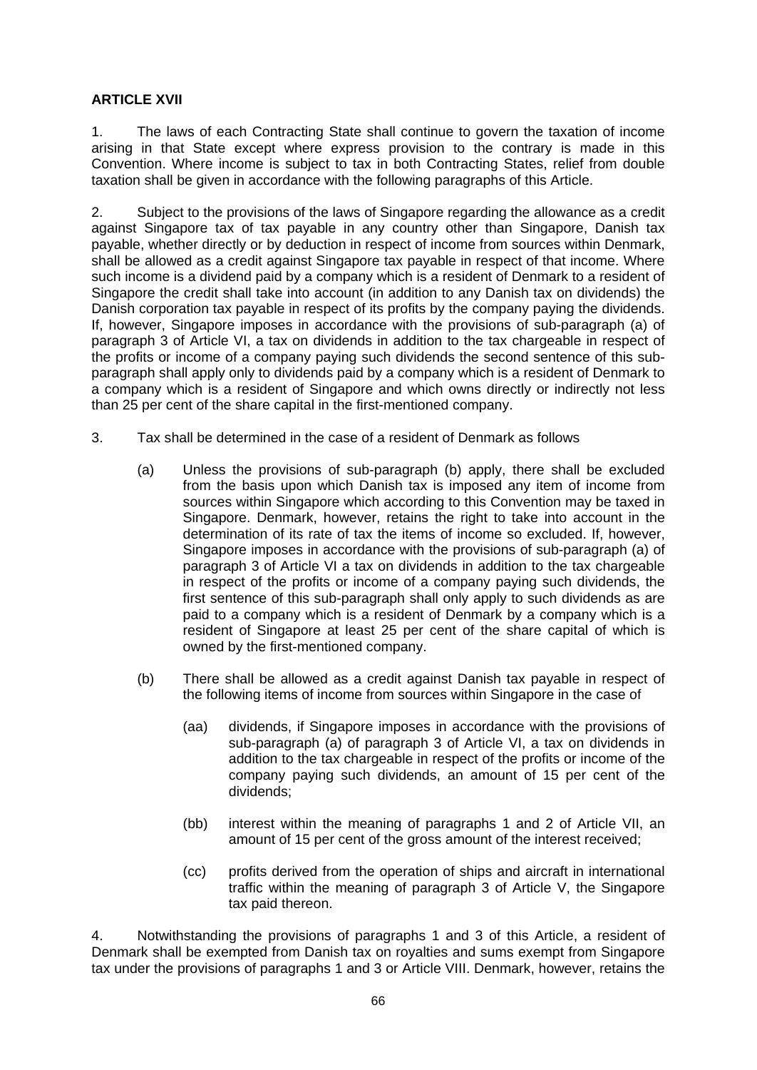**ARTICLE XVII**

1. The laws of each Contracting State shall continue to govern the taxation of income arising in that State except where express provision to the contrary is made in this Convention. Where income is subject to tax in both Contracting States, relief from double taxation shall be given in accordance with the following paragraphs of this Article.

2. Subject to the provisions of the laws of Singapore regarding the allowance as a credit against Singapore tax of tax payable in any country other than Singapore, Danish tax payable, whether directly or by deduction in respect of income from sources within Denmark, shall be allowed as a credit against Singapore tax payable in respect of that income. Where such income is a dividend paid by a company which is a resident of Denmark to a resident of Singapore the credit shall take into account (in addition to any Danish tax on dividends) the Danish corporation tax payable in respect of its profits by the company paying the dividends. If, however, Singapore imposes in accordance with the provisions of sub-paragraph (a) of paragraph 3 of Article VI, a tax on dividends in addition to the tax chargeable in respect of the profits or income of a company paying such dividends the second sentence of this sub-paragraph shall apply only to dividends paid by a company which is a resident of Denmark to a company which is a resident of Singapore and which owns directly or indirectly not less than 25 per cent of the share capital in the first-mentioned company.

3. Tax shall be determined in the case of a resident of Denmark as follows

(a) Unless the provisions of sub-paragraph (b) apply, there shall be excluded from the basis upon which Danish tax is imposed any item of income from sources within Singapore which according to this Convention may be taxed in Singapore. Denmark, however, retains the right to take into account in the determination of its rate of tax the items of income so excluded. If, however, Singapore imposes in accordance with the provisions of sub-paragraph (a) of paragraph 3 of Article VI a tax on dividends in addition to the tax chargeable in respect of the profits or income of a company paying such dividends, the first sentence of this sub-paragraph shall only apply to such dividends as are paid to a company which is a resident of Denmark by a company which is a resident of Singapore at least 25 per cent of the share capital of which is owned by the first-mentioned company.

(b) There shall be allowed as a credit against Danish tax payable in respect of the following items of income from sources within Singapore in the case of

(aa) dividends, if Singapore imposes in accordance with the provisions of sub-paragraph (a) of paragraph 3 of Article VI, a tax on dividends in addition to the tax chargeable in respect of the profits or income of the company paying such dividends, an amount of 15 per cent of the dividends;

(bb) interest within the meaning of paragraphs 1 and 2 of Article VII, an amount of 15 per cent of the gross amount of the interest received;

(cc) profits derived from the operation of ships and aircraft in international traffic within the meaning of paragraph 3 of Article V, the Singapore tax paid thereon.

4. Notwithstanding the provisions of paragraphs 1 and 3 of this Article, a resident of Denmark shall be exempted from Danish tax on royalties and sums exempt from Singapore tax under the provisions of paragraphs 1 and 3 or Article VIII. Denmark, however, retains the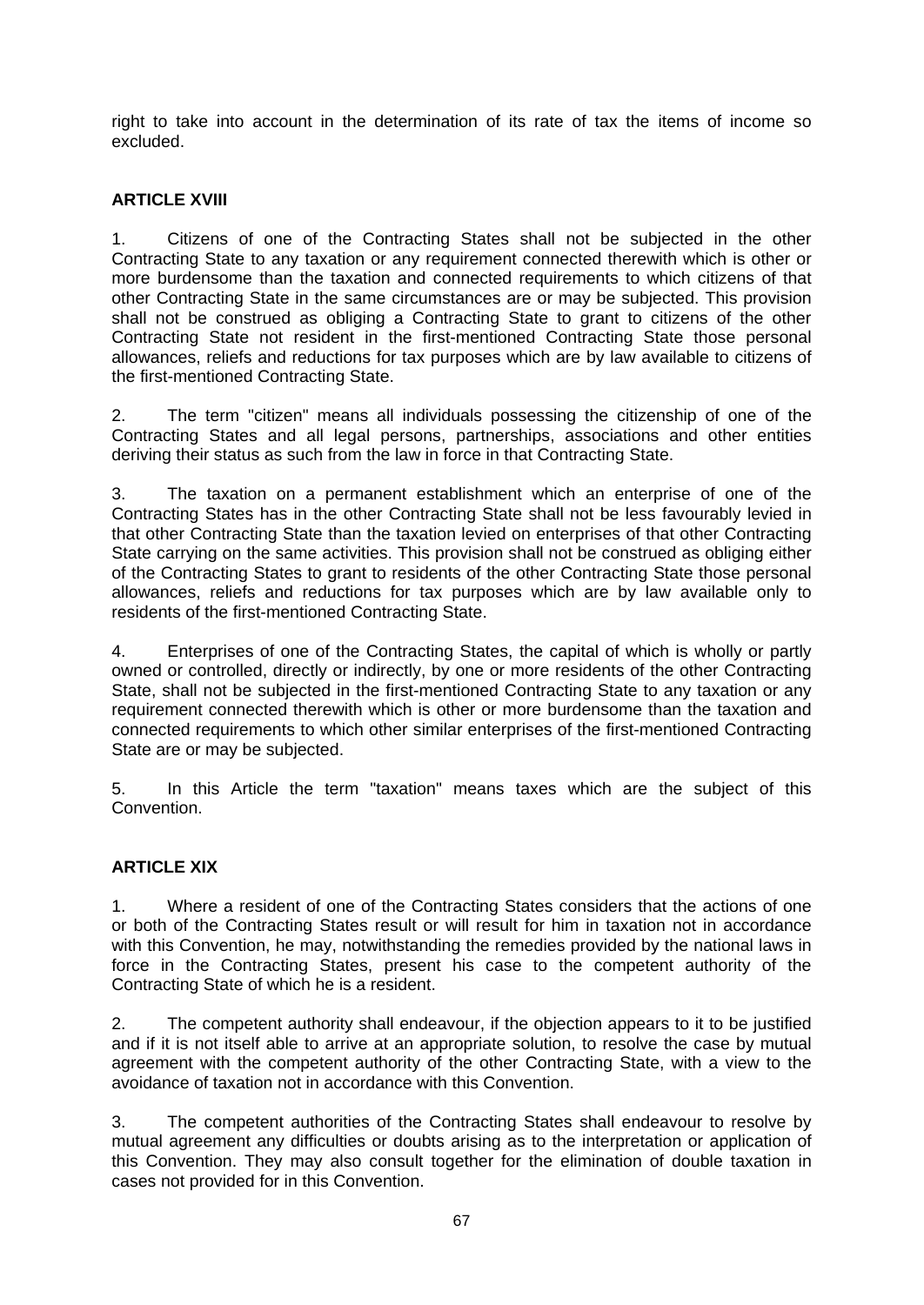right to take into account in the determination of its rate of tax the items of income so excluded.

**ARTICLE XVIII**

1. Citizens of one of the Contracting States shall not be subjected in the other Contracting State to any taxation or any requirement connected therewith which is other or more burdensome than the taxation and connected requirements to which citizens of that other Contracting State in the same circumstances are or may be subjected. This provision shall not be construed as obliging a Contracting State to grant to citizens of the other Contracting State not resident in the first-mentioned Contracting State those personal allowances, reliefs and reductions for tax purposes which are by law available to citizens of the first-mentioned Contracting State.

2. The term "citizen" means all individuals possessing the citizenship of one of the Contracting States and all legal persons, partnerships, associations and other entities deriving their status as such from the law in force in that Contracting State.

3. The taxation on a permanent establishment which an enterprise of one of the Contracting States has in the other Contracting State shall not be less favourably levied in that other Contracting State than the taxation levied on enterprises of that other Contracting State carrying on the same activities. This provision shall not be construed as obliging either of the Contracting States to grant to residents of the other Contracting State those personal allowances, reliefs and reductions for tax purposes which are by law available only to residents of the first-mentioned Contracting State.

4. Enterprises of one of the Contracting States, the capital of which is wholly or partly owned or controlled, directly or indirectly, by one or more residents of the other Contracting State, shall not be subjected in the first-mentioned Contracting State to any taxation or any requirement connected therewith which is other or more burdensome than the taxation and connected requirements to which other similar enterprises of the first-mentioned Contracting State are or may be subjected.

5. In this Article the term "taxation" means taxes which are the subject of this Convention.

**ARTICLE XIX**

1. Where a resident of one of the Contracting States considers that the actions of one or both of the Contracting States result or will result for him in taxation not in accordance with this Convention, he may, notwithstanding the remedies provided by the national laws in force in the Contracting States, present his case to the competent authority of the Contracting State of which he is a resident.

2. The competent authority shall endeavour, if the objection appears to it to be justified and if it is not itself able to arrive at an appropriate solution, to resolve the case by mutual agreement with the competent authority of the other Contracting State, with a view to the avoidance of taxation not in accordance with this Convention.

3. The competent authorities of the Contracting States shall endeavour to resolve by mutual agreement any difficulties or doubts arising as to the interpretation or application of this Convention. They may also consult together for the elimination of double taxation in cases not provided for in this Convention.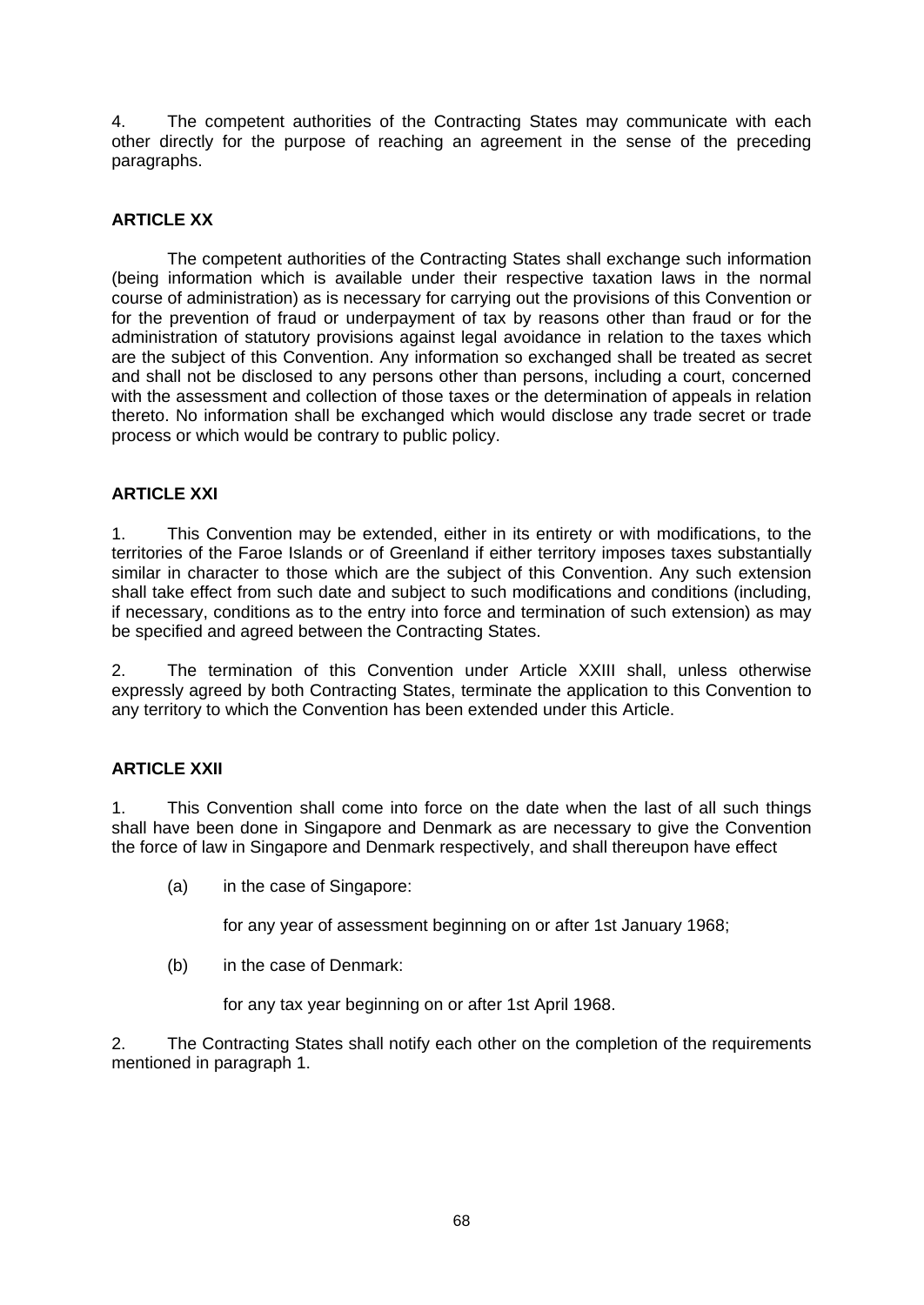4. The competent authorities of the Contracting States may communicate with each other directly for the purpose of reaching an agreement in the sense of the preceding paragraphs.

**ARTICLE XX**

The competent authorities of the Contracting States shall exchange such information (being information which is available under their respective taxation laws in the normal course of administration) as is necessary for carrying out the provisions of this Convention or for the prevention of fraud or underpayment of tax by reasons other than fraud or for the administration of statutory provisions against legal avoidance in relation to the taxes which are the subject of this Convention. Any information so exchanged shall be treated as secret and shall not be disclosed to any persons other than persons, including a court, concerned with the assessment and collection of those taxes or the determination of appeals in relation thereto. No information shall be exchanged which would disclose any trade secret or trade process or which would be contrary to public policy.

**ARTICLE XXI**

1. This Convention may be extended, either in its entirety or with modifications, to the territories of the Faroe Islands or of Greenland if either territory imposes taxes substantially similar in character to those which are the subject of this Convention. Any such extension shall take effect from such date and subject to such modifications and conditions (including, if necessary, conditions as to the entry into force and termination of such extension) as may be specified and agreed between the Contracting States.

2. The termination of this Convention under Article XXIII shall, unless otherwise expressly agreed by both Contracting States, terminate the application to this Convention to any territory to which the Convention has been extended under this Article.

**ARTICLE XXII**

1. This Convention shall come into force on the date when the last of all such things shall have been done in Singapore and Denmark as are necessary to give the Convention the force of law in Singapore and Denmark respectively, and shall thereupon have effect

(a) in the case of Singapore:

for any year of assessment beginning on or after 1st January 1968;

(b) in the case of Denmark:

for any tax year beginning on or after 1st April 1968.

2. The Contracting States shall notify each other on the completion of the requirements mentioned in paragraph 1.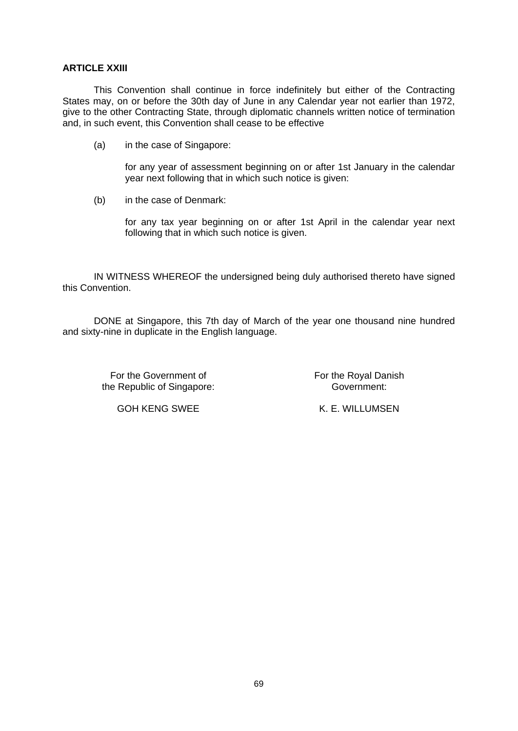**ARTICLE XXIII**

This Convention shall continue in force indefinitely but either of the Contracting States may, on or before the 30th day of June in any Calendar year not earlier than 1972, give to the other Contracting State, through diplomatic channels written notice of termination and, in such event, this Convention shall cease to be effective

(a) in the case of Singapore:

for any year of assessment beginning on or after 1st January in the calendar year next following that in which such notice is given:

(b) in the case of Denmark:

for any tax year beginning on or after 1st April in the calendar year next following that in which such notice is given.

IN WITNESS WHEREOF the undersigned being duly authorised thereto have signed this Convention.

DONE at Singapore, this 7th day of March of the year one thousand nine hundred and sixty-nine in duplicate in the English language.

For the Government of the Republic of Singapore:

GOH KENG SWEE

For the Royal Danish Government:

K. E. WILLUMSEN